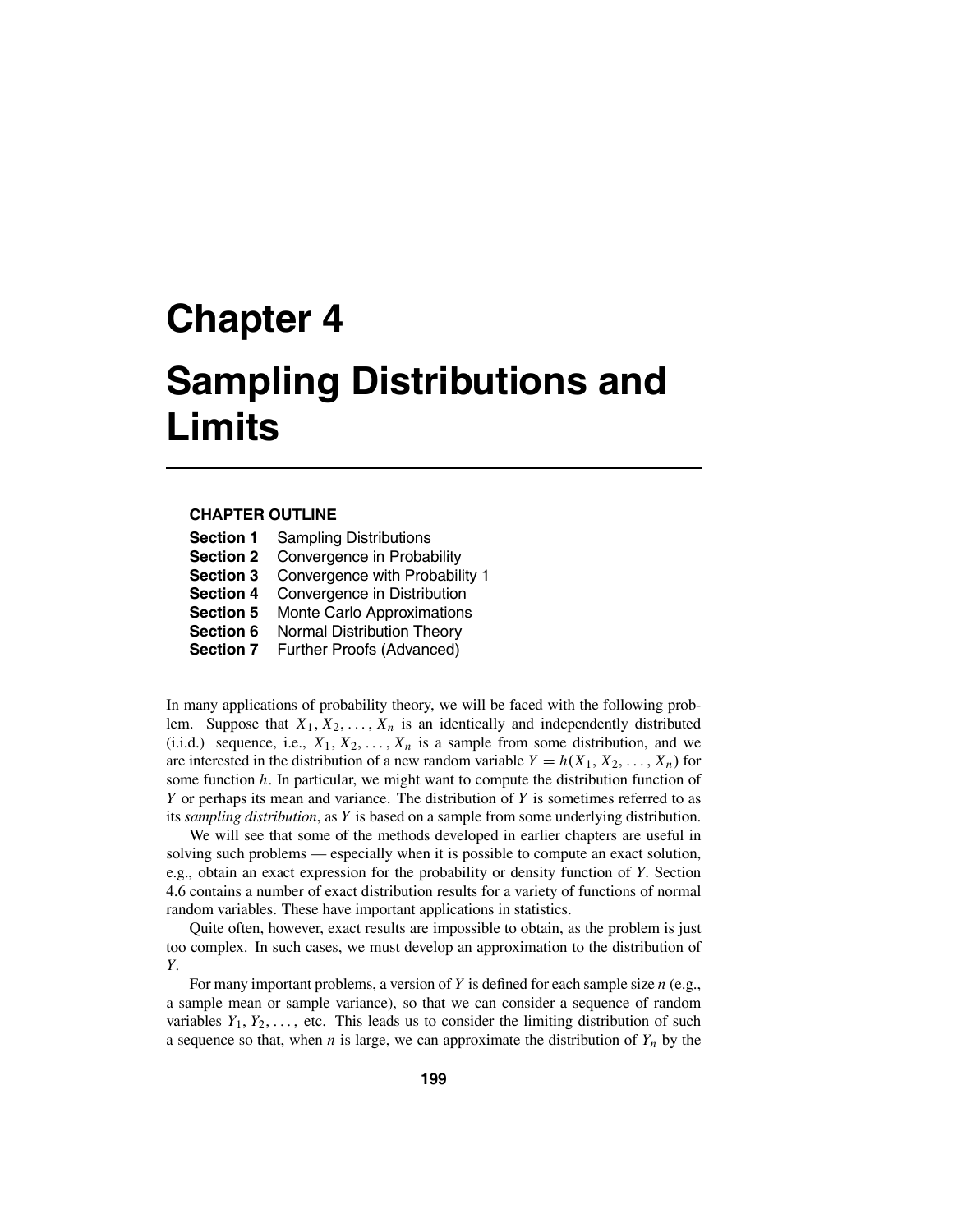# Chapter 4

# Sampling Distributions and Limits

**CHAPTER OUTLINE**

**Section 1** Sampling Distributions
**Section 2** Convergence in Probability
**Section 3** Convergence with Probability 1
**Section 4** Convergence in Distribution
**Section 5** Monte Carlo Approximations
**Section 6** Normal Distribution Theory
**Section 7** Further Proofs (Advanced)

In many applications of probability theory, we will be faced with the following problem. Suppose that $X_1, X_2, \ldots, X_n$ is an identically and independently distributed (i.i.d.) sequence, i.e., $X_1, X_2, \ldots, X_n$ is a sample from some distribution, and we are interested in the distribution of a new random variable $Y = h(X_1, X_2, \ldots, X_n)$ for some function $h$. In particular, we might want to compute the distribution function of $Y$ or perhaps its mean and variance. The distribution of $Y$ is sometimes referred to as its *sampling distribution*, as $Y$ is based on a sample from some underlying distribution.

We will see that some of the methods developed in earlier chapters are useful in solving such problems — especially when it is possible to compute an exact solution, e.g., obtain an exact expression for the probability or density function of $Y$. Section 4.6 contains a number of exact distribution results for a variety of functions of normal random variables. These have important applications in statistics.

Quite often, however, exact results are impossible to obtain, as the problem is just too complex. In such cases, we must develop an approximation to the distribution of $Y$.

For many important problems, a version of $Y$ is defined for each sample size $n$ (e.g., a sample mean or sample variance), so that we can consider a sequence of random variables $Y_1, Y_2, \ldots,$ etc. This leads us to consider the limiting distribution of such a sequence so that, when $n$ is large, we can approximate the distribution of $Y_n$ by the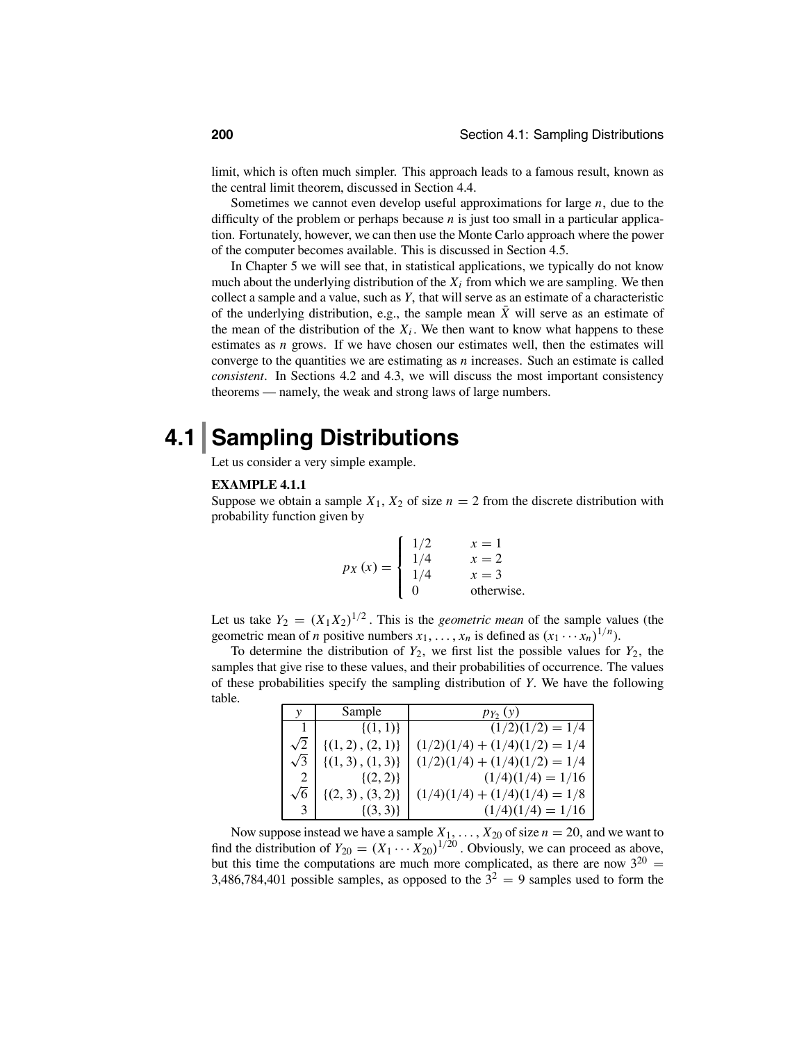limit, which is often much simpler. This approach leads to a famous result, known as the central limit theorem, discussed in Section 4.4.

Sometimes we cannot even develop useful approximations for large $n$, due to the difficulty of the problem or perhaps because $n$ is just too small in a particular application. Fortunately, however, we can then use the Monte Carlo approach where the power of the computer becomes available. This is discussed in Section 4.5.

In Chapter 5 we will see that, in statistical applications, we typically do not know much about the underlying distribution of the $X_i$ from which we are sampling. We then collect a sample and a value, such as $Y$, that will serve as an estimate of a characteristic of the underlying distribution, e.g., the sample mean $\bar{X}$ will serve as an estimate of the mean of the distribution of the $X_i$. We then want to know what happens to these estimates as $n$ grows. If we have chosen our estimates well, then the estimates will converge to the quantities we are estimating as $n$ increases. Such an estimate is called *consistent*. In Sections 4.2 and 4.3, we will discuss the most important consistency theorems — namely, the weak and strong laws of large numbers.

# 4.1 Sampling Distributions

Let us consider a very simple example.

**EXAMPLE 4.1.1**

Suppose we obtain a sample $X_1, X_2$ of size $n = 2$ from the discrete distribution with probability function given by

$$p_X(x) = \begin{cases} 1/2 & x = 1 \\ 1/4 & x = 2 \\ 1/4 & x = 3 \\ 0 & \text{otherwise.} \end{cases}$$

Let us take $Y_2 = (X_1 X_2)^{1/2}$. This is the *geometric mean* of the sample values (the geometric mean of $n$ positive numbers $x_1, \ldots, x_n$ is defined as $(x_1 \cdots x_n)^{1/n}$).

To determine the distribution of $Y_2$, we first list the possible values for $Y_2$, the samples that give rise to these values, and their probabilities of occurrence. The values of these probabilities specify the sampling distribution of $Y$. We have the following table.

| $y$ | Sample | $p_{Y_2}(y)$ |
|---|---|---|
| $1$ | $\{(1,1)\}$ | $(1/2)(1/2) = 1/4$ |
| $\sqrt{2}$ | $\{(1,2), (2,1)\}$ | $(1/2)(1/4) + (1/4)(1/2) = 1/4$ |
| $\sqrt{3}$ | $\{(1,3), (1,3)\}$ | $(1/2)(1/4) + (1/4)(1/2) = 1/4$ |
| $2$ | $\{(2,2)\}$ | $(1/4)(1/4) = 1/16$ |
| $\sqrt{6}$ | $\{(2,3), (3,2)\}$ | $(1/4)(1/4) + (1/4)(1/4) = 1/8$ |
| $3$ | $\{(3,3)\}$ | $(1/4)(1/4) = 1/16$ |

Now suppose instead we have a sample $X_1, \ldots, X_{20}$ of size $n = 20$, and we want to find the distribution of $Y_{20} = (X_1 \cdots X_{20})^{1/20}$. Obviously, we can proceed as above, but this time the computations are much more complicated, as there are now $3^{20} = 3{,}486{,}784{,}401$ possible samples, as opposed to the $3^2 = 9$ samples used to form the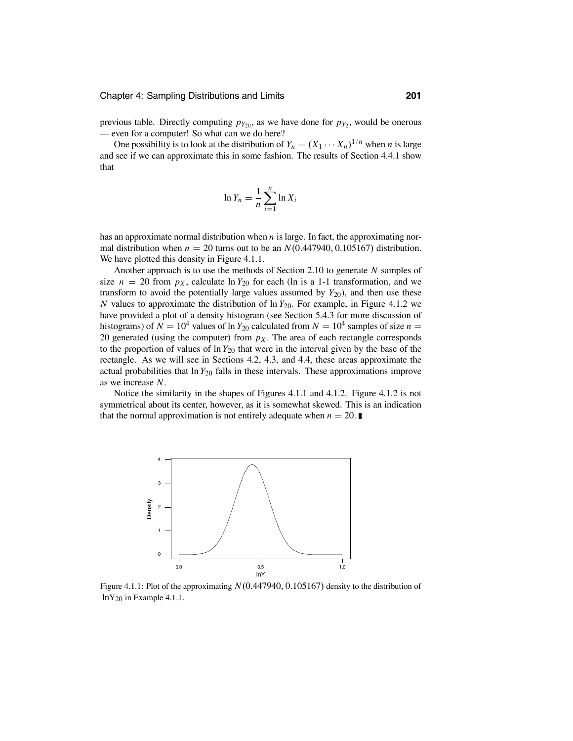previous table. Directly computing $p_{Y_{20}}$, as we have done for $p_{Y_2}$, would be onerous — even for a computer! So what can we do here?

One possibility is to look at the distribution of $Y_n = (X_1 \cdots X_n)^{1/n}$ when $n$ is large and see if we can approximate this in some fashion. The results of Section 4.4.1 show that

$$\ln Y_n = \frac{1}{n} \sum_{i=1}^{n} \ln X_i$$

has an approximate normal distribution when $n$ is large. In fact, the approximating normal distribution when $n = 20$ turns out to be an $N(0.447940, 0.105167)$ distribution. We have plotted this density in Figure 4.1.1.

Another approach is to use the methods of Section 2.10 to generate $N$ samples of size $n = 20$ from $p_X$, calculate $\ln Y_{20}$ for each (ln is a 1-1 transformation, and we transform to avoid the potentially large values assumed by $Y_{20}$), and then use these $N$ values to approximate the distribution of $\ln Y_{20}$. For example, in Figure 4.1.2 we have provided a plot of a density histogram (see Section 5.4.3 for more discussion of histograms) of $N = 10^4$ values of $\ln Y_{20}$ calculated from $N = 10^4$ samples of size $n = 20$ generated (using the computer) from $p_X$. The area of each rectangle corresponds to the proportion of values of $\ln Y_{20}$ that were in the interval given by the base of the rectangle. As we will see in Sections 4.2, 4.3, and 4.4, these areas approximate the actual probabilities that $\ln Y_{20}$ falls in these intervals. These approximations improve as we increase $N$.

Notice the similarity in the shapes of Figures 4.1.1 and 4.1.2. Figure 4.1.2 is not symmetrical about its center, however, as it is somewhat skewed. This is an indication that the normal approximation is not entirely adequate when $n = 20$. ∎

Figure 4.1.1: Plot of the approximating $N(0.447940, 0.105167)$ density to the distribution of $\ln Y_{20}$ in Example 4.1.1.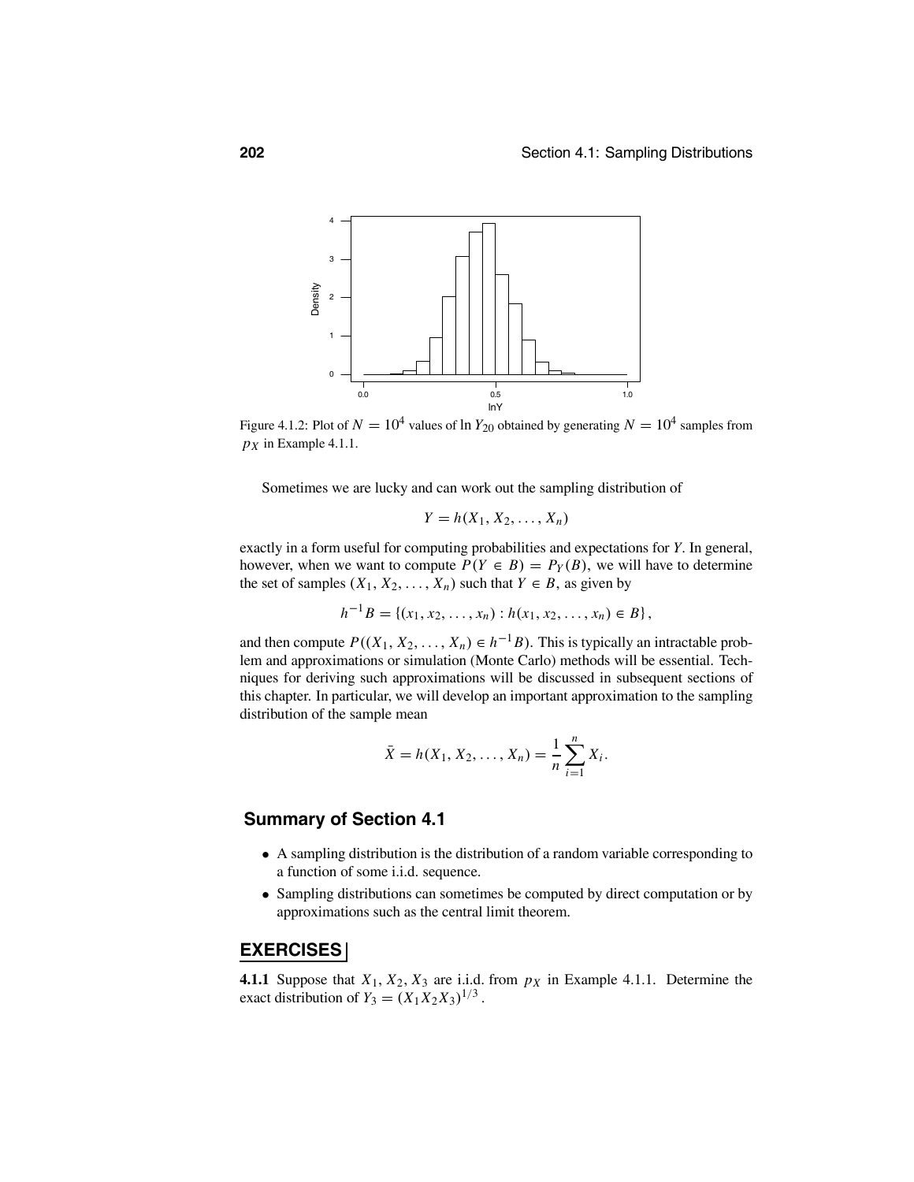Figure 4.1.2: Plot of $N = 10^4$ values of $\ln Y_{20}$ obtained by generating $N = 10^4$ samples from $p_X$ in Example 4.1.1.

Sometimes we are lucky and can work out the sampling distribution of

$$Y = h(X_1, X_2, \ldots, X_n)$$

exactly in a form useful for computing probabilities and expectations for $Y$. In general, however, when we want to compute $P(Y \in B) = P_Y(B)$, we will have to determine the set of samples $(X_1, X_2, \ldots, X_n)$ such that $Y \in B$, as given by

$$h^{-1}B = \{(x_1, x_2, \ldots, x_n) : h(x_1, x_2, \ldots, x_n) \in B\},$$

and then compute $P((X_1, X_2, \ldots, X_n) \in h^{-1}B)$. This is typically an intractable problem and approximations or simulation (Monte Carlo) methods will be essential. Techniques for deriving such approximations will be discussed in subsequent sections of this chapter. In particular, we will develop an important approximation to the sampling distribution of the sample mean

$$\bar{X} = h(X_1, X_2, \ldots, X_n) = \frac{1}{n}\sum_{i=1}^{n} X_i.$$

## Summary of Section 4.1

- A sampling distribution is the distribution of a random variable corresponding to a function of some i.i.d. sequence.
- Sampling distributions can sometimes be computed by direct computation or by approximations such as the central limit theorem.

## EXERCISES

**4.1.1** Suppose that $X_1, X_2, X_3$ are i.i.d. from $p_X$ in Example 4.1.1. Determine the exact distribution of $Y_3 = (X_1 X_2 X_3)^{1/3}$.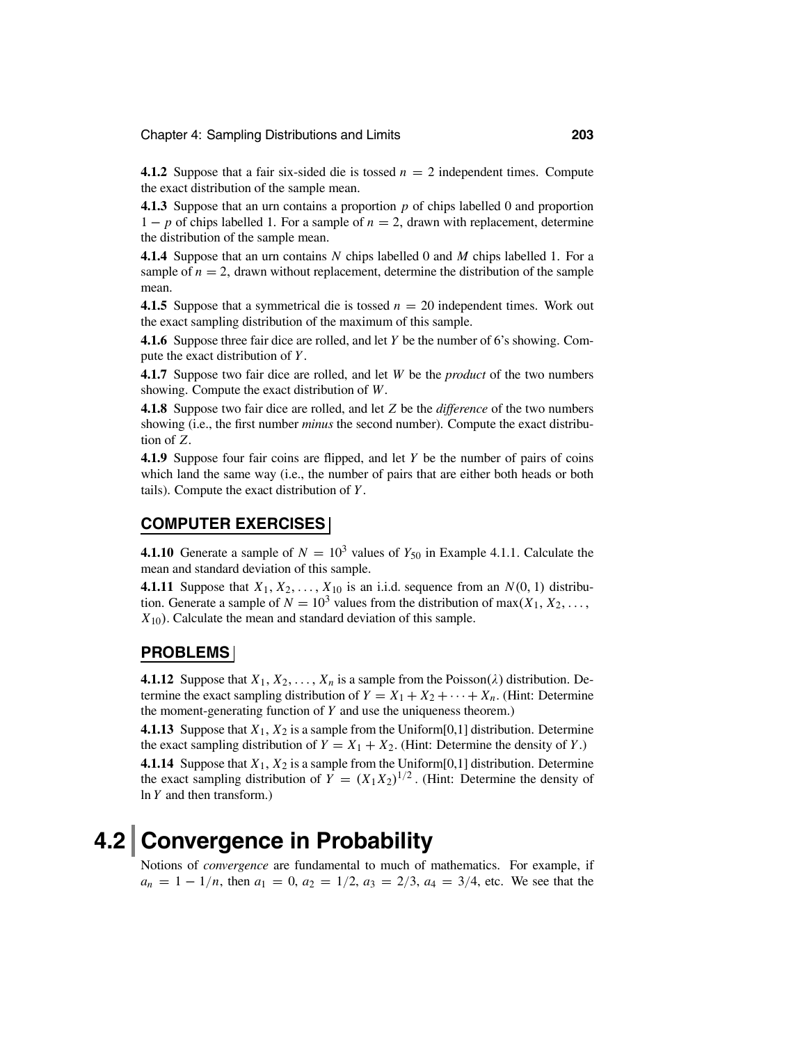**4.1.2** Suppose that a fair six-sided die is tossed $n = 2$ independent times. Compute the exact distribution of the sample mean.

**4.1.3** Suppose that an urn contains a proportion $p$ of chips labelled 0 and proportion $1 - p$ of chips labelled 1. For a sample of $n = 2$, drawn with replacement, determine the distribution of the sample mean.

**4.1.4** Suppose that an urn contains $N$ chips labelled 0 and $M$ chips labelled 1. For a sample of $n = 2$, drawn without replacement, determine the distribution of the sample mean.

**4.1.5** Suppose that a symmetrical die is tossed $n = 20$ independent times. Work out the exact sampling distribution of the maximum of this sample.

**4.1.6** Suppose three fair dice are rolled, and let $Y$ be the number of 6's showing. Compute the exact distribution of $Y$.

**4.1.7** Suppose two fair dice are rolled, and let $W$ be the *product* of the two numbers showing. Compute the exact distribution of $W$.

**4.1.8** Suppose two fair dice are rolled, and let $Z$ be the *difference* of the two numbers showing (i.e., the first number *minus* the second number). Compute the exact distribution of $Z$.

**4.1.9** Suppose four fair coins are flipped, and let $Y$ be the number of pairs of coins which land the same way (i.e., the number of pairs that are either both heads or both tails). Compute the exact distribution of $Y$.

### COMPUTER EXERCISES

**4.1.10** Generate a sample of $N = 10^3$ values of $Y_{50}$ in Example 4.1.1. Calculate the mean and standard deviation of this sample.

**4.1.11** Suppose that $X_1, X_2, \ldots, X_{10}$ is an i.i.d. sequence from an $N(0, 1)$ distribution. Generate a sample of $N = 10^3$ values from the distribution of $\max(X_1, X_2, \ldots, X_{10})$. Calculate the mean and standard deviation of this sample.

### PROBLEMS

**4.1.12** Suppose that $X_1, X_2, \ldots, X_n$ is a sample from the Poisson($\lambda$) distribution. Determine the exact sampling distribution of $Y = X_1 + X_2 + \cdots + X_n$. (Hint: Determine the moment-generating function of $Y$ and use the uniqueness theorem.)

**4.1.13** Suppose that $X_1, X_2$ is a sample from the Uniform[0,1] distribution. Determine the exact sampling distribution of $Y = X_1 + X_2$. (Hint: Determine the density of $Y$.)

**4.1.14** Suppose that $X_1, X_2$ is a sample from the Uniform[0,1] distribution. Determine the exact sampling distribution of $Y = (X_1 X_2)^{1/2}$. (Hint: Determine the density of $\ln Y$ and then transform.)

## 4.2 Convergence in Probability

Notions of *convergence* are fundamental to much of mathematics. For example, if $a_n = 1 - 1/n$, then $a_1 = 0$, $a_2 = 1/2$, $a_3 = 2/3$, $a_4 = 3/4$, etc. We see that the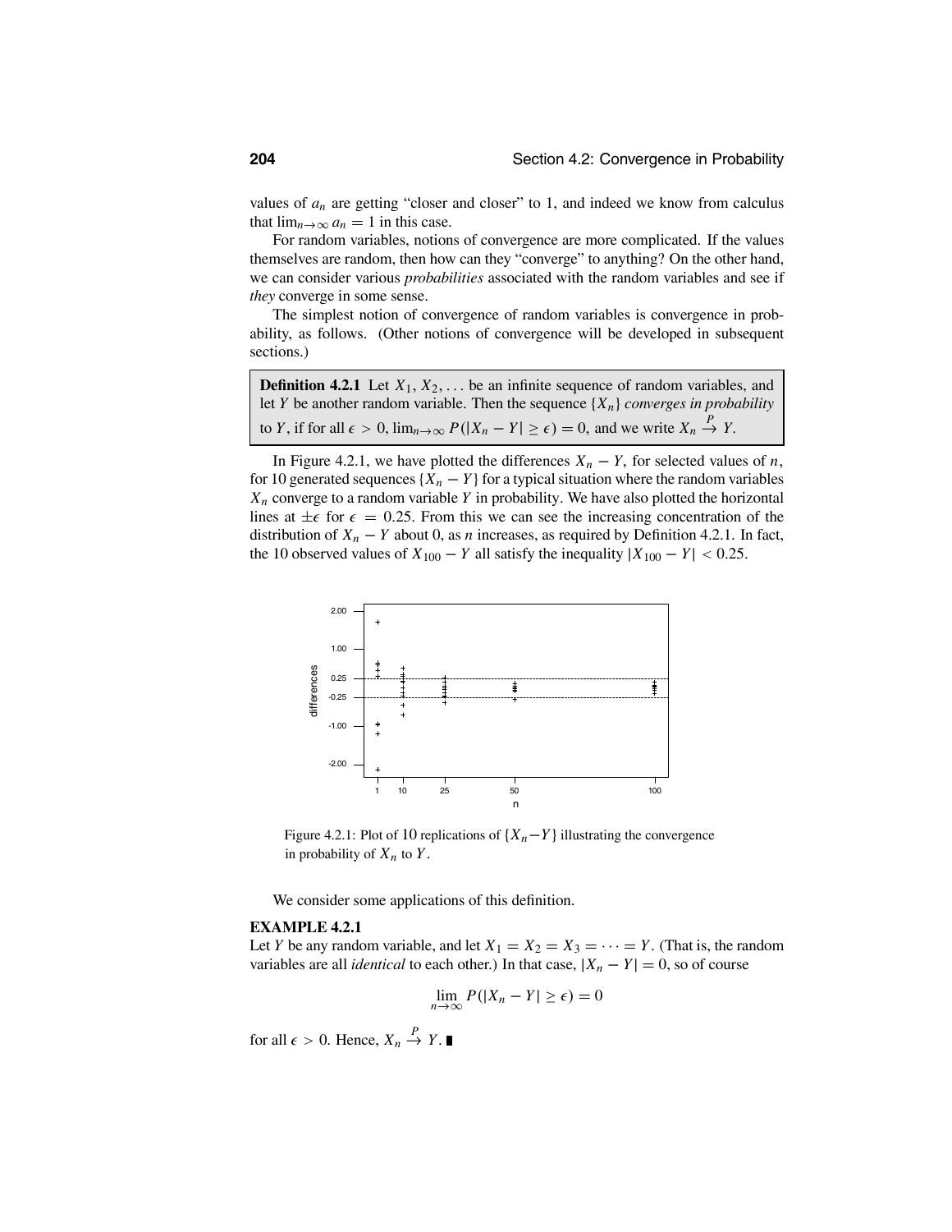values of $a_n$ are getting "closer and closer" to 1, and indeed we know from calculus that $\lim_{n\to\infty} a_n = 1$ in this case.

For random variables, notions of convergence are more complicated. If the values themselves are random, then how can they "converge" to anything? On the other hand, we can consider various *probabilities* associated with the random variables and see if *they* converge in some sense.

The simplest notion of convergence of random variables is convergence in probability, as follows. (Other notions of convergence will be developed in subsequent sections.)

**Definition 4.2.1** Let $X_1, X_2, \ldots$ be an infinite sequence of random variables, and let $Y$ be another random variable. Then the sequence $\{X_n\}$ *converges in probability* to $Y$, if for all $\epsilon > 0$, $\lim_{n\to\infty} P(|X_n - Y| \geq \epsilon) = 0$, and we write $X_n \xrightarrow{P} Y$.

In Figure 4.2.1, we have plotted the differences $X_n - Y$, for selected values of $n$, for 10 generated sequences $\{X_n - Y\}$ for a typical situation where the random variables $X_n$ converge to a random variable $Y$ in probability. We have also plotted the horizontal lines at $\pm\epsilon$ for $\epsilon = 0.25$. From this we can see the increasing concentration of the distribution of $X_n - Y$ about 0, as $n$ increases, as required by Definition 4.2.1. In fact, the 10 observed values of $X_{100} - Y$ all satisfy the inequality $|X_{100} - Y| < 0.25$.

Figure 4.2.1: Plot of 10 replications of $\{X_n - Y\}$ illustrating the convergence in probability of $X_n$ to $Y$.

We consider some applications of this definition.

**EXAMPLE 4.2.1**

Let $Y$ be any random variable, and let $X_1 = X_2 = X_3 = \cdots = Y$. (That is, the random variables are all *identical* to each other.) In that case, $|X_n - Y| = 0$, so of course

$$\lim_{n\to\infty} P(|X_n - Y| \geq \epsilon) = 0$$

for all $\epsilon > 0$. Hence, $X_n \xrightarrow{P} Y$. ∎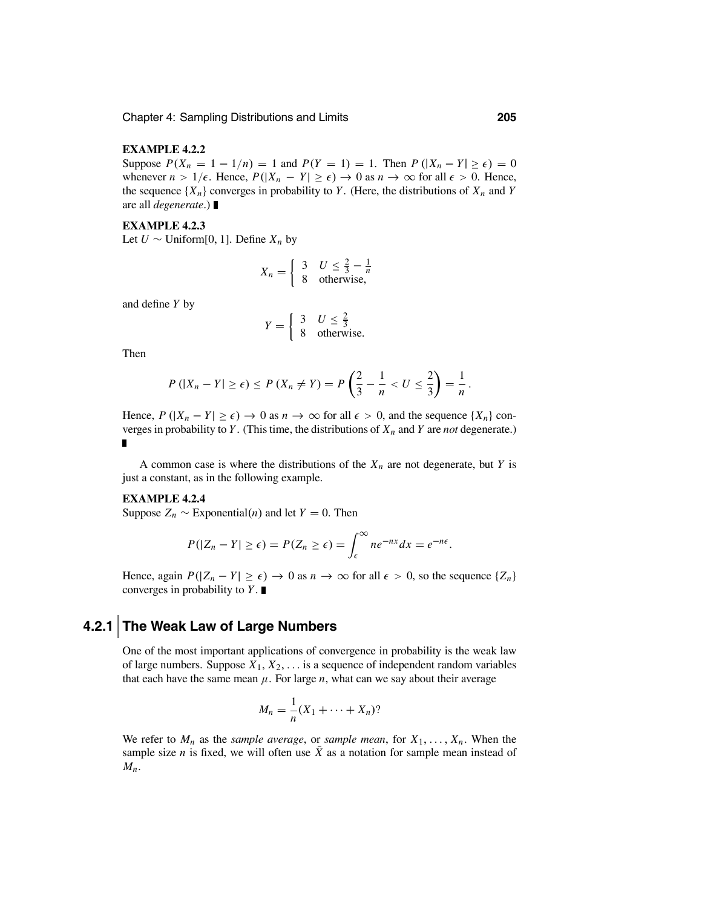**EXAMPLE 4.2.2**

Suppose $P(X_n = 1 - 1/n) = 1$ and $P(Y = 1) = 1$. Then $P(|X_n - Y| \geq \epsilon) = 0$ whenever $n > 1/\epsilon$. Hence, $P(|X_n - Y| \geq \epsilon) \to 0$ as $n \to \infty$ for all $\epsilon > 0$. Hence, the sequence $\{X_n\}$ converges in probability to $Y$. (Here, the distributions of $X_n$ and $Y$ are all *degenerate*.) ∎

**EXAMPLE 4.2.3**

Let $U \sim \text{Uniform}[0, 1]$. Define $X_n$ by

$$X_n = \begin{cases} 3 & U \leq \frac{2}{3} - \frac{1}{n} \\ 8 & \text{otherwise,} \end{cases}$$

and define $Y$ by

$$Y = \begin{cases} 3 & U \leq \frac{2}{3} \\ 8 & \text{otherwise.} \end{cases}$$

Then

$$P(|X_n - Y| \geq \epsilon) \leq P(X_n \neq Y) = P\left(\frac{2}{3} - \frac{1}{n} < U \leq \frac{2}{3}\right) = \frac{1}{n}.$$

Hence, $P(|X_n - Y| \geq \epsilon) \to 0$ as $n \to \infty$ for all $\epsilon > 0$, and the sequence $\{X_n\}$ converges in probability to $Y$. (This time, the distributions of $X_n$ and $Y$ are *not* degenerate.) ∎

A common case is where the distributions of the $X_n$ are not degenerate, but $Y$ is just a constant, as in the following example.

**EXAMPLE 4.2.4**

Suppose $Z_n \sim \text{Exponential}(n)$ and let $Y = 0$. Then

$$P(|Z_n - Y| \geq \epsilon) = P(Z_n \geq \epsilon) = \int_\epsilon^\infty n e^{-nx}\, dx = e^{-n\epsilon}.$$

Hence, again $P(|Z_n - Y| \geq \epsilon) \to 0$ as $n \to \infty$ for all $\epsilon > 0$, so the sequence $\{Z_n\}$ converges in probability to $Y$. ∎

## 4.2.1 The Weak Law of Large Numbers

One of the most important applications of convergence in probability is the weak law of large numbers. Suppose $X_1, X_2, \ldots$ is a sequence of independent random variables that each have the same mean $\mu$. For large $n$, what can we say about their average

$$M_n = \frac{1}{n}(X_1 + \cdots + X_n)?$$

We refer to $M_n$ as the *sample average*, or *sample mean*, for $X_1, \ldots, X_n$. When the sample size $n$ is fixed, we will often use $\bar{X}$ as a notation for sample mean instead of $M_n$.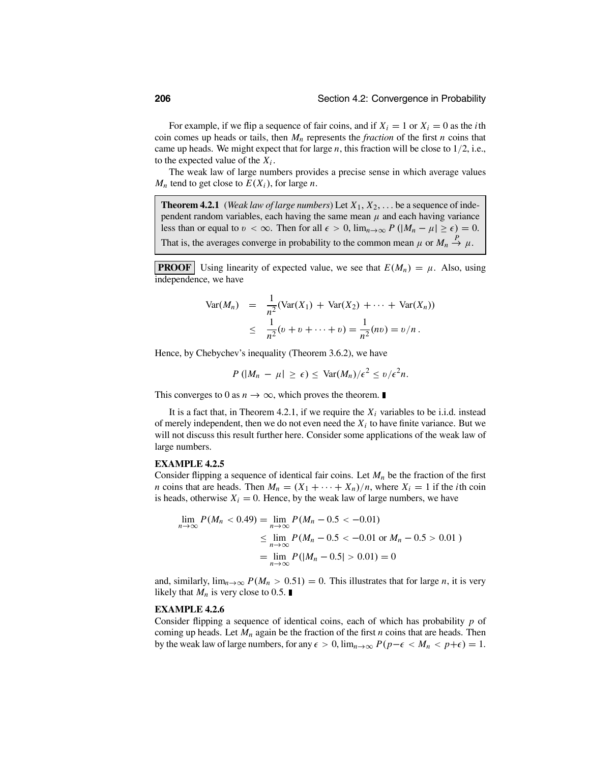For example, if we flip a sequence of fair coins, and if $X_i = 1$ or $X_i = 0$ as the $i$th coin comes up heads or tails, then $M_n$ represents the *fraction* of the first $n$ coins that came up heads. We might expect that for large $n$, this fraction will be close to $1/2$, i.e., to the expected value of the $X_i$.

The weak law of large numbers provides a precise sense in which average values $M_n$ tend to get close to $E(X_i)$, for large $n$.

**Theorem 4.2.1** (*Weak law of large numbers*) Let $X_1, X_2, \ldots$ be a sequence of independent random variables, each having the same mean $\mu$ and each having variance less than or equal to $\upsilon < \infty$. Then for all $\epsilon > 0$, $\lim_{n\to\infty} P(|M_n - \mu| \geq \epsilon) = 0$. That is, the averages converge in probability to the common mean $\mu$ or $M_n \xrightarrow{P} \mu$.

**PROOF** Using linearity of expected value, we see that $E(M_n) = \mu$. Also, using independence, we have

$$
\begin{aligned}
\text{Var}(M_n) &= \frac{1}{n^2}(\text{Var}(X_1) + \text{Var}(X_2) + \cdots + \text{Var}(X_n)) \\
&\leq \frac{1}{n^2}(\upsilon + \upsilon + \cdots + \upsilon) = \frac{1}{n^2}(n\upsilon) = \upsilon/n\,.
\end{aligned}
$$

Hence, by Chebychev's inequality (Theorem 3.6.2), we have

$$
P(|M_n - \mu| \geq \epsilon) \leq \text{Var}(M_n)/\epsilon^2 \leq \upsilon/\epsilon^2 n.
$$

This converges to 0 as $n \to \infty$, which proves the theorem. ∎

It is a fact that, in Theorem 4.2.1, if we require the $X_i$ variables to be i.i.d. instead of merely independent, then we do not even need the $X_i$ to have finite variance. But we will not discuss this result further here. Consider some applications of the weak law of large numbers.

**EXAMPLE 4.2.5**

Consider flipping a sequence of identical fair coins. Let $M_n$ be the fraction of the first $n$ coins that are heads. Then $M_n = (X_1 + \cdots + X_n)/n$, where $X_i = 1$ if the $i$th coin is heads, otherwise $X_i = 0$. Hence, by the weak law of large numbers, we have

$$
\begin{aligned}
\lim_{n\to\infty} P(M_n < 0.49) &= \lim_{n\to\infty} P(M_n - 0.5 < -0.01) \\
&\leq \lim_{n\to\infty} P(M_n - 0.5 < -0.01 \text{ or } M_n - 0.5 > 0.01\,) \\
&= \lim_{n\to\infty} P(|M_n - 0.5| > 0.01) = 0
\end{aligned}
$$

and, similarly, $\lim_{n\to\infty} P(M_n > 0.51) = 0$. This illustrates that for large $n$, it is very likely that $M_n$ is very close to 0.5. ∎

**EXAMPLE 4.2.6**

Consider flipping a sequence of identical coins, each of which has probability $p$ of coming up heads. Let $M_n$ again be the fraction of the first $n$ coins that are heads. Then by the weak law of large numbers, for any $\epsilon > 0$, $\lim_{n\to\infty} P(p-\epsilon < M_n < p+\epsilon) = 1$.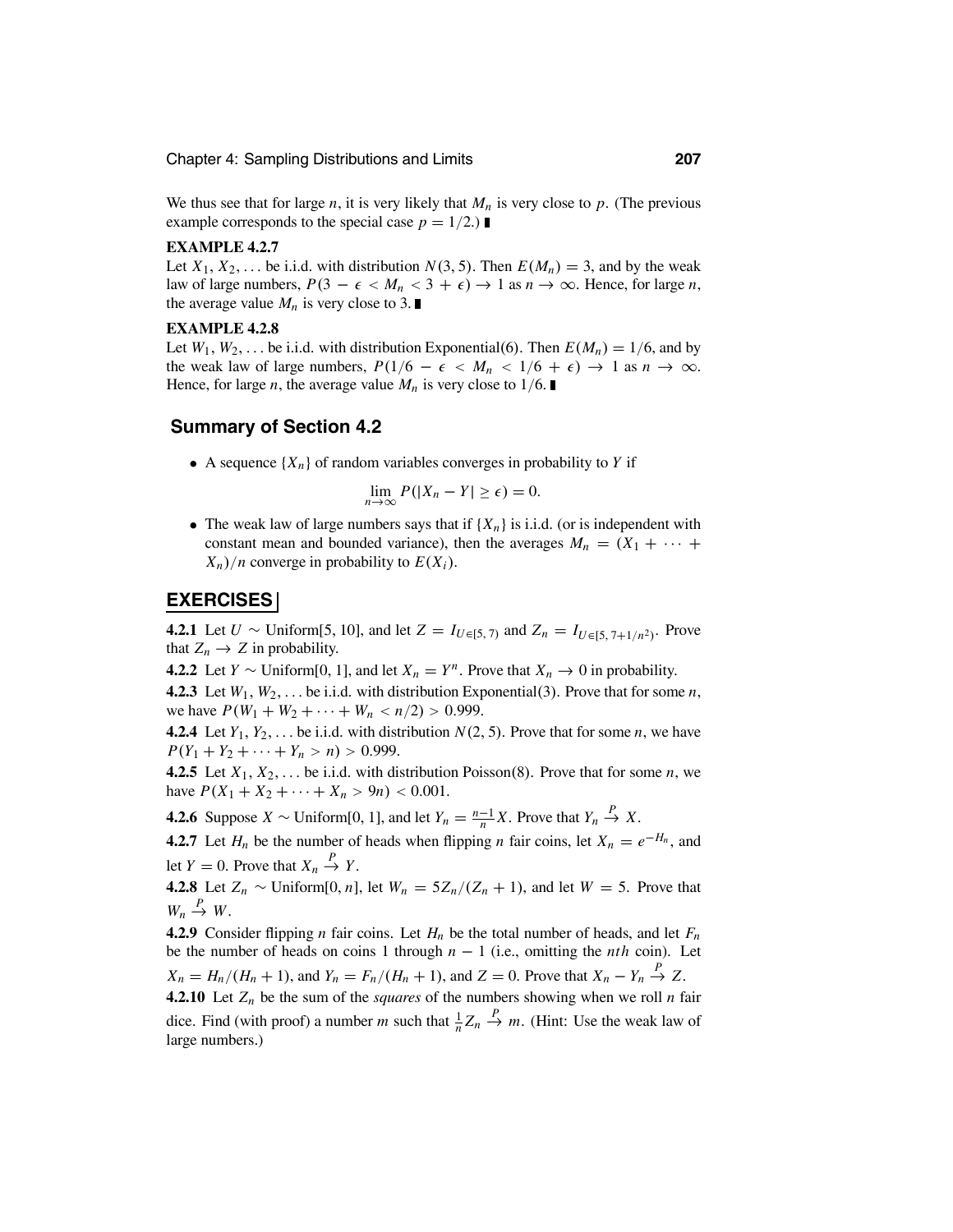We thus see that for large $n$, it is very likely that $M_n$ is very close to $p$. (The previous example corresponds to the special case $p = 1/2$.) ∎

**EXAMPLE 4.2.7**

Let $X_1, X_2, \ldots$ be i.i.d. with distribution $N(3, 5)$. Then $E(M_n) = 3$, and by the weak law of large numbers, $P(3 - \epsilon < M_n < 3 + \epsilon) \to 1$ as $n \to \infty$. Hence, for large $n$, the average value $M_n$ is very close to 3. ∎

**EXAMPLE 4.2.8**

Let $W_1, W_2, \ldots$ be i.i.d. with distribution Exponential(6). Then $E(M_n) = 1/6$, and by the weak law of large numbers, $P(1/6 - \epsilon < M_n < 1/6 + \epsilon) \to 1$ as $n \to \infty$. Hence, for large $n$, the average value $M_n$ is very close to $1/6$. ∎

## Summary of Section 4.2

- A sequence $\{X_n\}$ of random variables converges in probability to $Y$ if

$$\lim_{n\to\infty} P(|X_n - Y| \geq \epsilon) = 0.$$

- The weak law of large numbers says that if $\{X_n\}$ is i.i.d. (or is independent with constant mean and bounded variance), then the averages $M_n = (X_1 + \cdots + X_n)/n$ converge in probability to $E(X_i)$.

## EXERCISES

**4.2.1** Let $U \sim$ Uniform[5, 10], and let $Z = I_{U\in[5,\,7)}$ and $Z_n = I_{U\in[5,\,7+1/n^2)}$. Prove that $Z_n \to Z$ in probability.

**4.2.2** Let $Y \sim$ Uniform[0, 1], and let $X_n = Y^n$. Prove that $X_n \to 0$ in probability.

**4.2.3** Let $W_1, W_2, \ldots$ be i.i.d. with distribution Exponential(3). Prove that for some $n$, we have $P(W_1 + W_2 + \cdots + W_n < n/2) > 0.999$.

**4.2.4** Let $Y_1, Y_2, \ldots$ be i.i.d. with distribution $N(2, 5)$. Prove that for some $n$, we have $P(Y_1 + Y_2 + \cdots + Y_n > n) > 0.999$.

**4.2.5** Let $X_1, X_2, \ldots$ be i.i.d. with distribution Poisson(8). Prove that for some $n$, we have $P(X_1 + X_2 + \cdots + X_n > 9n) < 0.001$.

**4.2.6** Suppose $X \sim$ Uniform[0, 1], and let $Y_n = \frac{n-1}{n}X$. Prove that $Y_n \xrightarrow{P} X$.

**4.2.7** Let $H_n$ be the number of heads when flipping $n$ fair coins, let $X_n = e^{-H_n}$, and let $Y = 0$. Prove that $X_n \xrightarrow{P} Y$.

**4.2.8** Let $Z_n \sim$ Uniform$[0, n]$, let $W_n = 5Z_n/(Z_n + 1)$, and let $W = 5$. Prove that $W_n \xrightarrow{P} W$.

**4.2.9** Consider flipping $n$ fair coins. Let $H_n$ be the total number of heads, and let $F_n$ be the number of heads on coins 1 through $n - 1$ (i.e., omitting the $nth$ coin). Let $X_n = H_n/(H_n + 1)$, and $Y_n = F_n/(H_n + 1)$, and $Z = 0$. Prove that $X_n - Y_n \xrightarrow{P} Z$.

**4.2.10** Let $Z_n$ be the sum of the *squares* of the numbers showing when we roll $n$ fair dice. Find (with proof) a number $m$ such that $\frac{1}{n}Z_n \xrightarrow{P} m$. (Hint: Use the weak law of large numbers.)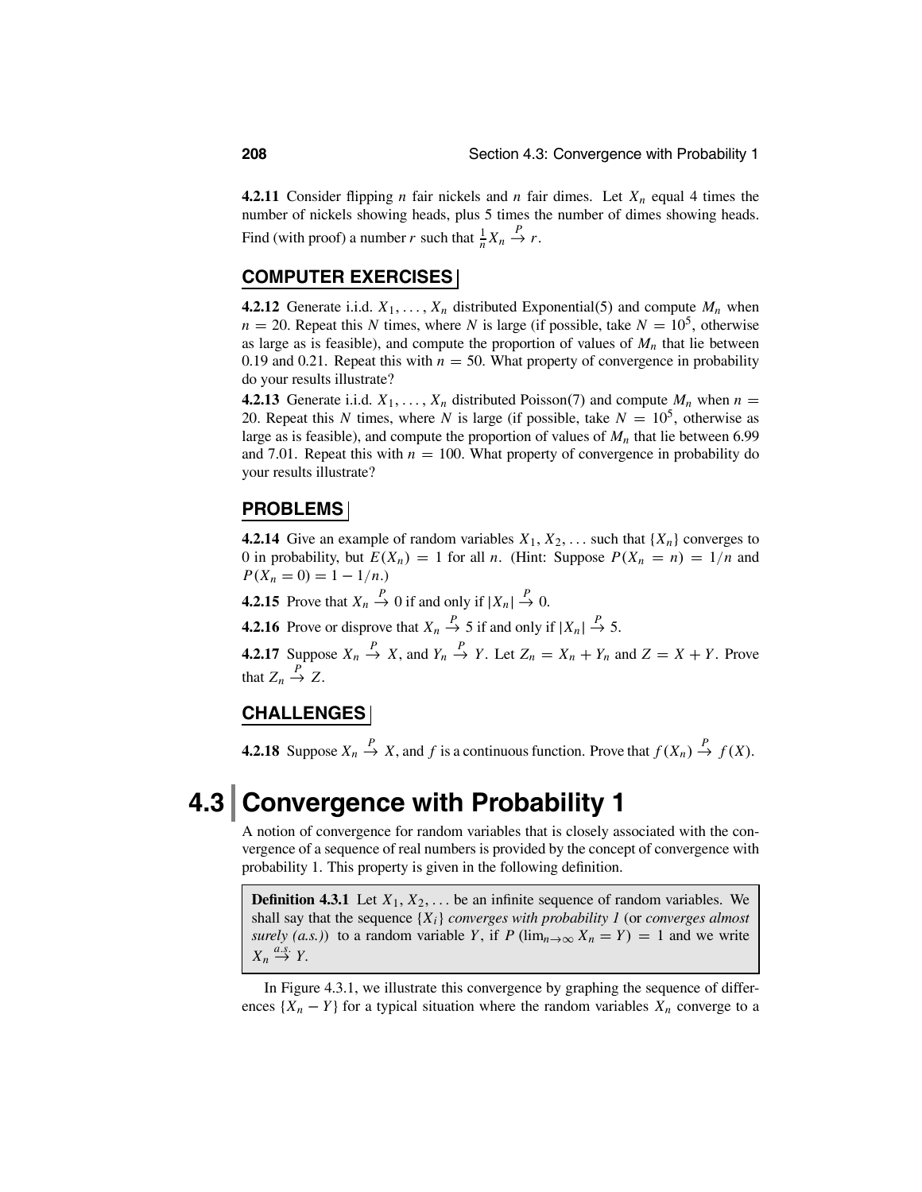**4.2.11** Consider flipping $n$ fair nickels and $n$ fair dimes. Let $X_n$ equal 4 times the number of nickels showing heads, plus 5 times the number of dimes showing heads. Find (with proof) a number $r$ such that $\frac{1}{n} X_n \xrightarrow{P} r$.

## COMPUTER EXERCISES

**4.2.12** Generate i.i.d. $X_1, \ldots, X_n$ distributed Exponential(5) and compute $M_n$ when $n = 20$. Repeat this $N$ times, where $N$ is large (if possible, take $N = 10^5$, otherwise as large as is feasible), and compute the proportion of values of $M_n$ that lie between 0.19 and 0.21. Repeat this with $n = 50$. What property of convergence in probability do your results illustrate?

**4.2.13** Generate i.i.d. $X_1, \ldots, X_n$ distributed Poisson(7) and compute $M_n$ when $n = 20$. Repeat this $N$ times, where $N$ is large (if possible, take $N = 10^5$, otherwise as large as is feasible), and compute the proportion of values of $M_n$ that lie between 6.99 and 7.01. Repeat this with $n = 100$. What property of convergence in probability do your results illustrate?

## PROBLEMS

**4.2.14** Give an example of random variables $X_1, X_2, \ldots$ such that $\{X_n\}$ converges to 0 in probability, but $E(X_n) = 1$ for all $n$. (Hint: Suppose $P(X_n = n) = 1/n$ and $P(X_n = 0) = 1 - 1/n$.)

**4.2.15** Prove that $X_n \xrightarrow{P} 0$ if and only if $|X_n| \xrightarrow{P} 0$.

**4.2.16** Prove or disprove that $X_n \xrightarrow{P} 5$ if and only if $|X_n| \xrightarrow{P} 5$.

**4.2.17** Suppose $X_n \xrightarrow{P} X$, and $Y_n \xrightarrow{P} Y$. Let $Z_n = X_n + Y_n$ and $Z = X + Y$. Prove that $Z_n \xrightarrow{P} Z$.

## CHALLENGES

**4.2.18** Suppose $X_n \xrightarrow{P} X$, and $f$ is a continuous function. Prove that $f(X_n) \xrightarrow{P} f(X)$.

# 4.3 Convergence with Probability 1

A notion of convergence for random variables that is closely associated with the convergence of a sequence of real numbers is provided by the concept of convergence with probability 1. This property is given in the following definition.

> **Definition 4.3.1** Let $X_1, X_2, \ldots$ be an infinite sequence of random variables. We shall say that the sequence $\{X_i\}$ *converges with probability 1* (or *converges almost surely (a.s.)*) to a random variable $Y$, if $P\left(\lim_{n\to\infty} X_n = Y\right) = 1$ and we write $X_n \xrightarrow{a.s.} Y$.

In Figure 4.3.1, we illustrate this convergence by graphing the sequence of differences $\{X_n - Y\}$ for a typical situation where the random variables $X_n$ converge to a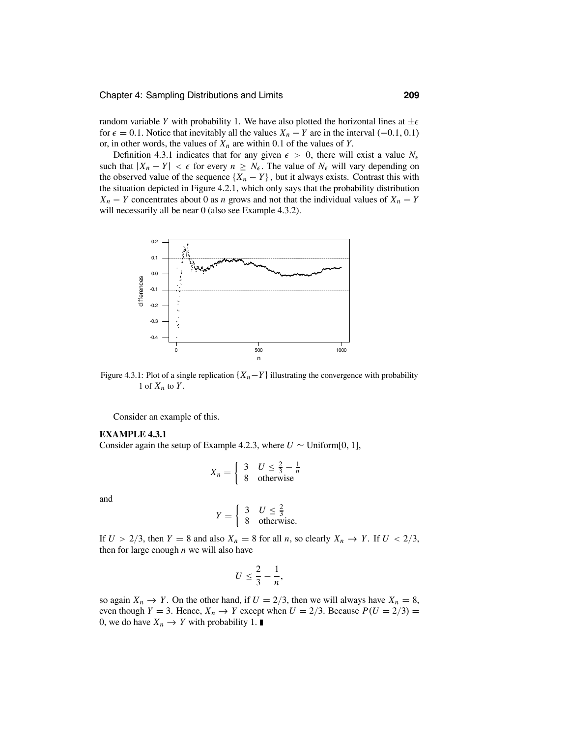random variable $Y$ with probability 1. We have also plotted the horizontal lines at $\pm\epsilon$ for $\epsilon = 0.1$. Notice that inevitably all the values $X_n - Y$ are in the interval $(-0.1, 0.1)$ or, in other words, the values of $X_n$ are within 0.1 of the values of $Y$.

Definition 4.3.1 indicates that for any given $\epsilon > 0$, there will exist a value $N_\epsilon$ such that $|X_n - Y| < \epsilon$ for every $n \geq N_\epsilon$. The value of $N_\epsilon$ will vary depending on the observed value of the sequence $\{X_n - Y\}$, but it always exists. Contrast this with the situation depicted in Figure 4.2.1, which only says that the probability distribution $X_n - Y$ concentrates about 0 as $n$ grows and not that the individual values of $X_n - Y$ will necessarily all be near 0 (also see Example 4.3.2).

Figure 4.3.1: Plot of a single replication $\{X_n - Y\}$ illustrating the convergence with probability 1 of $X_n$ to $Y$.

Consider an example of this.

**EXAMPLE 4.3.1**

Consider again the setup of Example 4.2.3, where $U \sim$ Uniform[0, 1],

$$X_n = \begin{cases} 3 & U \leq \frac{2}{3} - \frac{1}{n} \\ 8 & \text{otherwise} \end{cases}$$

and

$$Y = \begin{cases} 3 & U \leq \frac{2}{3} \\ 8 & \text{otherwise.} \end{cases}$$

If $U > 2/3$, then $Y = 8$ and also $X_n = 8$ for all $n$, so clearly $X_n \to Y$. If $U < 2/3$, then for large enough $n$ we will also have

$$U \leq \frac{2}{3} - \frac{1}{n},$$

so again $X_n \to Y$. On the other hand, if $U = 2/3$, then we will always have $X_n = 8$, even though $Y = 3$. Hence, $X_n \to Y$ except when $U = 2/3$. Because $P(U = 2/3) = 0$, we do have $X_n \to Y$ with probability 1. ∎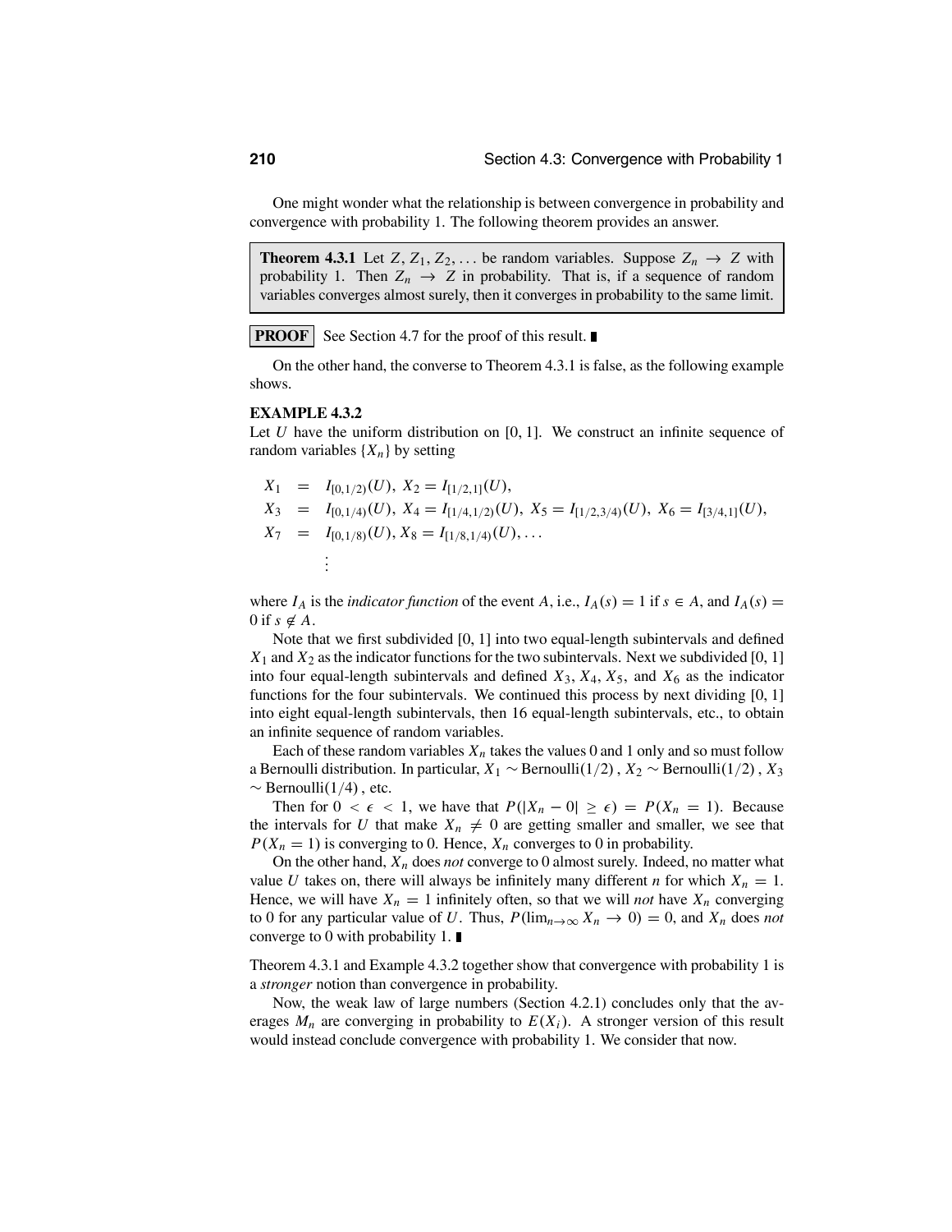One might wonder what the relationship is between convergence in probability and convergence with probability 1. The following theorem provides an answer.

> **Theorem 4.3.1** Let $Z, Z_1, Z_2, \ldots$ be random variables. Suppose $Z_n \to Z$ with probability 1. Then $Z_n \to Z$ in probability. That is, if a sequence of random variables converges almost surely, then it converges in probability to the same limit.

**PROOF** See Section 4.7 for the proof of this result. ∎

On the other hand, the converse to Theorem 4.3.1 is false, as the following example shows.

**EXAMPLE 4.3.2**

Let $U$ have the uniform distribution on $[0, 1]$. We construct an infinite sequence of random variables $\{X_n\}$ by setting

$$
\begin{aligned}
X_1 &= I_{[0,1/2)}(U),\ X_2 = I_{[1/2,1]}(U), \\
X_3 &= I_{[0,1/4)}(U),\ X_4 = I_{[1/4,1/2)}(U),\ X_5 = I_{[1/2,3/4)}(U),\ X_6 = I_{[3/4,1]}(U), \\
X_7 &= I_{[0,1/8)}(U), X_8 = I_{[1/8,1/4)}(U), \ldots \\
&\vdots
\end{aligned}
$$

where $I_A$ is the *indicator function* of the event $A$, i.e., $I_A(s) = 1$ if $s \in A$, and $I_A(s) = 0$ if $s \notin A$.

Note that we first subdivided $[0, 1]$ into two equal-length subintervals and defined $X_1$ and $X_2$ as the indicator functions for the two subintervals. Next we subdivided $[0, 1]$ into four equal-length subintervals and defined $X_3$, $X_4$, $X_5$, and $X_6$ as the indicator functions for the four subintervals. We continued this process by next dividing $[0, 1]$ into eight equal-length subintervals, then 16 equal-length subintervals, etc., to obtain an infinite sequence of random variables.

Each of these random variables $X_n$ takes the values 0 and 1 only and so must follow a Bernoulli distribution. In particular, $X_1 \sim$ Bernoulli$(1/2)$, $X_2 \sim$ Bernoulli$(1/2)$, $X_3 \sim$ Bernoulli$(1/4)$, etc.

Then for $0 < \epsilon < 1$, we have that $P(|X_n - 0| \geq \epsilon) = P(X_n = 1)$. Because the intervals for $U$ that make $X_n \neq 0$ are getting smaller and smaller, we see that $P(X_n = 1)$ is converging to 0. Hence, $X_n$ converges to 0 in probability.

On the other hand, $X_n$ does *not* converge to 0 almost surely. Indeed, no matter what value $U$ takes on, there will always be infinitely many different $n$ for which $X_n = 1$. Hence, we will have $X_n = 1$ infinitely often, so that we will *not* have $X_n$ converging to 0 for any particular value of $U$. Thus, $P(\lim_{n\to\infty} X_n \to 0) = 0$, and $X_n$ does *not* converge to 0 with probability 1. ∎

Theorem 4.3.1 and Example 4.3.2 together show that convergence with probability 1 is a *stronger* notion than convergence in probability.

Now, the weak law of large numbers (Section 4.2.1) concludes only that the averages $M_n$ are converging in probability to $E(X_i)$. A stronger version of this result would instead conclude convergence with probability 1. We consider that now.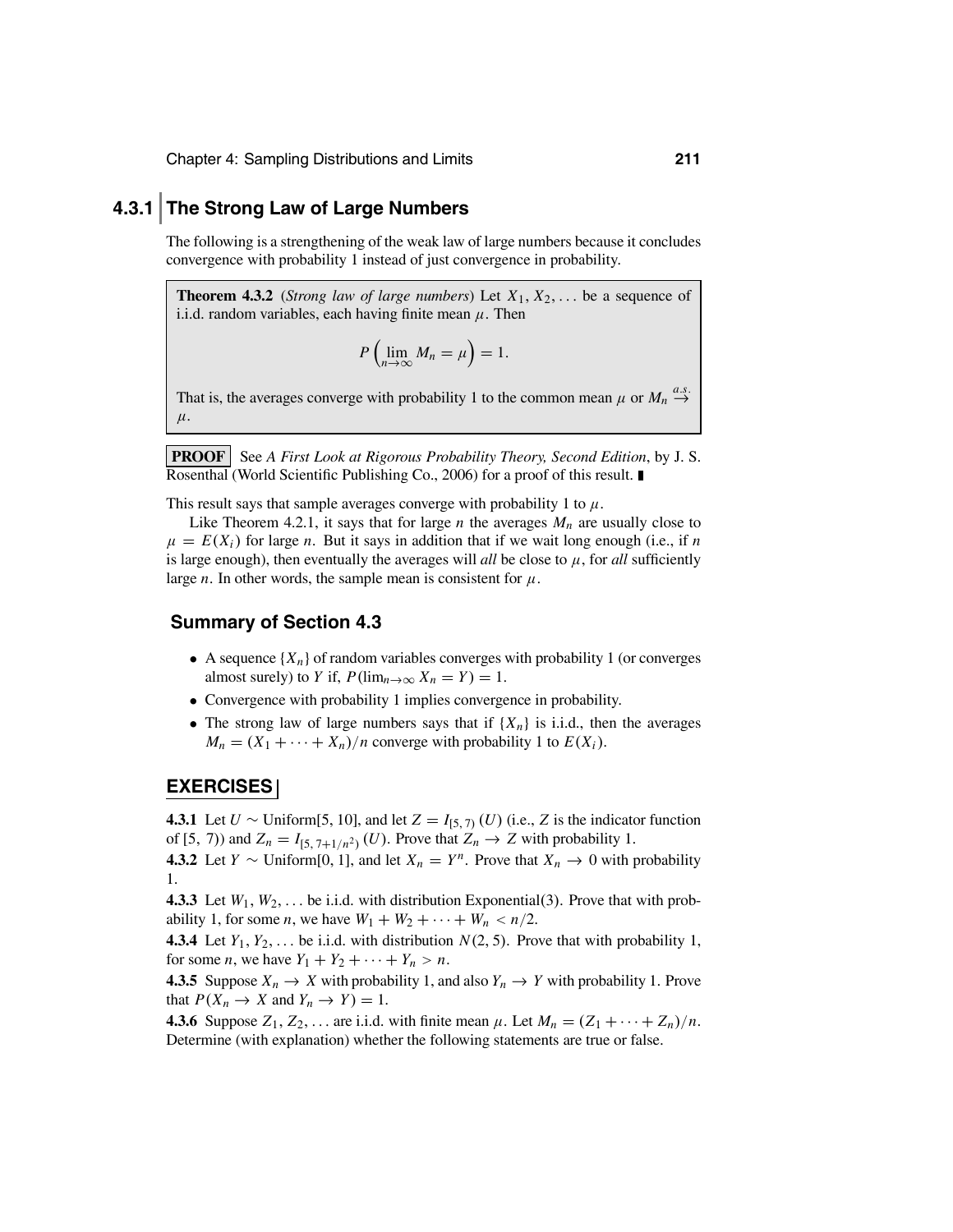### 4.3.1 The Strong Law of Large Numbers

The following is a strengthening of the weak law of large numbers because it concludes convergence with probability 1 instead of just convergence in probability.

**Theorem 4.3.2** (*Strong law of large numbers*) Let $X_1, X_2, \ldots$ be a sequence of i.i.d. random variables, each having finite mean $\mu$. Then

$$P\left(\lim_{n\to\infty} M_n = \mu\right) = 1.$$

That is, the averages converge with probability 1 to the common mean $\mu$ or $M_n \xrightarrow{a.s.} \mu$.

**PROOF** See *A First Look at Rigorous Probability Theory, Second Edition*, by J. S. Rosenthal (World Scientific Publishing Co., 2006) for a proof of this result. ∎

This result says that sample averages converge with probability 1 to $\mu$.

Like Theorem 4.2.1, it says that for large $n$ the averages $M_n$ are usually close to $\mu = E(X_i)$ for large $n$. But it says in addition that if we wait long enough (i.e., if $n$ is large enough), then eventually the averages will *all* be close to $\mu$, for *all* sufficiently large $n$. In other words, the sample mean is consistent for $\mu$.

## Summary of Section 4.3

- A sequence $\{X_n\}$ of random variables converges with probability 1 (or converges almost surely) to $Y$ if, $P(\lim_{n\to\infty} X_n = Y) = 1$.
- Convergence with probability 1 implies convergence in probability.
- The strong law of large numbers says that if $\{X_n\}$ is i.i.d., then the averages $M_n = (X_1 + \cdots + X_n)/n$ converge with probability 1 to $E(X_i)$.

## EXERCISES

**4.3.1** Let $U \sim$ Uniform[5, 10], and let $Z = I_{[5,\,7)}(U)$ (i.e., $Z$ is the indicator function of [5, 7)) and $Z_n = I_{[5,\,7+1/n^2)}(U)$. Prove that $Z_n \to Z$ with probability 1.

**4.3.2** Let $Y \sim$ Uniform[0, 1], and let $X_n = Y^n$. Prove that $X_n \to 0$ with probability 1.

**4.3.3** Let $W_1, W_2, \ldots$ be i.i.d. with distribution Exponential(3). Prove that with probability 1, for some $n$, we have $W_1 + W_2 + \cdots + W_n < n/2$.

**4.3.4** Let $Y_1, Y_2, \ldots$ be i.i.d. with distribution $N(2, 5)$. Prove that with probability 1, for some $n$, we have $Y_1 + Y_2 + \cdots + Y_n > n$.

**4.3.5** Suppose $X_n \to X$ with probability 1, and also $Y_n \to Y$ with probability 1. Prove that $P(X_n \to X \text{ and } Y_n \to Y) = 1$.

**4.3.6** Suppose $Z_1, Z_2, \ldots$ are i.i.d. with finite mean $\mu$. Let $M_n = (Z_1 + \cdots + Z_n)/n$. Determine (with explanation) whether the following statements are true or false.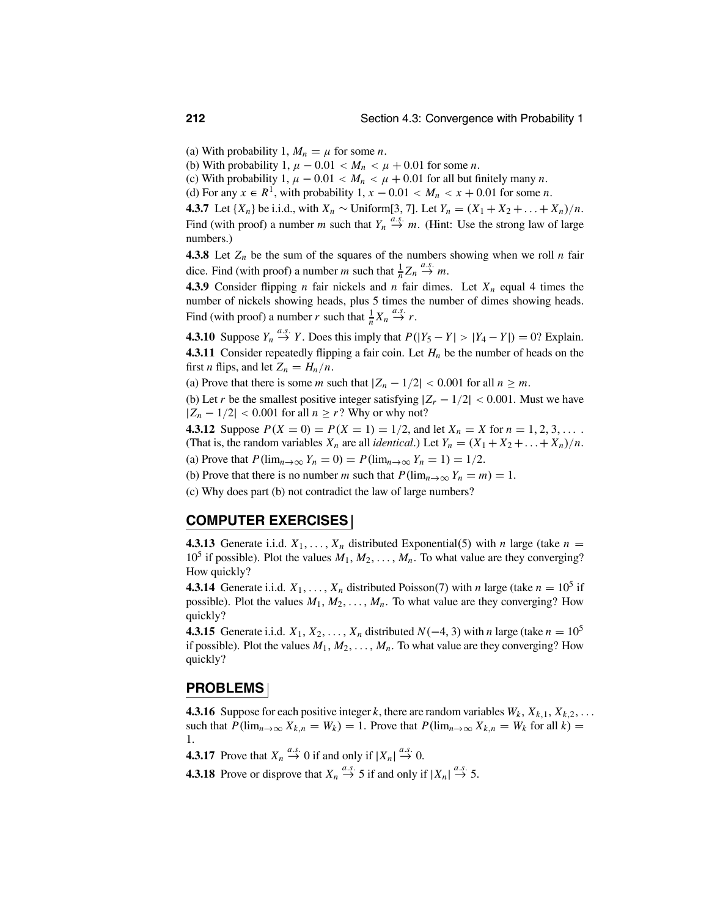(a) With probability 1, $M_n = \mu$ for some $n$.
(b) With probability 1, $\mu - 0.01 < M_n < \mu + 0.01$ for some $n$.
(c) With probability 1, $\mu - 0.01 < M_n < \mu + 0.01$ for all but finitely many $n$.
(d) For any $x \in R^1$, with probability 1, $x - 0.01 < M_n < x + 0.01$ for some $n$.

**4.3.7** Let $\{X_n\}$ be i.i.d., with $X_n \sim \text{Uniform}[3, 7]$. Let $Y_n = (X_1 + X_2 + \ldots + X_n)/n$. Find (with proof) a number $m$ such that $Y_n \stackrel{a.s.}{\to} m$. (Hint: Use the strong law of large numbers.)

**4.3.8** Let $Z_n$ be the sum of the squares of the numbers showing when we roll $n$ fair dice. Find (with proof) a number $m$ such that $\frac{1}{n} Z_n \stackrel{a.s.}{\to} m$.

**4.3.9** Consider flipping $n$ fair nickels and $n$ fair dimes. Let $X_n$ equal 4 times the number of nickels showing heads, plus 5 times the number of dimes showing heads. Find (with proof) a number $r$ such that $\frac{1}{n} X_n \stackrel{a.s.}{\to} r$.

**4.3.10** Suppose $Y_n \stackrel{a.s.}{\to} Y$. Does this imply that $P(|Y_5 - Y| > |Y_4 - Y|) = 0$? Explain.

**4.3.11** Consider repeatedly flipping a fair coin. Let $H_n$ be the number of heads on the first $n$ flips, and let $Z_n = H_n/n$.

(a) Prove that there is some $m$ such that $|Z_n - 1/2| < 0.001$ for all $n \geq m$.

(b) Let $r$ be the smallest positive integer satisfying $|Z_r - 1/2| < 0.001$. Must we have $|Z_n - 1/2| < 0.001$ for all $n \geq r$? Why or why not?

**4.3.12** Suppose $P(X = 0) = P(X = 1) = 1/2$, and let $X_n = X$ for $n = 1, 2, 3, \ldots$. (That is, the random variables $X_n$ are all *identical*.) Let $Y_n = (X_1 + X_2 + \ldots + X_n)/n$.

(a) Prove that $P(\lim_{n\to\infty} Y_n = 0) = P(\lim_{n\to\infty} Y_n = 1) = 1/2$.

(b) Prove that there is no number $m$ such that $P(\lim_{n\to\infty} Y_n = m) = 1$.

(c) Why does part (b) not contradict the law of large numbers?

## COMPUTER EXERCISES

**4.3.13** Generate i.i.d. $X_1, \ldots, X_n$ distributed Exponential(5) with $n$ large (take $n = 10^5$ if possible). Plot the values $M_1, M_2, \ldots, M_n$. To what value are they converging? How quickly?

**4.3.14** Generate i.i.d. $X_1, \ldots, X_n$ distributed Poisson(7) with $n$ large (take $n = 10^5$ if possible). Plot the values $M_1, M_2, \ldots, M_n$. To what value are they converging? How quickly?

**4.3.15** Generate i.i.d. $X_1, X_2, \ldots, X_n$ distributed $N(-4, 3)$ with $n$ large (take $n = 10^5$ if possible). Plot the values $M_1, M_2, \ldots, M_n$. To what value are they converging? How quickly?

## PROBLEMS

**4.3.16** Suppose for each positive integer $k$, there are random variables $W_k, X_{k,1}, X_{k,2}, \ldots$ such that $P(\lim_{n\to\infty} X_{k,n} = W_k) = 1$. Prove that $P(\lim_{n\to\infty} X_{k,n} = W_k \text{ for all } k) = 1$.

**4.3.17** Prove that $X_n \stackrel{a.s.}{\to} 0$ if and only if $|X_n| \stackrel{a.s.}{\to} 0$.

**4.3.18** Prove or disprove that $X_n \stackrel{a.s.}{\to} 5$ if and only if $|X_n| \stackrel{a.s.}{\to} 5$.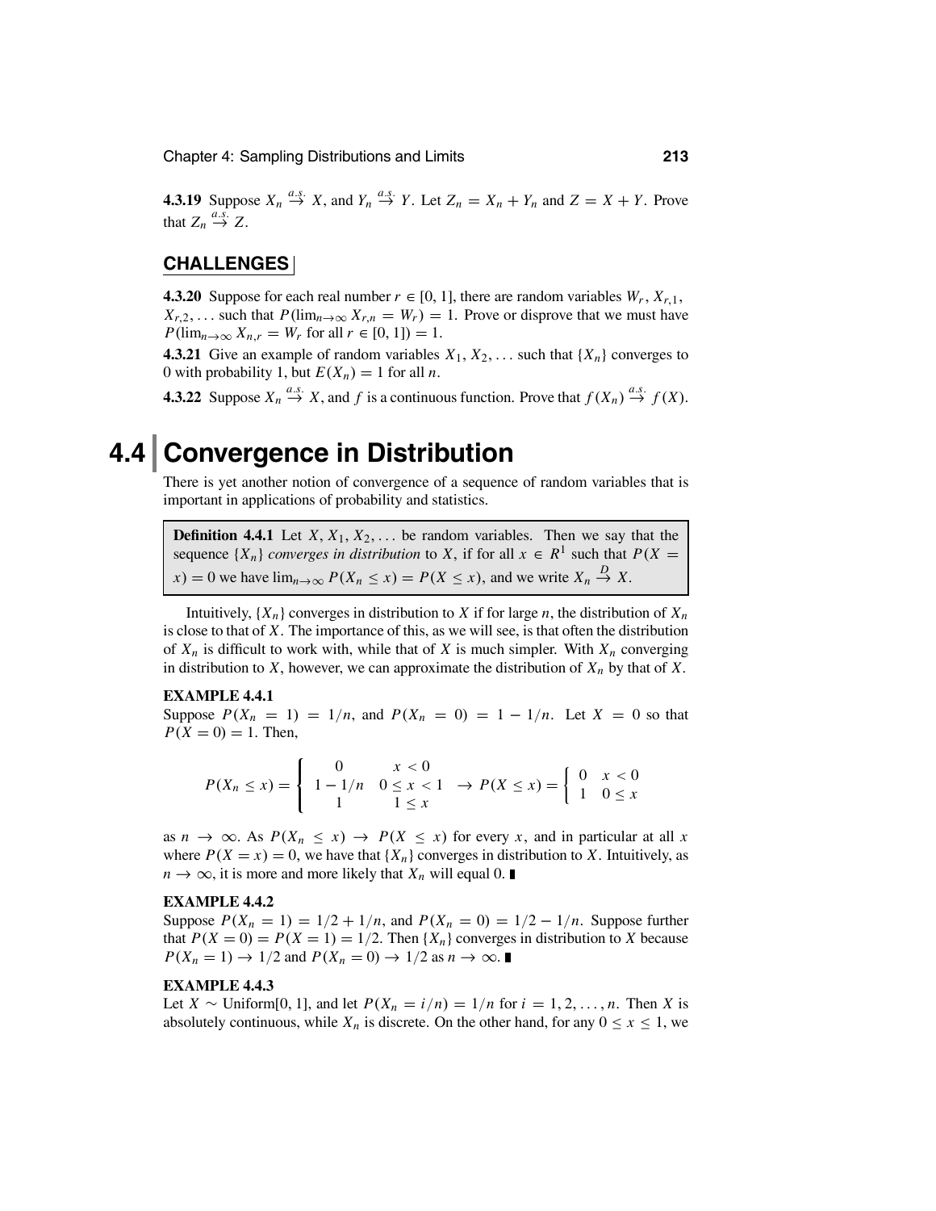**4.3.19** Suppose $X_n \stackrel{a.s.}{\to} X$, and $Y_n \stackrel{a.s.}{\to} Y$. Let $Z_n = X_n + Y_n$ and $Z = X + Y$. Prove that $Z_n \stackrel{a.s.}{\to} Z$.

## CHALLENGES

**4.3.20** Suppose for each real number $r \in [0, 1]$, there are random variables $W_r, X_{r,1}, X_{r,2}, \ldots$ such that $P(\lim_{n\to\infty} X_{r,n} = W_r) = 1$. Prove or disprove that we must have $P(\lim_{n\to\infty} X_{n,r} = W_r \text{ for all } r \in [0, 1]) = 1$.

**4.3.21** Give an example of random variables $X_1, X_2, \ldots$ such that $\{X_n\}$ converges to 0 with probability 1, but $E(X_n) = 1$ for all $n$.

**4.3.22** Suppose $X_n \stackrel{a.s.}{\to} X$, and $f$ is a continuous function. Prove that $f(X_n) \stackrel{a.s.}{\to} f(X)$.

# 4.4 Convergence in Distribution

There is yet another notion of convergence of a sequence of random variables that is important in applications of probability and statistics.

**Definition 4.4.1** Let $X, X_1, X_2, \ldots$ be random variables. Then we say that the sequence $\{X_n\}$ *converges in distribution* to $X$, if for all $x \in R^1$ such that $P(X = x) = 0$ we have $\lim_{n\to\infty} P(X_n \le x) = P(X \le x)$, and we write $X_n \stackrel{D}{\to} X$.

Intuitively, $\{X_n\}$ converges in distribution to $X$ if for large $n$, the distribution of $X_n$ is close to that of $X$. The importance of this, as we will see, is that often the distribution of $X_n$ is difficult to work with, while that of $X$ is much simpler. With $X_n$ converging in distribution to $X$, however, we can approximate the distribution of $X_n$ by that of $X$.

**EXAMPLE 4.4.1**

Suppose $P(X_n = 1) = 1/n$, and $P(X_n = 0) = 1 - 1/n$. Let $X = 0$ so that $P(X = 0) = 1$. Then,

$$P(X_n \le x) = \begin{cases} 0 & x < 0 \\ 1 - 1/n & 0 \le x < 1 \\ 1 & 1 \le x \end{cases} \to P(X \le x) = \begin{cases} 0 & x < 0 \\ 1 & 0 \le x \end{cases}$$

as $n \to \infty$. As $P(X_n \le x) \to P(X \le x)$ for every $x$, and in particular at all $x$ where $P(X = x) = 0$, we have that $\{X_n\}$ converges in distribution to $X$. Intuitively, as $n \to \infty$, it is more and more likely that $X_n$ will equal 0. ∎

**EXAMPLE 4.4.2**

Suppose $P(X_n = 1) = 1/2 + 1/n$, and $P(X_n = 0) = 1/2 - 1/n$. Suppose further that $P(X = 0) = P(X = 1) = 1/2$. Then $\{X_n\}$ converges in distribution to $X$ because $P(X_n = 1) \to 1/2$ and $P(X_n = 0) \to 1/2$ as $n \to \infty$. ∎

**EXAMPLE 4.4.3**

Let $X \sim \text{Uniform}[0, 1]$, and let $P(X_n = i/n) = 1/n$ for $i = 1, 2, \ldots, n$. Then $X$ is absolutely continuous, while $X_n$ is discrete. On the other hand, for any $0 \le x \le 1$, we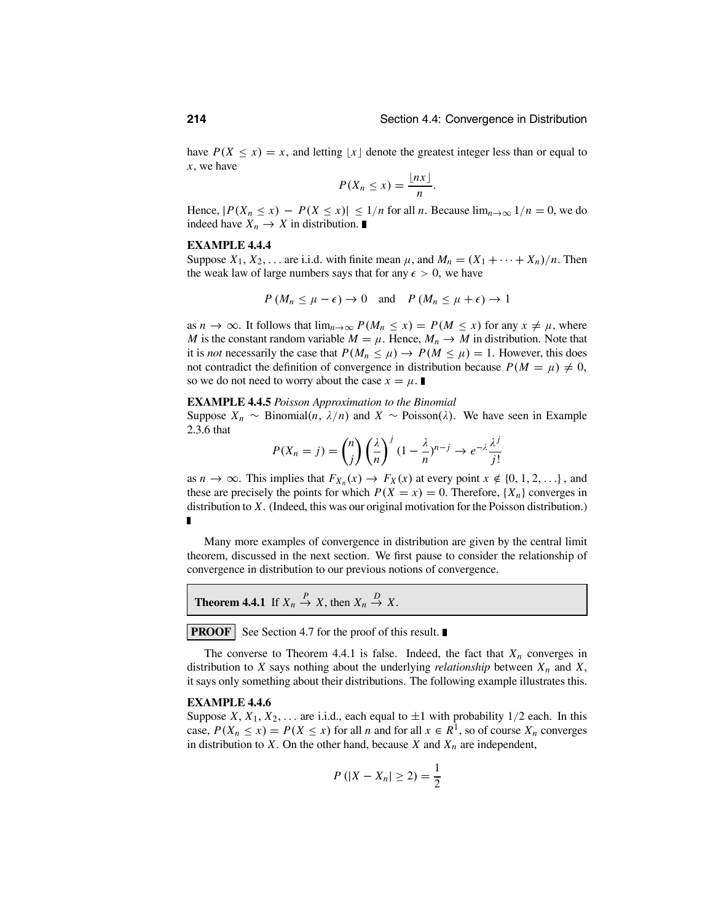have $P(X \leq x) = x$, and letting $\lfloor x \rfloor$ denote the greatest integer less than or equal to $x$, we have

$$P(X_n \leq x) = \frac{\lfloor nx \rfloor}{n}.$$

Hence, $|P(X_n \leq x) - P(X \leq x)| \leq 1/n$ for all $n$. Because $\lim_{n\to\infty} 1/n = 0$, we do indeed have $X_n \to X$ in distribution. ∎

**EXAMPLE 4.4.4**

Suppose $X_1, X_2, \ldots$ are i.i.d. with finite mean $\mu$, and $M_n = (X_1 + \cdots + X_n)/n$. Then the weak law of large numbers says that for any $\epsilon > 0$, we have

$$P(M_n \leq \mu - \epsilon) \to 0 \quad \text{and} \quad P(M_n \leq \mu + \epsilon) \to 1$$

as $n \to \infty$. It follows that $\lim_{n\to\infty} P(M_n \leq x) = P(M \leq x)$ for any $x \neq \mu$, where $M$ is the constant random variable $M = \mu$. Hence, $M_n \to M$ in distribution. Note that it is *not* necessarily the case that $P(M_n \leq \mu) \to P(M \leq \mu) = 1$. However, this does not contradict the definition of convergence in distribution because $P(M = \mu) \neq 0$, so we do not need to worry about the case $x = \mu$. ∎

**EXAMPLE 4.4.5** *Poisson Approximation to the Binomial*

Suppose $X_n \sim \text{Binomial}(n, \lambda/n)$ and $X \sim \text{Poisson}(\lambda)$. We have seen in Example 2.3.6 that

$$P(X_n = j) = \binom{n}{j}\left(\frac{\lambda}{n}\right)^j (1 - \frac{\lambda}{n})^{n-j} \to e^{-\lambda}\frac{\lambda^j}{j!}$$

as $n \to \infty$. This implies that $F_{X_n}(x) \to F_X(x)$ at every point $x \notin \{0, 1, 2, \ldots\}$, and these are precisely the points for which $P(X = x) = 0$. Therefore, $\{X_n\}$ converges in distribution to $X$. (Indeed, this was our original motivation for the Poisson distribution.) ∎

Many more examples of convergence in distribution are given by the central limit theorem, discussed in the next section. We first pause to consider the relationship of convergence in distribution to our previous notions of convergence.

**Theorem 4.4.1** If $X_n \xrightarrow{P} X$, then $X_n \xrightarrow{D} X$.

**PROOF** See Section 4.7 for the proof of this result. ∎

The converse to Theorem 4.4.1 is false. Indeed, the fact that $X_n$ converges in distribution to $X$ says nothing about the underlying *relationship* between $X_n$ and $X$, it says only something about their distributions. The following example illustrates this.

**EXAMPLE 4.4.6**

Suppose $X, X_1, X_2, \ldots$ are i.i.d., each equal to $\pm 1$ with probability $1/2$ each. In this case, $P(X_n \leq x) = P(X \leq x)$ for all $n$ and for all $x \in R^1$, so of course $X_n$ converges in distribution to $X$. On the other hand, because $X$ and $X_n$ are independent,

$$P(|X - X_n| \geq 2) = \frac{1}{2}$$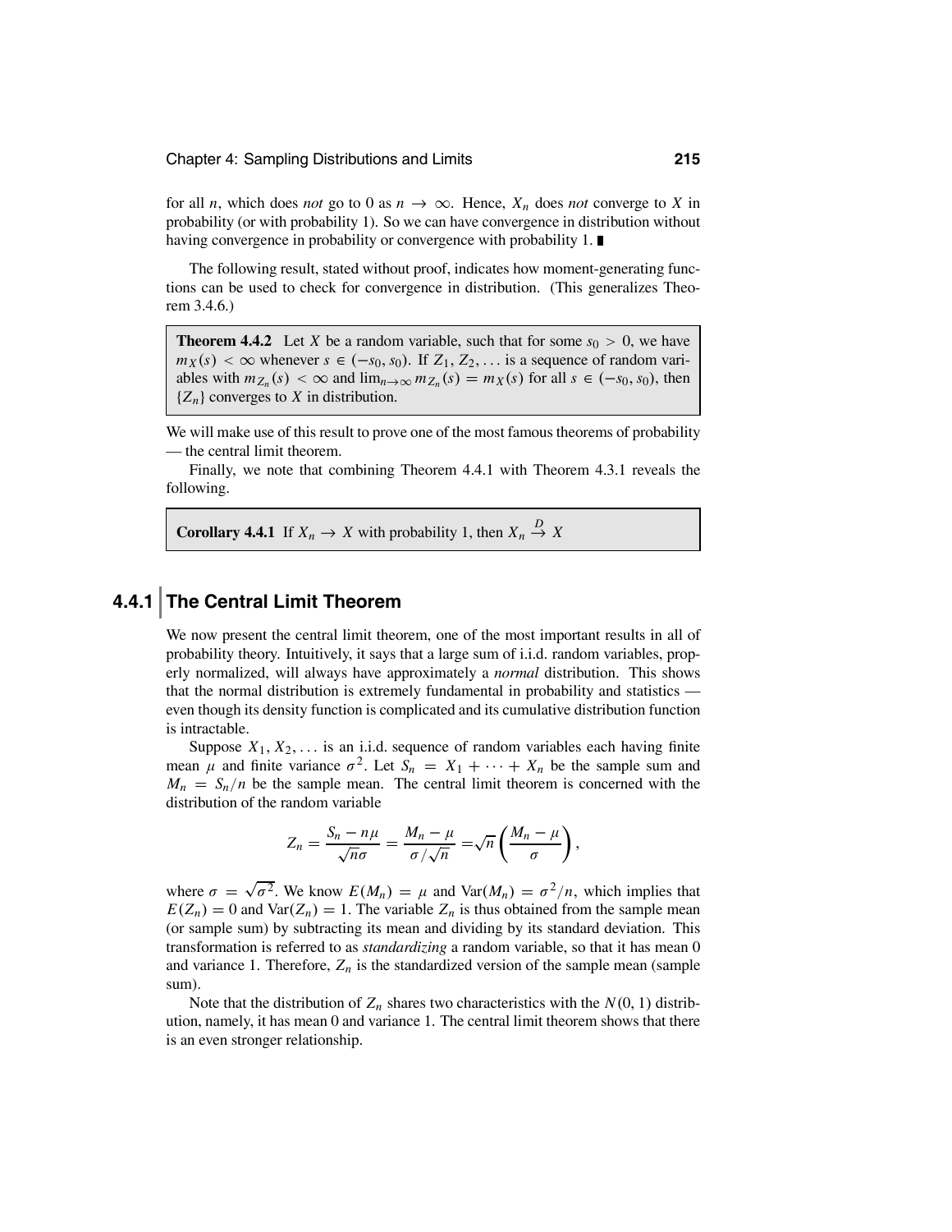for all $n$, which does *not* go to 0 as $n \to \infty$. Hence, $X_n$ does *not* converge to $X$ in probability (or with probability 1). So we can have convergence in distribution without having convergence in probability or convergence with probability 1. ∎

The following result, stated without proof, indicates how moment-generating functions can be used to check for convergence in distribution. (This generalizes Theorem 3.4.6.)

**Theorem 4.4.2** Let $X$ be a random variable, such that for some $s_0 > 0$, we have $m_X(s) < \infty$ whenever $s \in (-s_0, s_0)$. If $Z_1, Z_2, \ldots$ is a sequence of random variables with $m_{Z_n}(s) < \infty$ and $\lim_{n\to\infty} m_{Z_n}(s) = m_X(s)$ for all $s \in (-s_0, s_0)$, then $\{Z_n\}$ converges to $X$ in distribution.

We will make use of this result to prove one of the most famous theorems of probability — the central limit theorem.

Finally, we note that combining Theorem 4.4.1 with Theorem 4.3.1 reveals the following.

**Corollary 4.4.1** If $X_n \to X$ with probability 1, then $X_n \xrightarrow{D} X$

## 4.4.1 The Central Limit Theorem

We now present the central limit theorem, one of the most important results in all of probability theory. Intuitively, it says that a large sum of i.i.d. random variables, properly normalized, will always have approximately a *normal* distribution. This shows that the normal distribution is extremely fundamental in probability and statistics — even though its density function is complicated and its cumulative distribution function is intractable.

Suppose $X_1, X_2, \ldots$ is an i.i.d. sequence of random variables each having finite mean $\mu$ and finite variance $\sigma^2$. Let $S_n = X_1 + \cdots + X_n$ be the sample sum and $M_n = S_n/n$ be the sample mean. The central limit theorem is concerned with the distribution of the random variable

$$Z_n = \frac{S_n - n\mu}{\sqrt{n}\sigma} = \frac{M_n - \mu}{\sigma/\sqrt{n}} = \sqrt{n}\left(\frac{M_n - \mu}{\sigma}\right),$$

where $\sigma = \sqrt{\sigma^2}$. We know $E(M_n) = \mu$ and $\text{Var}(M_n) = \sigma^2/n$, which implies that $E(Z_n) = 0$ and $\text{Var}(Z_n) = 1$. The variable $Z_n$ is thus obtained from the sample mean (or sample sum) by subtracting its mean and dividing by its standard deviation. This transformation is referred to as *standardizing* a random variable, so that it has mean 0 and variance 1. Therefore, $Z_n$ is the standardized version of the sample mean (sample sum).

Note that the distribution of $Z_n$ shares two characteristics with the $N(0, 1)$ distribution, namely, it has mean 0 and variance 1. The central limit theorem shows that there is an even stronger relationship.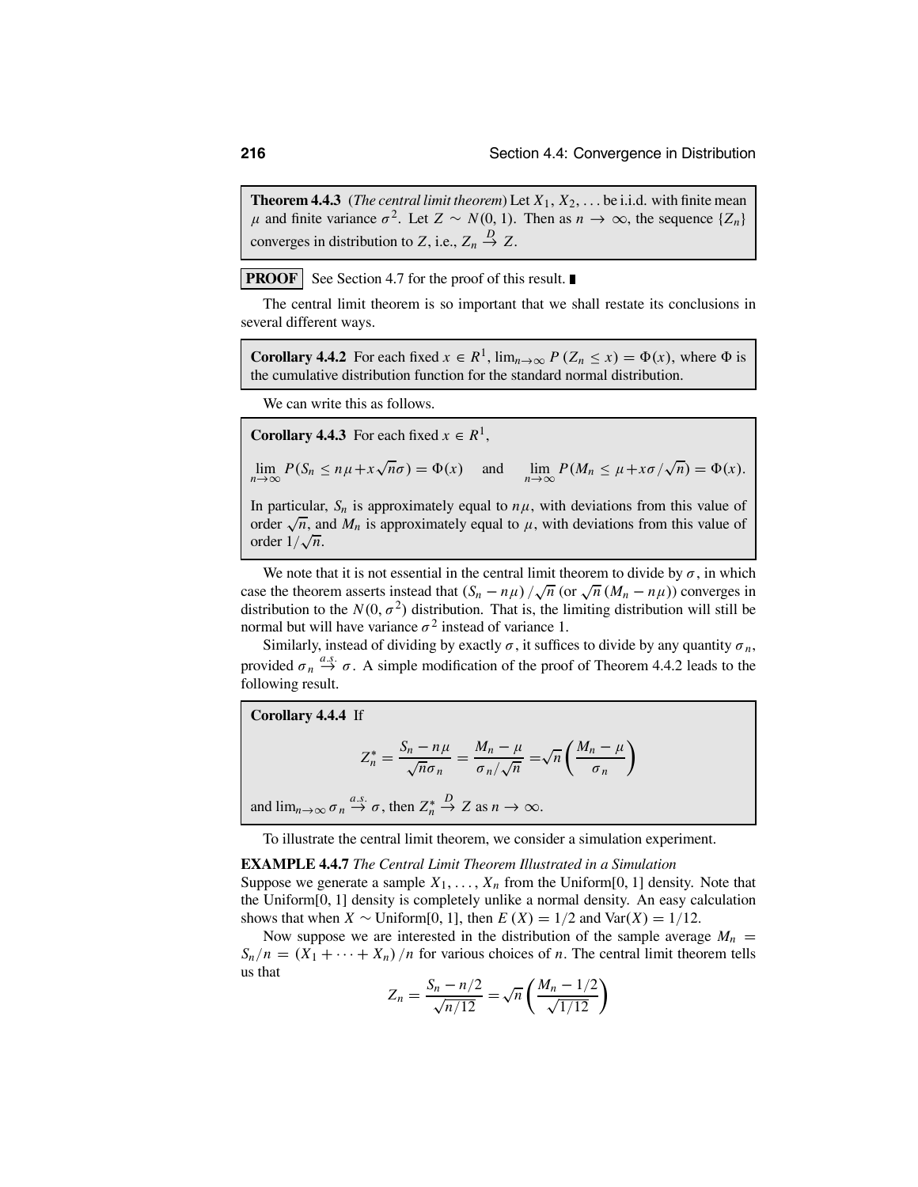**Theorem 4.4.3** (*The central limit theorem*) Let $X_1, X_2, \ldots$ be i.i.d. with finite mean $\mu$ and finite variance $\sigma^2$. Let $Z \sim N(0, 1)$. Then as $n \to \infty$, the sequence $\{Z_n\}$ converges in distribution to $Z$, i.e., $Z_n \xrightarrow{D} Z$.

**PROOF** See Section 4.7 for the proof of this result. ∎

The central limit theorem is so important that we shall restate its conclusions in several different ways.

**Corollary 4.4.2** For each fixed $x \in R^1$, $\lim_{n\to\infty} P(Z_n \le x) = \Phi(x)$, where $\Phi$ is the cumulative distribution function for the standard normal distribution.

We can write this as follows.

**Corollary 4.4.3** For each fixed $x \in R^1$,

$$\lim_{n\to\infty} P(S_n \le n\mu + x\sqrt{n}\sigma) = \Phi(x) \quad \text{and} \quad \lim_{n\to\infty} P(M_n \le \mu + x\sigma/\sqrt{n}) = \Phi(x).$$

In particular, $S_n$ is approximately equal to $n\mu$, with deviations from this value of order $\sqrt{n}$, and $M_n$ is approximately equal to $\mu$, with deviations from this value of order $1/\sqrt{n}$.

We note that it is not essential in the central limit theorem to divide by $\sigma$, in which case the theorem asserts instead that $(S_n - n\mu)/\sqrt{n}$ (or $\sqrt{n}(M_n - n\mu)$) converges in distribution to the $N(0, \sigma^2)$ distribution. That is, the limiting distribution will still be normal but will have variance $\sigma^2$ instead of variance 1.

Similarly, instead of dividing by exactly $\sigma$, it suffices to divide by any quantity $\sigma_n$, provided $\sigma_n \xrightarrow{a.s.} \sigma$. A simple modification of the proof of Theorem 4.4.2 leads to the following result.

**Corollary 4.4.4** If

$$Z_n^* = \frac{S_n - n\mu}{\sqrt{n}\sigma_n} = \frac{M_n - \mu}{\sigma_n/\sqrt{n}} = \sqrt{n}\left(\frac{M_n - \mu}{\sigma_n}\right)$$

and $\lim_{n\to\infty} \sigma_n \xrightarrow{a.s.} \sigma$, then $Z_n^* \xrightarrow{D} Z$ as $n \to \infty$.

To illustrate the central limit theorem, we consider a simulation experiment.

**EXAMPLE 4.4.7** *The Central Limit Theorem Illustrated in a Simulation*
Suppose we generate a sample $X_1, \ldots, X_n$ from the Uniform[0, 1] density. Note that the Uniform[0, 1] density is completely unlike a normal density. An easy calculation shows that when $X \sim$ Uniform[0, 1], then $E(X) = 1/2$ and $\text{Var}(X) = 1/12$.

Now suppose we are interested in the distribution of the sample average $M_n = S_n/n = (X_1 + \cdots + X_n)/n$ for various choices of $n$. The central limit theorem tells us that

$$Z_n = \frac{S_n - n/2}{\sqrt{n/12}} = \sqrt{n}\left(\frac{M_n - 1/2}{\sqrt{1/12}}\right)$$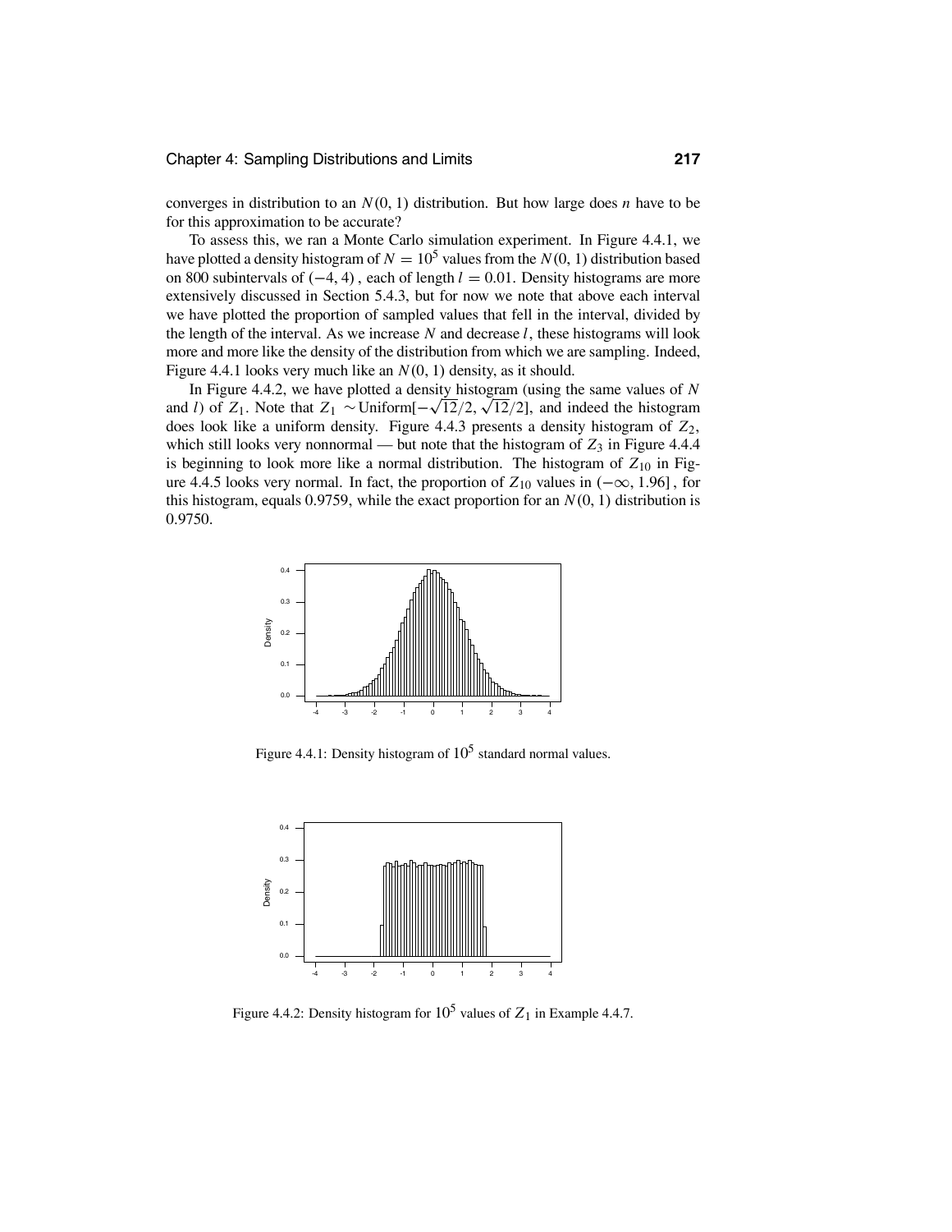converges in distribution to an $N(0, 1)$ distribution. But how large does $n$ have to be for this approximation to be accurate?

To assess this, we ran a Monte Carlo simulation experiment. In Figure 4.4.1, we have plotted a density histogram of $N = 10^5$ values from the $N(0, 1)$ distribution based on 800 subintervals of $(-4, 4)$, each of length $l = 0.01$. Density histograms are more extensively discussed in Section 5.4.3, but for now we note that above each interval we have plotted the proportion of sampled values that fell in the interval, divided by the length of the interval. As we increase $N$ and decrease $l$, these histograms will look more and more like the density of the distribution from which we are sampling. Indeed, Figure 4.4.1 looks very much like an $N(0, 1)$ density, as it should.

In Figure 4.4.2, we have plotted a density histogram (using the same values of $N$ and $l$) of $Z_1$. Note that $Z_1 \sim \text{Uniform}[-\sqrt{12}/2, \sqrt{12}/2]$, and indeed the histogram does look like a uniform density. Figure 4.4.3 presents a density histogram of $Z_2$, which still looks very nonnormal — but note that the histogram of $Z_3$ in Figure 4.4.4 is beginning to look more like a normal distribution. The histogram of $Z_{10}$ in Figure 4.4.5 looks very normal. In fact, the proportion of $Z_{10}$ values in $(-\infty, 1.96]$, for this histogram, equals 0.9759, while the exact proportion for an $N(0, 1)$ distribution is 0.9750.

Figure 4.4.1: Density histogram of $10^5$ standard normal values.

Figure 4.4.2: Density histogram for $10^5$ values of $Z_1$ in Example 4.4.7.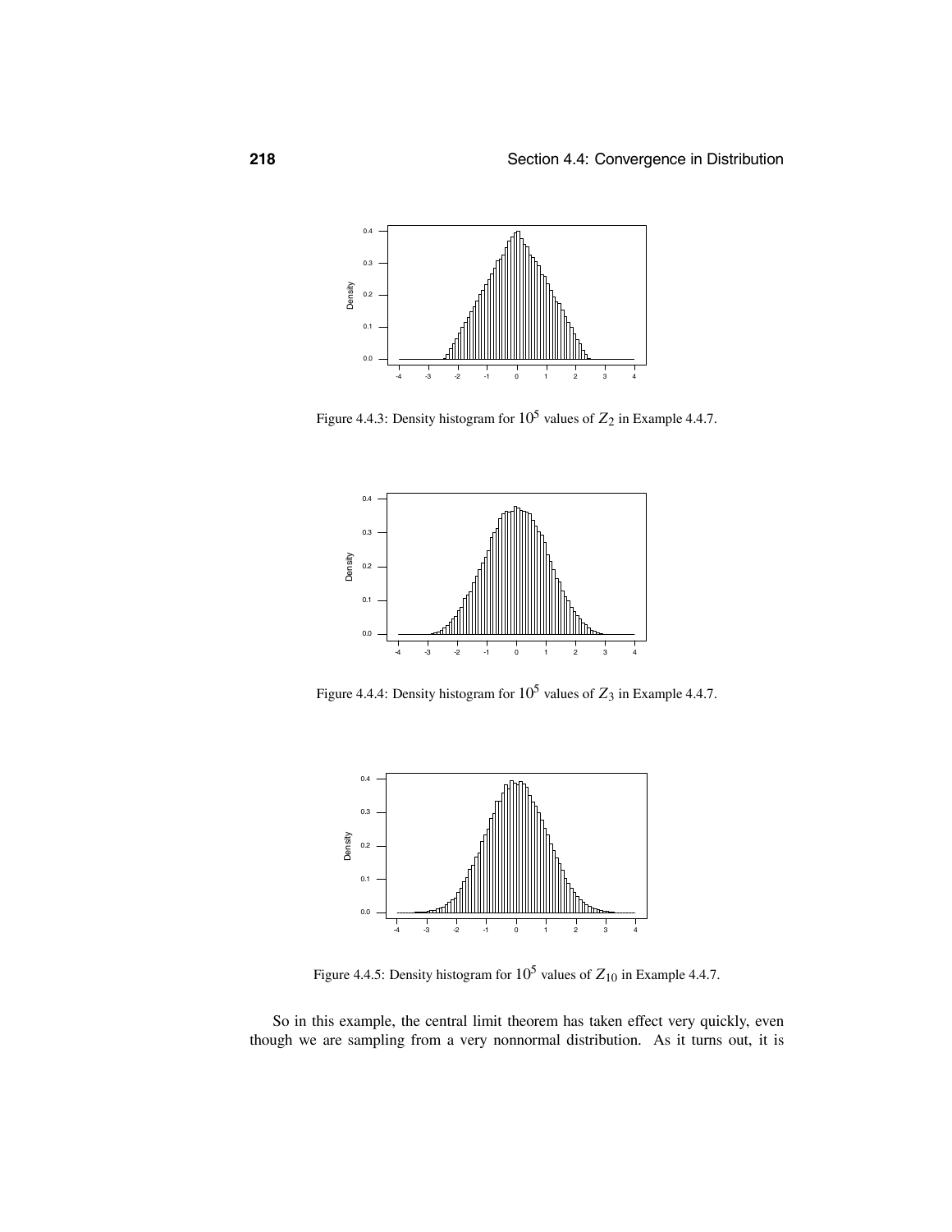Figure 4.4.3: Density histogram for $10^5$ values of $Z_2$ in Example 4.4.7.

Figure 4.4.4: Density histogram for $10^5$ values of $Z_3$ in Example 4.4.7.

Figure 4.4.5: Density histogram for $10^5$ values of $Z_{10}$ in Example 4.4.7.

So in this example, the central limit theorem has taken effect very quickly, even though we are sampling from a very nonnormal distribution. As it turns out, it is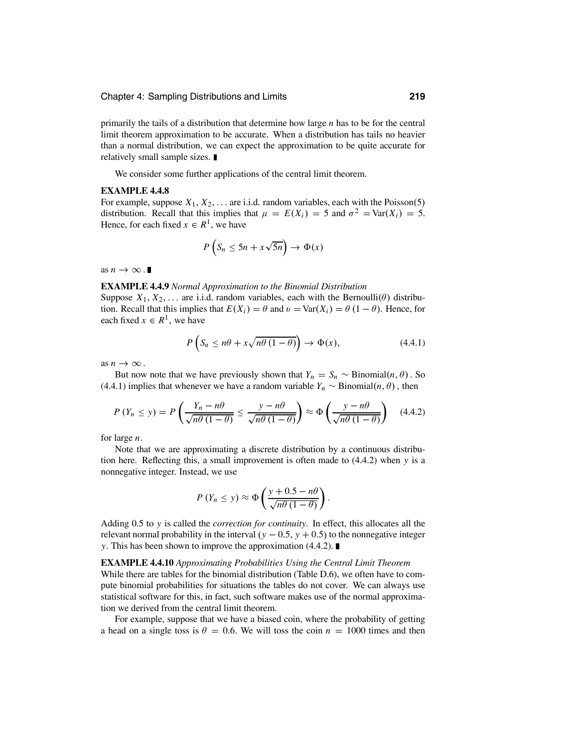primarily the tails of a distribution that determine how large $n$ has to be for the central limit theorem approximation to be accurate. When a distribution has tails no heavier than a normal distribution, we can expect the approximation to be quite accurate for relatively small sample sizes. ∎

We consider some further applications of the central limit theorem.

**EXAMPLE 4.4.8**

For example, suppose $X_1, X_2, \ldots$ are i.i.d. random variables, each with the Poisson(5) distribution. Recall that this implies that $\mu = E(X_i) = 5$ and $\sigma^2 = \text{Var}(X_i) = 5$. Hence, for each fixed $x \in R^1$, we have

$$P\left(S_n \le 5n + x\sqrt{5n}\right) \to \Phi(x)$$

as $n \to \infty$. ∎

**EXAMPLE 4.4.9** *Normal Approximation to the Binomial Distribution*

Suppose $X_1, X_2, \ldots$ are i.i.d. random variables, each with the Bernoulli($\theta$) distribution. Recall that this implies that $E(X_i) = \theta$ and $v = \text{Var}(X_i) = \theta(1-\theta)$. Hence, for each fixed $x \in R^1$, we have

$$P\left(S_n \le n\theta + x\sqrt{n\theta(1-\theta)}\right) \to \Phi(x), \tag{4.4.1}$$

as $n \to \infty$.

But now note that we have previously shown that $Y_n = S_n \sim \text{Binomial}(n, \theta)$. So (4.4.1) implies that whenever we have a random variable $Y_n \sim \text{Binomial}(n, \theta)$, then

$$P(Y_n \le y) = P\left(\frac{Y_n - n\theta}{\sqrt{n\theta(1-\theta)}} \le \frac{y - n\theta}{\sqrt{n\theta(1-\theta)}}\right) \approx \Phi\left(\frac{y - n\theta}{\sqrt{n\theta(1-\theta)}}\right) \tag{4.4.2}$$

for large $n$.

Note that we are approximating a discrete distribution by a continuous distribution here. Reflecting this, a small improvement is often made to (4.4.2) when $y$ is a nonnegative integer. Instead, we use

$$P(Y_n \le y) \approx \Phi\left(\frac{y + 0.5 - n\theta}{\sqrt{n\theta(1-\theta)}}\right).$$

Adding 0.5 to $y$ is called the *correction for continuity*. In effect, this allocates all the relevant normal probability in the interval $(y - 0.5, y + 0.5)$ to the nonnegative integer $y$. This has been shown to improve the approximation (4.4.2). ∎

**EXAMPLE 4.4.10** *Approximating Probabilities Using the Central Limit Theorem*

While there are tables for the binomial distribution (Table D.6), we often have to compute binomial probabilities for situations the tables do not cover. We can always use statistical software for this, in fact, such software makes use of the normal approximation we derived from the central limit theorem.

For example, suppose that we have a biased coin, where the probability of getting a head on a single toss is $\theta = 0.6$. We will toss the coin $n = 1000$ times and then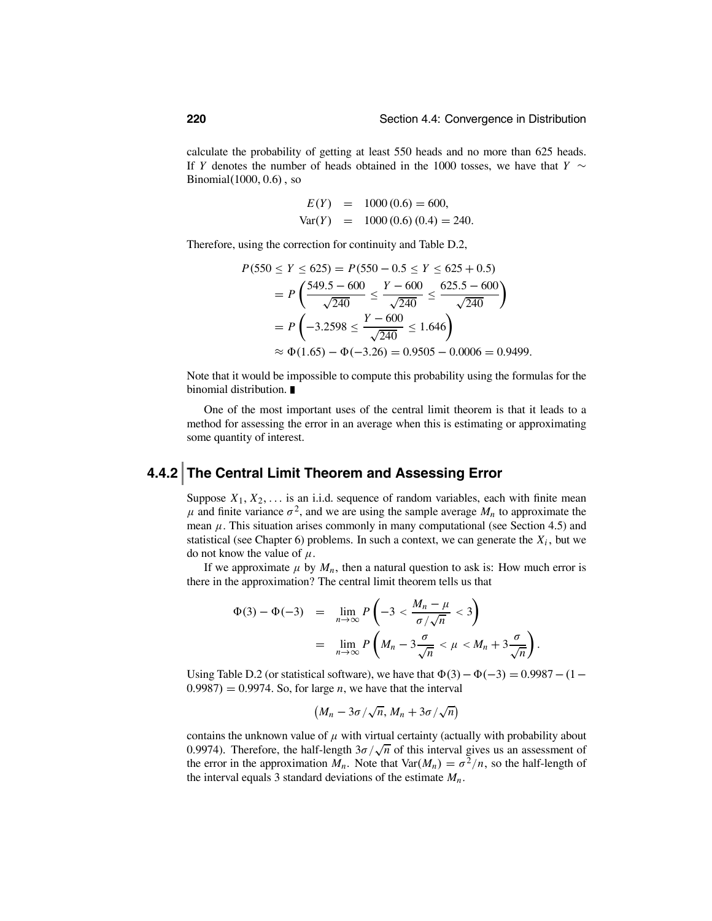calculate the probability of getting at least 550 heads and no more than 625 heads. If $Y$ denotes the number of heads obtained in the 1000 tosses, we have that $Y \sim$ Binomial(1000, 0.6), so

$$
\begin{aligned}
E(Y) &= 1000\,(0.6) = 600, \\
\text{Var}(Y) &= 1000\,(0.6)\,(0.4) = 240.
\end{aligned}
$$

Therefore, using the correction for continuity and Table D.2,

$$
\begin{aligned}
P(550 \le Y \le 625) &= P(550 - 0.5 \le Y \le 625 + 0.5) \\
&= P\left(\frac{549.5 - 600}{\sqrt{240}} \le \frac{Y - 600}{\sqrt{240}} \le \frac{625.5 - 600}{\sqrt{240}}\right) \\
&= P\left(-3.2598 \le \frac{Y - 600}{\sqrt{240}} \le 1.646\right) \\
&\approx \Phi(1.65) - \Phi(-3.26) = 0.9505 - 0.0006 = 0.9499.
\end{aligned}
$$

Note that it would be impossible to compute this probability using the formulas for the binomial distribution. ∎

One of the most important uses of the central limit theorem is that it leads to a method for assessing the error in an average when this is estimating or approximating some quantity of interest.

## 4.4.2 The Central Limit Theorem and Assessing Error

Suppose $X_1, X_2, \ldots$ is an i.i.d. sequence of random variables, each with finite mean $\mu$ and finite variance $\sigma^2$, and we are using the sample average $M_n$ to approximate the mean $\mu$. This situation arises commonly in many computational (see Section 4.5) and statistical (see Chapter 6) problems. In such a context, we can generate the $X_i$, but we do not know the value of $\mu$.

If we approximate $\mu$ by $M_n$, then a natural question to ask is: How much error is there in the approximation? The central limit theorem tells us that

$$
\begin{aligned}
\Phi(3) - \Phi(-3) &= \lim_{n\to\infty} P\left(-3 < \frac{M_n - \mu}{\sigma/\sqrt{n}} < 3\right) \\
&= \lim_{n\to\infty} P\left(M_n - 3\frac{\sigma}{\sqrt{n}} < \mu < M_n + 3\frac{\sigma}{\sqrt{n}}\right).
\end{aligned}
$$

Using Table D.2 (or statistical software), we have that $\Phi(3) - \Phi(-3) = 0.9987 - (1 - 0.9987) = 0.9974$. So, for large $n$, we have that the interval

$$
\left(M_n - 3\sigma/\sqrt{n},\, M_n + 3\sigma/\sqrt{n}\right)
$$

contains the unknown value of $\mu$ with virtual certainty (actually with probability about 0.9974). Therefore, the half-length $3\sigma/\sqrt{n}$ of this interval gives us an assessment of the error in the approximation $M_n$. Note that $\text{Var}(M_n) = \sigma^2/n$, so the half-length of the interval equals 3 standard deviations of the estimate $M_n$.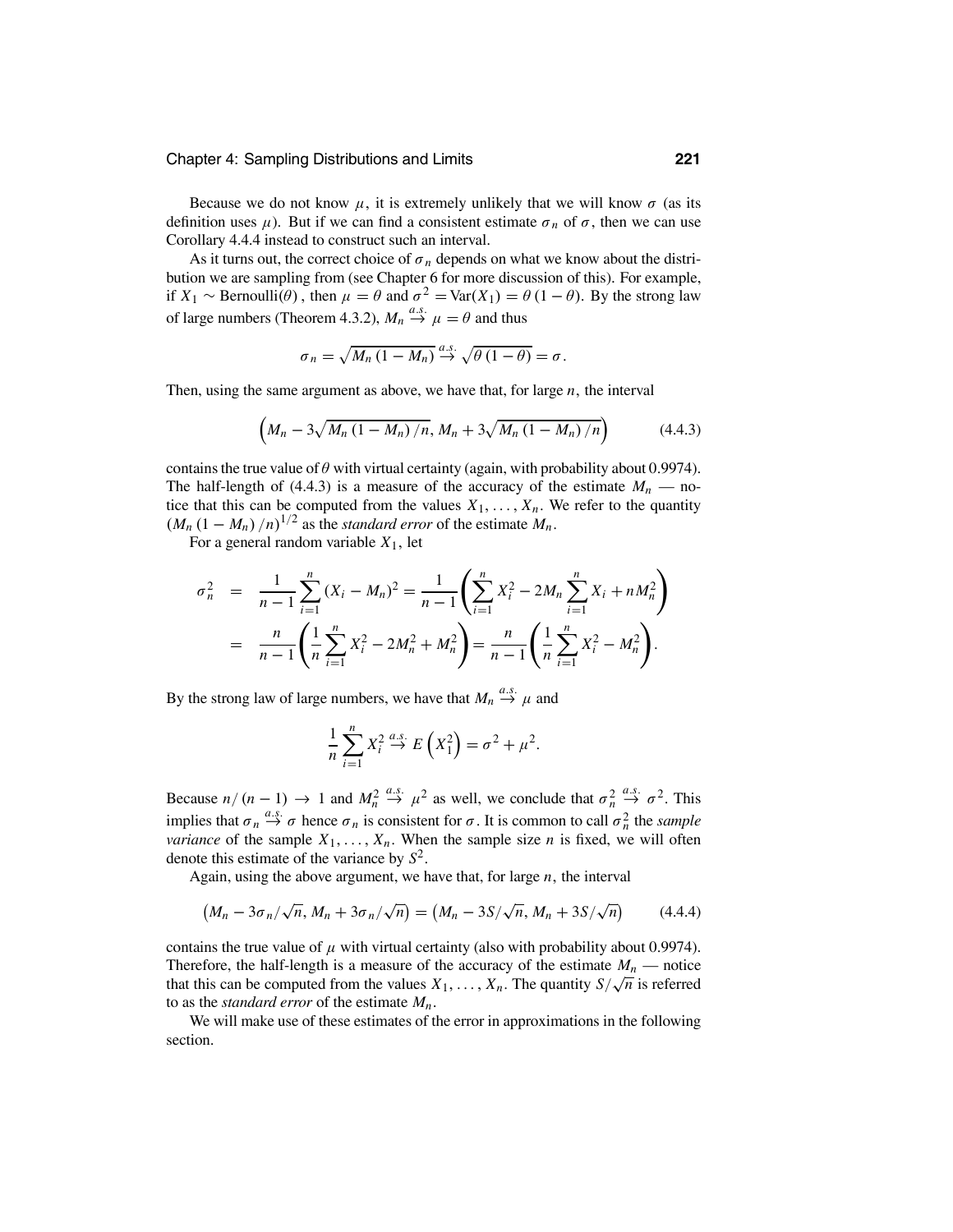Because we do not know $\mu$, it is extremely unlikely that we will know $\sigma$ (as its definition uses $\mu$). But if we can find a consistent estimate $\sigma_n$ of $\sigma$, then we can use Corollary 4.4.4 instead to construct such an interval.

As it turns out, the correct choice of $\sigma_n$ depends on what we know about the distribution we are sampling from (see Chapter 6 for more discussion of this). For example, if $X_1 \sim \text{Bernoulli}(\theta)$, then $\mu = \theta$ and $\sigma^2 = \text{Var}(X_1) = \theta(1-\theta)$. By the strong law of large numbers (Theorem 4.3.2), $M_n \xrightarrow{a.s.} \mu = \theta$ and thus

$$\sigma_n = \sqrt{M_n(1-M_n)} \xrightarrow{a.s.} \sqrt{\theta(1-\theta)} = \sigma.$$

Then, using the same argument as above, we have that, for large $n$, the interval

$$\left(M_n - 3\sqrt{M_n(1-M_n)/n},\, M_n + 3\sqrt{M_n(1-M_n)/n}\right) \tag{4.4.3}$$

contains the true value of $\theta$ with virtual certainty (again, with probability about 0.9974). The half-length of (4.4.3) is a measure of the accuracy of the estimate $M_n$ — notice that this can be computed from the values $X_1, \ldots, X_n$. We refer to the quantity $(M_n(1-M_n)/n)^{1/2}$ as the *standard error* of the estimate $M_n$.

For a general random variable $X_1$, let

$$\begin{aligned}
\sigma_n^2 &= \frac{1}{n-1}\sum_{i=1}^{n}(X_i - M_n)^2 = \frac{1}{n-1}\left(\sum_{i=1}^{n}X_i^2 - 2M_n\sum_{i=1}^{n}X_i + nM_n^2\right) \\
&= \frac{n}{n-1}\left(\frac{1}{n}\sum_{i=1}^{n}X_i^2 - 2M_n^2 + M_n^2\right) = \frac{n}{n-1}\left(\frac{1}{n}\sum_{i=1}^{n}X_i^2 - M_n^2\right).
\end{aligned}$$

By the strong law of large numbers, we have that $M_n \xrightarrow{a.s.} \mu$ and

$$\frac{1}{n}\sum_{i=1}^{n}X_i^2 \xrightarrow{a.s.} E\left(X_1^2\right) = \sigma^2 + \mu^2.$$

Because $n/(n-1) \to 1$ and $M_n^2 \xrightarrow{a.s.} \mu^2$ as well, we conclude that $\sigma_n^2 \xrightarrow{a.s.} \sigma^2$. This implies that $\sigma_n \xrightarrow{a.s.} \sigma$ hence $\sigma_n$ is consistent for $\sigma$. It is common to call $\sigma_n^2$ the *sample variance* of the sample $X_1, \ldots, X_n$. When the sample size $n$ is fixed, we will often denote this estimate of the variance by $S^2$.

Again, using the above argument, we have that, for large $n$, the interval

$$\left(M_n - 3\sigma_n/\sqrt{n},\, M_n + 3\sigma_n/\sqrt{n}\right) = \left(M_n - 3S/\sqrt{n},\, M_n + 3S/\sqrt{n}\right) \tag{4.4.4}$$

contains the true value of $\mu$ with virtual certainty (also with probability about 0.9974). Therefore, the half-length is a measure of the accuracy of the estimate $M_n$ — notice that this can be computed from the values $X_1, \ldots, X_n$. The quantity $S/\sqrt{n}$ is referred to as the *standard error* of the estimate $M_n$.

We will make use of these estimates of the error in approximations in the following section.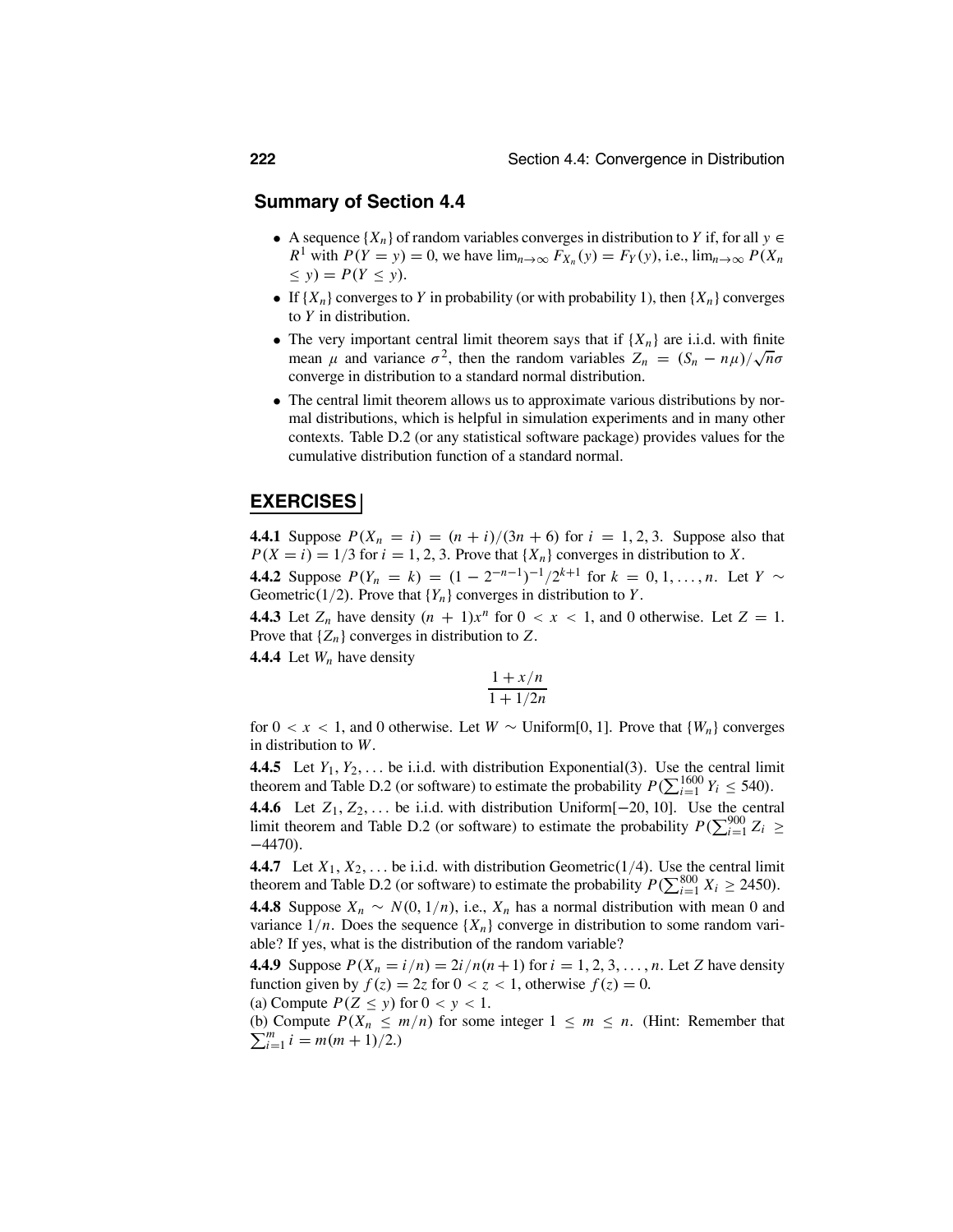## Summary of Section 4.4

- A sequence $\{X_n\}$ of random variables converges in distribution to $Y$ if, for all $y \in R^1$ with $P(Y = y) = 0$, we have $\lim_{n\to\infty} F_{X_n}(y) = F_Y(y)$, i.e., $\lim_{n\to\infty} P(X_n \le y) = P(Y \le y)$.
- If $\{X_n\}$ converges to $Y$ in probability (or with probability 1), then $\{X_n\}$ converges to $Y$ in distribution.
- The very important central limit theorem says that if $\{X_n\}$ are i.i.d. with finite mean $\mu$ and variance $\sigma^2$, then the random variables $Z_n = (S_n - n\mu)/\sqrt{n}\sigma$ converge in distribution to a standard normal distribution.
- The central limit theorem allows us to approximate various distributions by normal distributions, which is helpful in simulation experiments and in many other contexts. Table D.2 (or any statistical software package) provides values for the cumulative distribution function of a standard normal.

## EXERCISES

**4.4.1** Suppose $P(X_n = i) = (n + i)/(3n + 6)$ for $i = 1, 2, 3$. Suppose also that $P(X = i) = 1/3$ for $i = 1, 2, 3$. Prove that $\{X_n\}$ converges in distribution to $X$.

**4.4.2** Suppose $P(Y_n = k) = (1 - 2^{-n-1})^{-1}/2^{k+1}$ for $k = 0, 1, \ldots, n$. Let $Y \sim$ Geometric(1/2). Prove that $\{Y_n\}$ converges in distribution to $Y$.

**4.4.3** Let $Z_n$ have density $(n + 1)x^n$ for $0 < x < 1$, and 0 otherwise. Let $Z = 1$. Prove that $\{Z_n\}$ converges in distribution to $Z$.

**4.4.4** Let $W_n$ have density

$$\frac{1 + x/n}{1 + 1/2n}$$

for $0 < x < 1$, and 0 otherwise. Let $W \sim$ Uniform[0, 1]. Prove that $\{W_n\}$ converges in distribution to $W$.

**4.4.5** Let $Y_1, Y_2, \ldots$ be i.i.d. with distribution Exponential(3). Use the central limit theorem and Table D.2 (or software) to estimate the probability $P(\sum_{i=1}^{1600} Y_i \le 540)$.

**4.4.6** Let $Z_1, Z_2, \ldots$ be i.i.d. with distribution Uniform[−20, 10]. Use the central limit theorem and Table D.2 (or software) to estimate the probability $P(\sum_{i=1}^{900} Z_i \ge -4470)$.

**4.4.7** Let $X_1, X_2, \ldots$ be i.i.d. with distribution Geometric(1/4). Use the central limit theorem and Table D.2 (or software) to estimate the probability $P(\sum_{i=1}^{800} X_i \ge 2450)$.

**4.4.8** Suppose $X_n \sim N(0, 1/n)$, i.e., $X_n$ has a normal distribution with mean 0 and variance $1/n$. Does the sequence $\{X_n\}$ converge in distribution to some random variable? If yes, what is the distribution of the random variable?

**4.4.9** Suppose $P(X_n = i/n) = 2i/n(n+1)$ for $i = 1, 2, 3, \ldots, n$. Let $Z$ have density function given by $f(z) = 2z$ for $0 < z < 1$, otherwise $f(z) = 0$.

(a) Compute $P(Z \le y)$ for $0 < y < 1$.

(b) Compute $P(X_n \le m/n)$ for some integer $1 \le m \le n$. (Hint: Remember that $\sum_{i=1}^{m} i = m(m + 1)/2$.)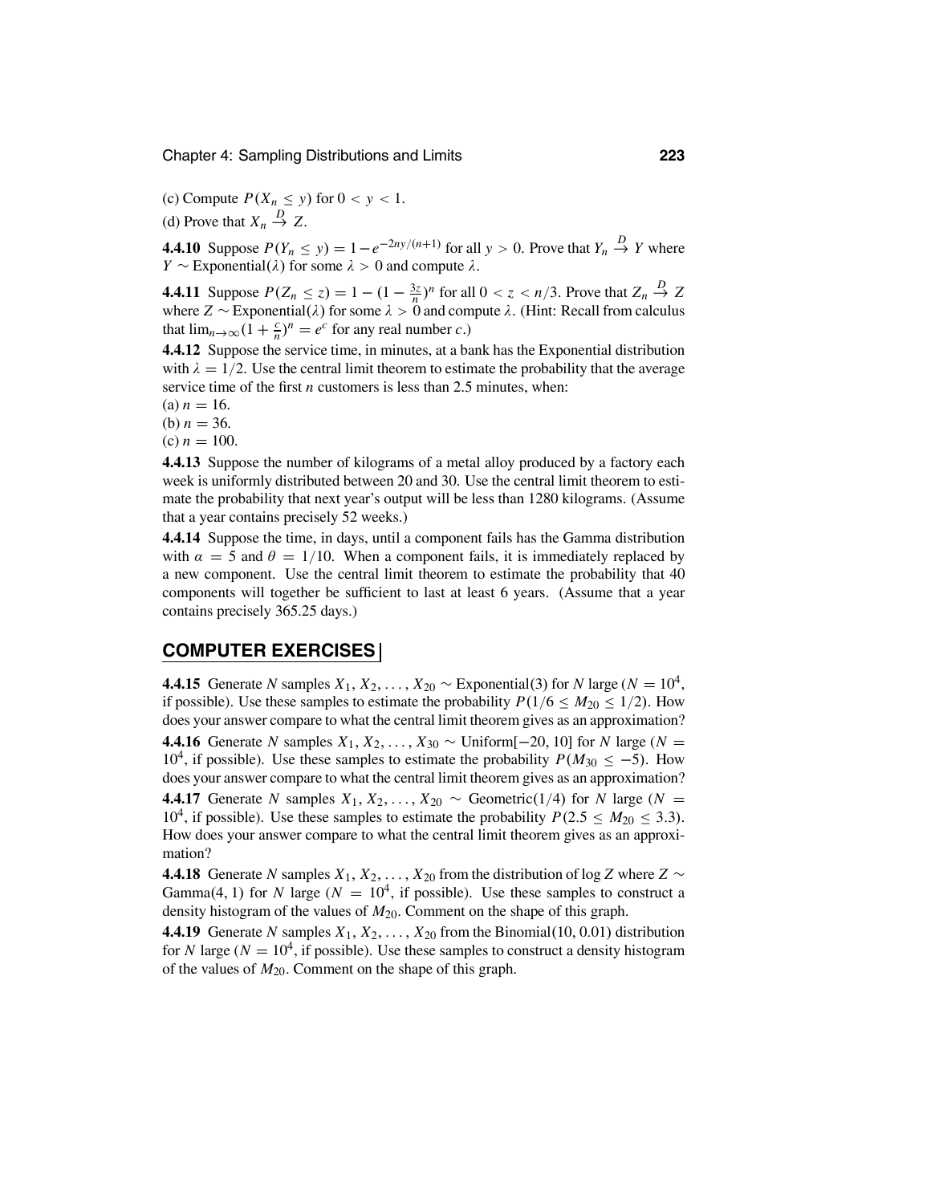(c) Compute $P(X_n \le y)$ for $0 < y < 1$.

(d) Prove that $X_n \xrightarrow{D} Z$.

**4.4.10** Suppose $P(Y_n \le y) = 1 - e^{-2ny/(n+1)}$ for all $y > 0$. Prove that $Y_n \xrightarrow{D} Y$ where $Y \sim$ Exponential($\lambda$) for some $\lambda > 0$ and compute $\lambda$.

**4.4.11** Suppose $P(Z_n \le z) = 1 - (1 - \frac{3z}{n})^n$ for all $0 < z < n/3$. Prove that $Z_n \xrightarrow{D} Z$ where $Z \sim$ Exponential($\lambda$) for some $\lambda > 0$ and compute $\lambda$. (Hint: Recall from calculus that $\lim_{n\to\infty}(1 + \frac{c}{n})^n = e^c$ for any real number $c$.)

**4.4.12** Suppose the service time, in minutes, at a bank has the Exponential distribution with $\lambda = 1/2$. Use the central limit theorem to estimate the probability that the average service time of the first $n$ customers is less than 2.5 minutes, when:

(a) $n = 16$.

(b) $n = 36$.

(c) $n = 100$.

**4.4.13** Suppose the number of kilograms of a metal alloy produced by a factory each week is uniformly distributed between 20 and 30. Use the central limit theorem to estimate the probability that next year's output will be less than 1280 kilograms. (Assume that a year contains precisely 52 weeks.)

**4.4.14** Suppose the time, in days, until a component fails has the Gamma distribution with $\alpha = 5$ and $\theta = 1/10$. When a component fails, it is immediately replaced by a new component. Use the central limit theorem to estimate the probability that 40 components will together be sufficient to last at least 6 years. (Assume that a year contains precisely 365.25 days.)

## COMPUTER EXERCISES

**4.4.15** Generate $N$ samples $X_1, X_2, \ldots, X_{20} \sim$ Exponential(3) for $N$ large ($N = 10^4$, if possible). Use these samples to estimate the probability $P(1/6 \le M_{20} \le 1/2)$. How does your answer compare to what the central limit theorem gives as an approximation?

**4.4.16** Generate $N$ samples $X_1, X_2, \ldots, X_{30} \sim$ Uniform$[-20, 10]$ for $N$ large ($N = 10^4$, if possible). Use these samples to estimate the probability $P(M_{30} \le -5)$. How does your answer compare to what the central limit theorem gives as an approximation?

**4.4.17** Generate $N$ samples $X_1, X_2, \ldots, X_{20} \sim$ Geometric(1/4) for $N$ large ($N = 10^4$, if possible). Use these samples to estimate the probability $P(2.5 \le M_{20} \le 3.3)$. How does your answer compare to what the central limit theorem gives as an approximation?

**4.4.18** Generate $N$ samples $X_1, X_2, \ldots, X_{20}$ from the distribution of $\log Z$ where $Z \sim$ Gamma(4, 1) for $N$ large ($N = 10^4$, if possible). Use these samples to construct a density histogram of the values of $M_{20}$. Comment on the shape of this graph.

**4.4.19** Generate $N$ samples $X_1, X_2, \ldots, X_{20}$ from the Binomial(10, 0.01) distribution for $N$ large ($N = 10^4$, if possible). Use these samples to construct a density histogram of the values of $M_{20}$. Comment on the shape of this graph.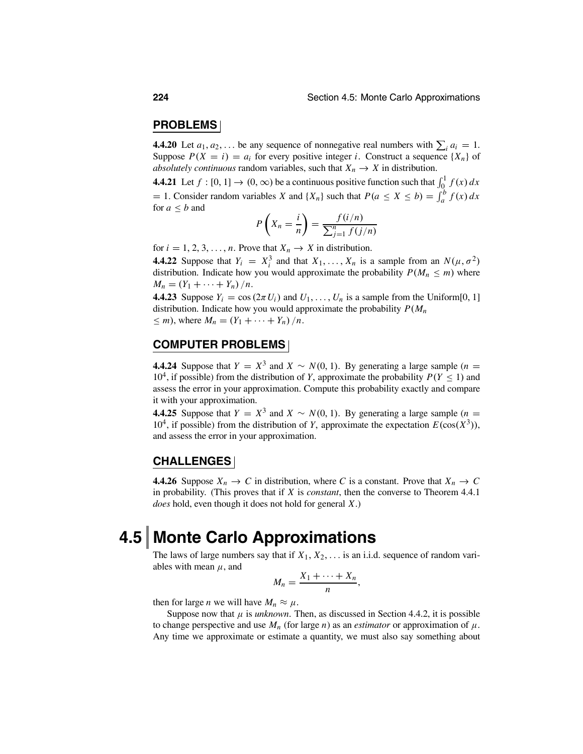## PROBLEMS

**4.4.20** Let $a_1, a_2, \ldots$ be any sequence of nonnegative real numbers with $\sum_i a_i = 1$. Suppose $P(X = i) = a_i$ for every positive integer $i$. Construct a sequence $\{X_n\}$ of *absolutely continuous* random variables, such that $X_n \to X$ in distribution.

**4.4.21** Let $f : [0, 1] \to (0, \infty)$ be a continuous positive function such that $\int_0^1 f(x)\, dx = 1$. Consider random variables $X$ and $\{X_n\}$ such that $P(a \le X \le b) = \int_a^b f(x)\, dx$ for $a \le b$ and

$$P\left(X_n = \frac{i}{n}\right) = \frac{f(i/n)}{\sum_{j=1}^{n} f(j/n)}$$

for $i = 1, 2, 3, \ldots, n$. Prove that $X_n \to X$ in distribution.

**4.4.22** Suppose that $Y_i = X_i^3$ and that $X_1, \ldots, X_n$ is a sample from an $N(\mu, \sigma^2)$ distribution. Indicate how you would approximate the probability $P(M_n \le m)$ where $M_n = (Y_1 + \cdots + Y_n)/n$.

**4.4.23** Suppose $Y_i = \cos(2\pi U_i)$ and $U_1, \ldots, U_n$ is a sample from the Uniform[0, 1] distribution. Indicate how you would approximate the probability $P(M_n \le m)$, where $M_n = (Y_1 + \cdots + Y_n)/n$.

## COMPUTER PROBLEMS

**4.4.24** Suppose that $Y = X^3$ and $X \sim N(0, 1)$. By generating a large sample ($n = 10^4$, if possible) from the distribution of $Y$, approximate the probability $P(Y \le 1)$ and assess the error in your approximation. Compute this probability exactly and compare it with your approximation.

**4.4.25** Suppose that $Y = X^3$ and $X \sim N(0, 1)$. By generating a large sample ($n = 10^4$, if possible) from the distribution of $Y$, approximate the expectation $E(\cos(X^3))$, and assess the error in your approximation.

## CHALLENGES

**4.4.26** Suppose $X_n \to C$ in distribution, where $C$ is a constant. Prove that $X_n \to C$ in probability. (This proves that if $X$ is *constant*, then the converse to Theorem 4.4.1 *does* hold, even though it does not hold for general $X$.)

# 4.5 Monte Carlo Approximations

The laws of large numbers say that if $X_1, X_2, \ldots$ is an i.i.d. sequence of random variables with mean $\mu$, and

$$M_n = \frac{X_1 + \cdots + X_n}{n},$$

then for large $n$ we will have $M_n \approx \mu$.

Suppose now that $\mu$ is *unknown*. Then, as discussed in Section 4.4.2, it is possible to change perspective and use $M_n$ (for large $n$) as an *estimator* or approximation of $\mu$. Any time we approximate or estimate a quantity, we must also say something about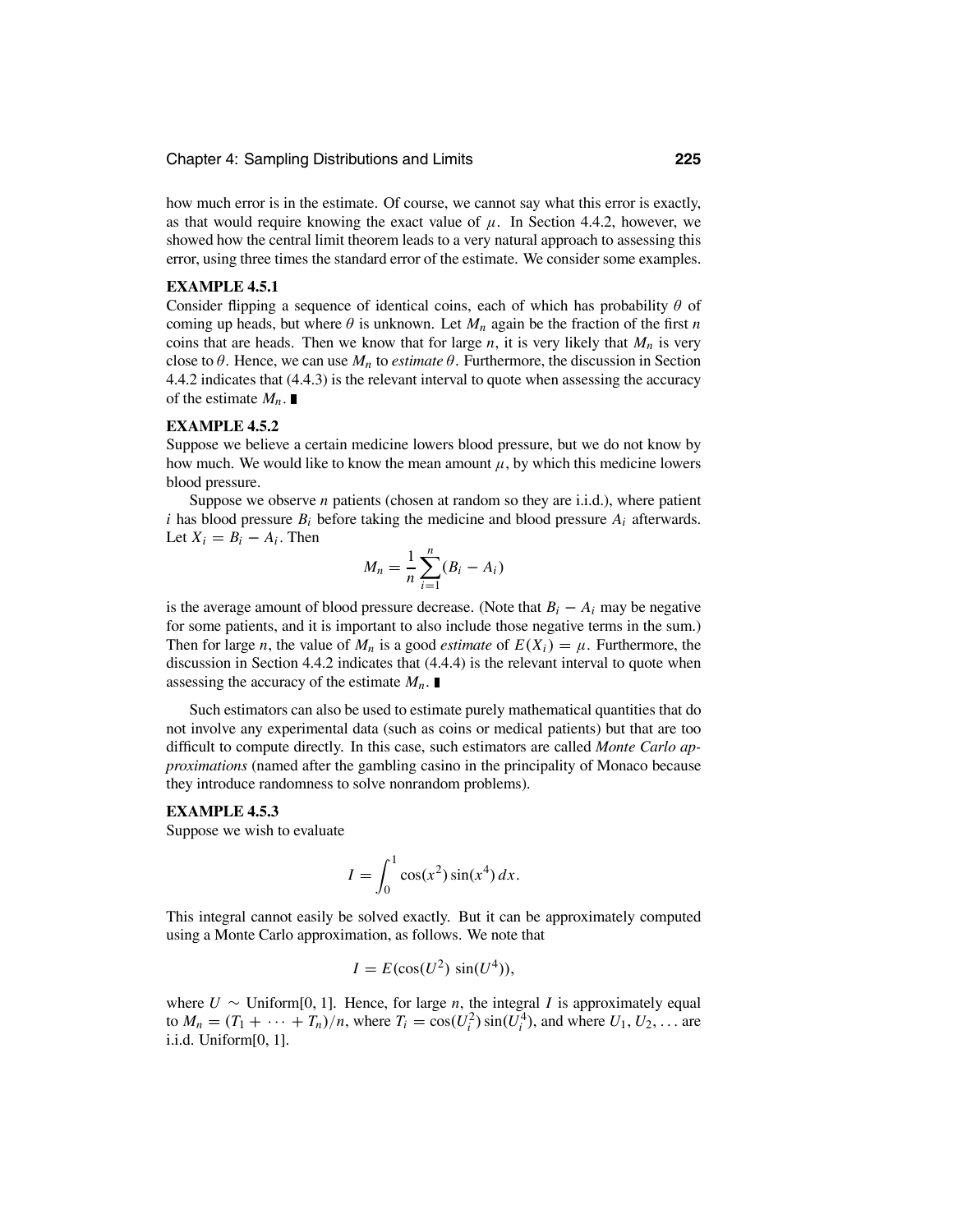how much error is in the estimate. Of course, we cannot say what this error is exactly, as that would require knowing the exact value of $\mu$. In Section 4.4.2, however, we showed how the central limit theorem leads to a very natural approach to assessing this error, using three times the standard error of the estimate. We consider some examples.

**EXAMPLE 4.5.1**

Consider flipping a sequence of identical coins, each of which has probability $\theta$ of coming up heads, but where $\theta$ is unknown. Let $M_n$ again be the fraction of the first $n$ coins that are heads. Then we know that for large $n$, it is very likely that $M_n$ is very close to $\theta$. Hence, we can use $M_n$ to *estimate* $\theta$. Furthermore, the discussion in Section 4.4.2 indicates that (4.4.3) is the relevant interval to quote when assessing the accuracy of the estimate $M_n$. ∎

**EXAMPLE 4.5.2**

Suppose we believe a certain medicine lowers blood pressure, but we do not know by how much. We would like to know the mean amount $\mu$, by which this medicine lowers blood pressure.

Suppose we observe $n$ patients (chosen at random so they are i.i.d.), where patient $i$ has blood pressure $B_i$ before taking the medicine and blood pressure $A_i$ afterwards. Let $X_i = B_i - A_i$. Then

$$M_n = \frac{1}{n}\sum_{i=1}^{n}(B_i - A_i)$$

is the average amount of blood pressure decrease. (Note that $B_i - A_i$ may be negative for some patients, and it is important to also include those negative terms in the sum.) Then for large $n$, the value of $M_n$ is a good *estimate* of $E(X_i) = \mu$. Furthermore, the discussion in Section 4.4.2 indicates that (4.4.4) is the relevant interval to quote when assessing the accuracy of the estimate $M_n$. ∎

Such estimators can also be used to estimate purely mathematical quantities that do not involve any experimental data (such as coins or medical patients) but that are too difficult to compute directly. In this case, such estimators are called *Monte Carlo approximations* (named after the gambling casino in the principality of Monaco because they introduce randomness to solve nonrandom problems).

**EXAMPLE 4.5.3**

Suppose we wish to evaluate

$$I = \int_0^1 \cos(x^2)\sin(x^4)\,dx.$$

This integral cannot easily be solved exactly. But it can be approximately computed using a Monte Carlo approximation, as follows. We note that

$$I = E(\cos(U^2)\ \sin(U^4)),$$

where $U \sim$ Uniform[0, 1]. Hence, for large $n$, the integral $I$ is approximately equal to $M_n = (T_1 + \cdots + T_n)/n$, where $T_i = \cos(U_i^2)\sin(U_i^4)$, and where $U_1, U_2, \ldots$ are i.i.d. Uniform[0, 1].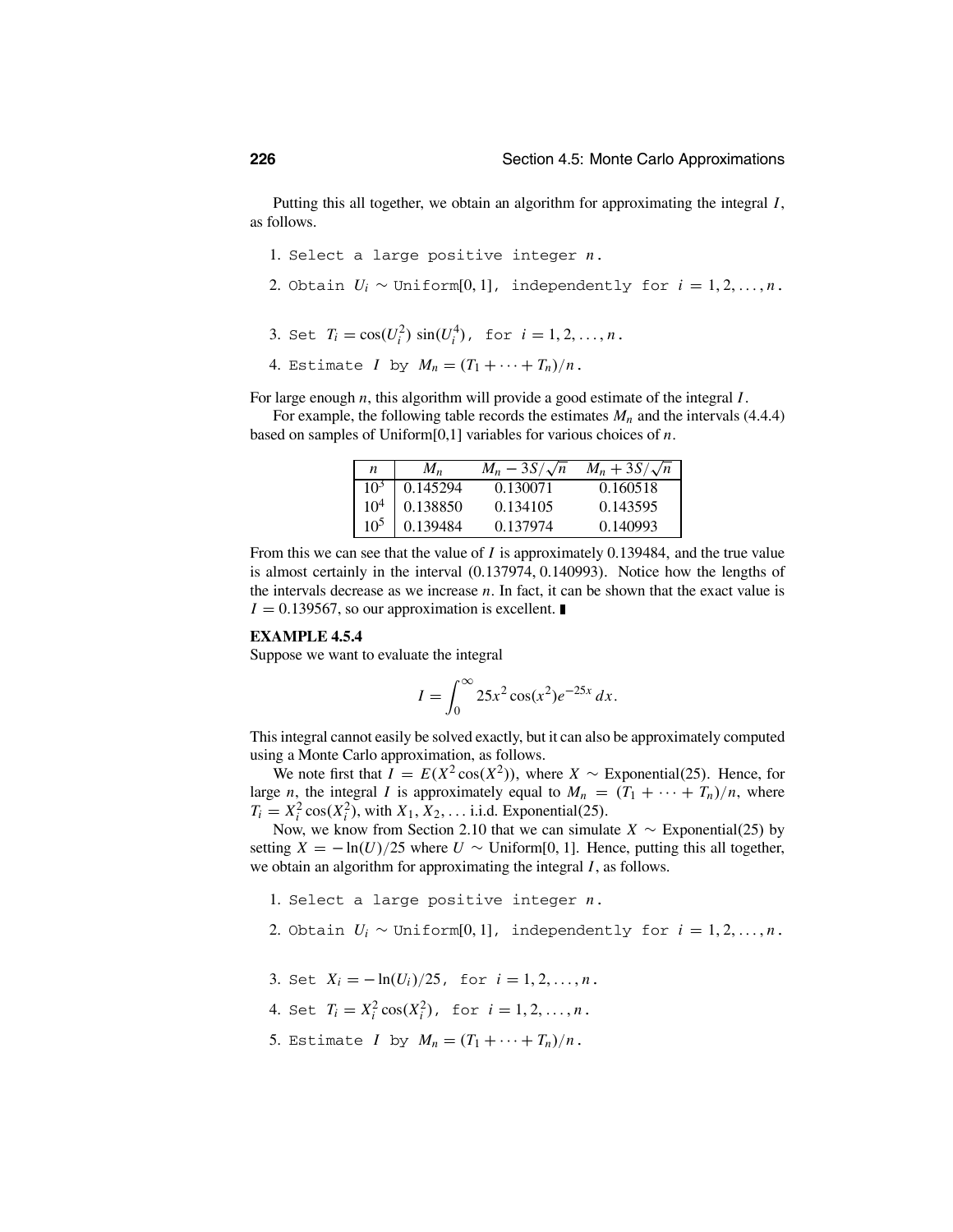Putting this all together, we obtain an algorithm for approximating the integral $I$, as follows.

1. Select a large positive integer $n$.
2. Obtain $U_i \sim$ Uniform[0, 1], independently for $i = 1, 2, \ldots, n$.
3. Set $T_i = \cos(U_i^2)\sin(U_i^4)$, for $i = 1, 2, \ldots, n$.
4. Estimate $I$ by $M_n = (T_1 + \cdots + T_n)/n$.

For large enough $n$, this algorithm will provide a good estimate of the integral $I$.

For example, the following table records the estimates $M_n$ and the intervals (4.4.4) based on samples of Uniform[0,1] variables for various choices of $n$.

| $n$ | $M_n$ | $M_n - 3S/\sqrt{n}$ | $M_n + 3S/\sqrt{n}$ |
|---|---|---|---|
| $10^3$ | 0.145294 | 0.130071 | 0.160518 |
| $10^4$ | 0.138850 | 0.134105 | 0.143595 |
| $10^5$ | 0.139484 | 0.137974 | 0.140993 |

From this we can see that the value of $I$ is approximately 0.139484, and the true value is almost certainly in the interval (0.137974, 0.140993). Notice how the lengths of the intervals decrease as we increase $n$. In fact, it can be shown that the exact value is $I = 0.139567$, so our approximation is excellent. ∎

**EXAMPLE 4.5.4**

Suppose we want to evaluate the integral

$$I = \int_0^\infty 25x^2 \cos(x^2) e^{-25x}\, dx.$$

This integral cannot easily be solved exactly, but it can also be approximately computed using a Monte Carlo approximation, as follows.

We note first that $I = E(X^2 \cos(X^2))$, where $X \sim$ Exponential(25). Hence, for large $n$, the integral $I$ is approximately equal to $M_n = (T_1 + \cdots + T_n)/n$, where $T_i = X_i^2 \cos(X_i^2)$, with $X_1, X_2, \ldots$ i.i.d. Exponential(25).

Now, we know from Section 2.10 that we can simulate $X \sim$ Exponential(25) by setting $X = -\ln(U)/25$ where $U \sim$ Uniform[0, 1]. Hence, putting this all together, we obtain an algorithm for approximating the integral $I$, as follows.

1. Select a large positive integer $n$.
2. Obtain $U_i \sim$ Uniform[0, 1], independently for $i = 1, 2, \ldots, n$.
3. Set $X_i = -\ln(U_i)/25$, for $i = 1, 2, \ldots, n$.
4. Set $T_i = X_i^2 \cos(X_i^2)$, for $i = 1, 2, \ldots, n$.
5. Estimate $I$ by $M_n = (T_1 + \cdots + T_n)/n$.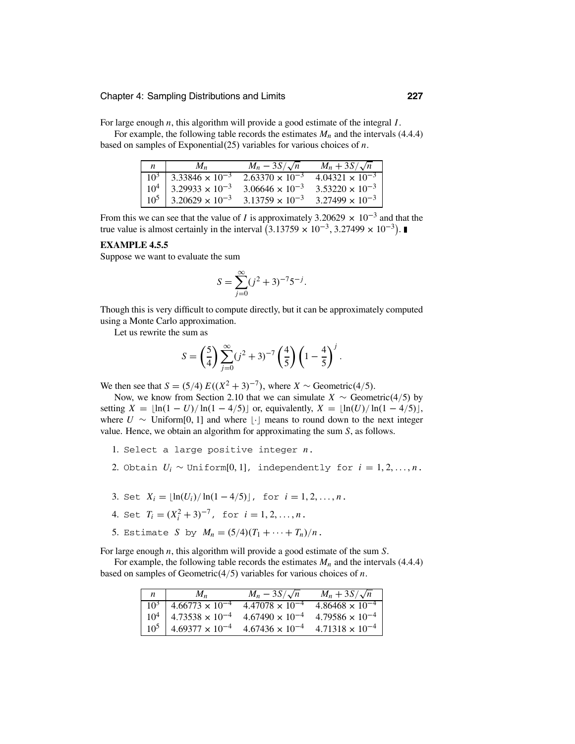For large enough $n$, this algorithm will provide a good estimate of the integral $I$.

For example, the following table records the estimates $M_n$ and the intervals (4.4.4) based on samples of Exponential(25) variables for various choices of $n$.

| $n$ | $M_n$ | $M_n - 3S/\sqrt{n}$ | $M_n + 3S/\sqrt{n}$ |
|---|---|---|---|
| $10^3$ | $3.33846 \times 10^{-3}$ | $2.63370 \times 10^{-3}$ | $4.04321 \times 10^{-3}$ |
| $10^4$ | $3.29933 \times 10^{-3}$ | $3.06646 \times 10^{-3}$ | $3.53220 \times 10^{-3}$ |
| $10^5$ | $3.20629 \times 10^{-3}$ | $3.13759 \times 10^{-3}$ | $3.27499 \times 10^{-3}$ |

From this we can see that the value of $I$ is approximately $3.20629 \times 10^{-3}$ and that the true value is almost certainly in the interval $\left(3.13759 \times 10^{-3}, 3.27499 \times 10^{-3}\right)$. ∎

**EXAMPLE 4.5.5**

Suppose we want to evaluate the sum

$$S = \sum_{j=0}^{\infty} (j^2 + 3)^{-7} 5^{-j}.$$

Though this is very difficult to compute directly, but it can be approximately computed using a Monte Carlo approximation.

Let us rewrite the sum as

$$S = \left(\frac{5}{4}\right) \sum_{j=0}^{\infty} (j^2 + 3)^{-7} \left(\frac{4}{5}\right) \left(1 - \frac{4}{5}\right)^j.$$

We then see that $S = (5/4)\, E((X^2 + 3)^{-7})$, where $X \sim$ Geometric$(4/5)$.

Now, we know from Section 2.10 that we can simulate $X \sim$ Geometric$(4/5)$ by setting $X = \lfloor \ln(1 - U)/\ln(1 - 4/5) \rfloor$ or, equivalently, $X = \lfloor \ln(U)/\ln(1 - 4/5) \rfloor$, where $U \sim$ Uniform$[0, 1]$ and where $\lfloor \cdot \rfloor$ means to round down to the next integer value. Hence, we obtain an algorithm for approximating the sum $S$, as follows.

1. Select a large positive integer $n$.
2. Obtain $U_i \sim$ Uniform$[0, 1]$, independently for $i = 1, 2, \ldots, n$.
3. Set $X_i = \lfloor \ln(U_i)/\ln(1 - 4/5) \rfloor$, for $i = 1, 2, \ldots, n$.
4. Set $T_i = (X_i^2 + 3)^{-7}$, for $i = 1, 2, \ldots, n$.
5. Estimate $S$ by $M_n = (5/4)(T_1 + \cdots + T_n)/n$.

For large enough $n$, this algorithm will provide a good estimate of the sum $S$.

For example, the following table records the estimates $M_n$ and the intervals (4.4.4) based on samples of Geometric$(4/5)$ variables for various choices of $n$.

| $n$ | $M_n$ | $M_n - 3S/\sqrt{n}$ | $M_n + 3S/\sqrt{n}$ |
|---|---|---|---|
| $10^3$ | $4.66773 \times 10^{-4}$ | $4.47078 \times 10^{-4}$ | $4.86468 \times 10^{-4}$ |
| $10^4$ | $4.73538 \times 10^{-4}$ | $4.67490 \times 10^{-4}$ | $4.79586 \times 10^{-4}$ |
| $10^5$ | $4.69377 \times 10^{-4}$ | $4.67436 \times 10^{-4}$ | $4.71318 \times 10^{-4}$ |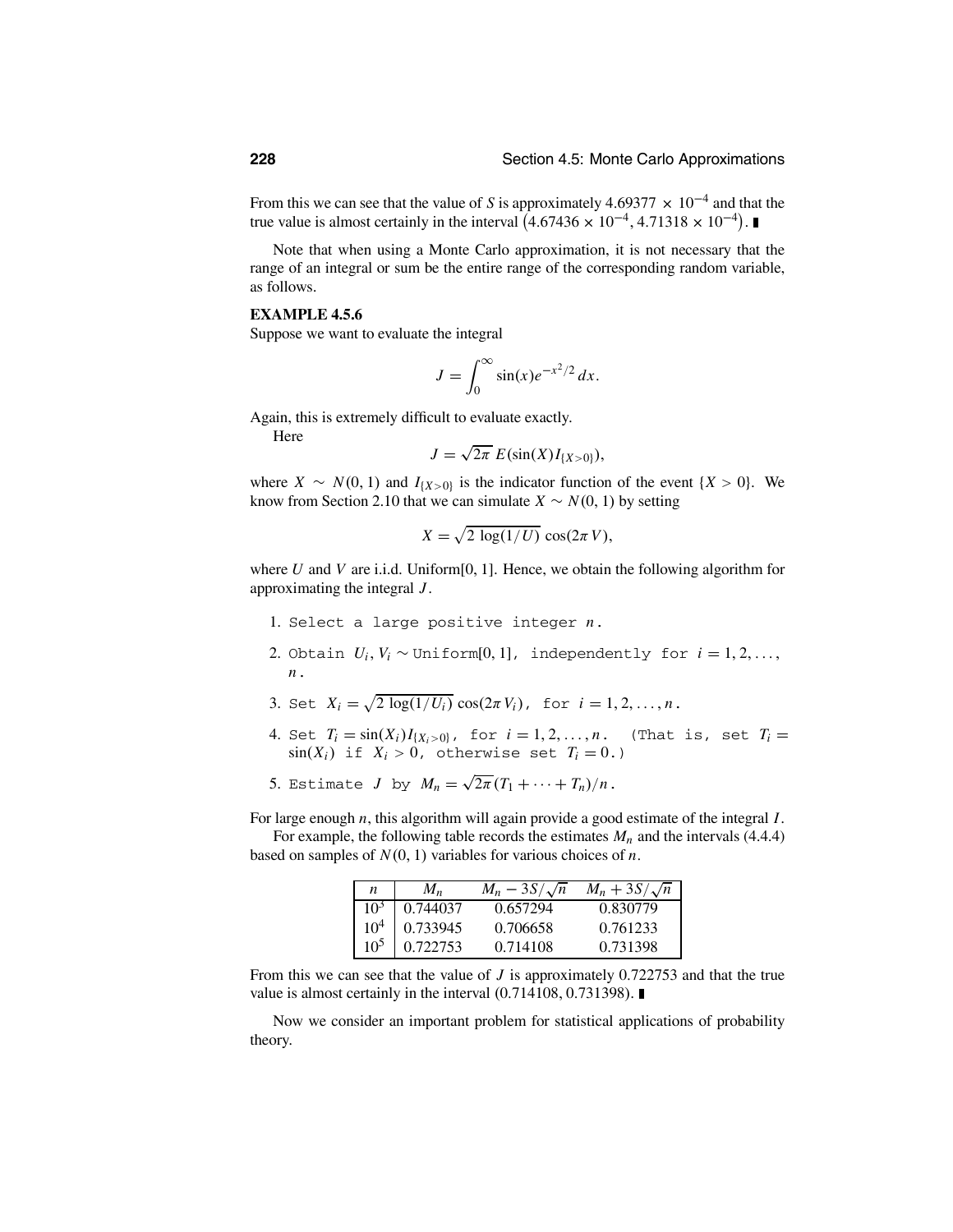From this we can see that the value of $S$ is approximately $4.69377 \times 10^{-4}$ and that the true value is almost certainly in the interval $\left(4.67436 \times 10^{-4}, 4.71318 \times 10^{-4}\right)$. ∎

Note that when using a Monte Carlo approximation, it is not necessary that the range of an integral or sum be the entire range of the corresponding random variable, as follows.

**EXAMPLE 4.5.6**

Suppose we want to evaluate the integral

$$J = \int_0^\infty \sin(x) e^{-x^2/2}\, dx.$$

Again, this is extremely difficult to evaluate exactly.

Here

$$J = \sqrt{2\pi}\, E(\sin(X) I_{\{X>0\}}),$$

where $X \sim N(0, 1)$ and $I_{\{X>0\}}$ is the indicator function of the event $\{X > 0\}$. We know from Section 2.10 that we can simulate $X \sim N(0, 1)$ by setting

$$X = \sqrt{2\,\log(1/U)}\, \cos(2\pi V),$$

where $U$ and $V$ are i.i.d. Uniform[0, 1]. Hence, we obtain the following algorithm for approximating the integral $J$.

1. Select a large positive integer $n$.
2. Obtain $U_i, V_i \sim$ Uniform[0, 1], independently for $i = 1, 2, \ldots, n$.
3. Set $X_i = \sqrt{2\,\log(1/U_i)}\, \cos(2\pi V_i)$, for $i = 1, 2, \ldots, n$.
4. Set $T_i = \sin(X_i) I_{\{X_i>0\}}$, for $i = 1, 2, \ldots, n$. (That is, set $T_i = \sin(X_i)$ if $X_i > 0$, otherwise set $T_i = 0$.)
5. Estimate $J$ by $M_n = \sqrt{2\pi}(T_1 + \cdots + T_n)/n$.

For large enough $n$, this algorithm will again provide a good estimate of the integral $I$.

For example, the following table records the estimates $M_n$ and the intervals (4.4.4) based on samples of $N(0, 1)$ variables for various choices of $n$.

| $n$ | $M_n$ | $M_n - 3S/\sqrt{n}$ | $M_n + 3S/\sqrt{n}$ |
|---|---|---|---|
| $10^3$ | 0.744037 | 0.657294 | 0.830779 |
| $10^4$ | 0.733945 | 0.706658 | 0.761233 |
| $10^5$ | 0.722753 | 0.714108 | 0.731398 |

From this we can see that the value of $J$ is approximately 0.722753 and that the true value is almost certainly in the interval (0.714108, 0.731398). ∎

Now we consider an important problem for statistical applications of probability theory.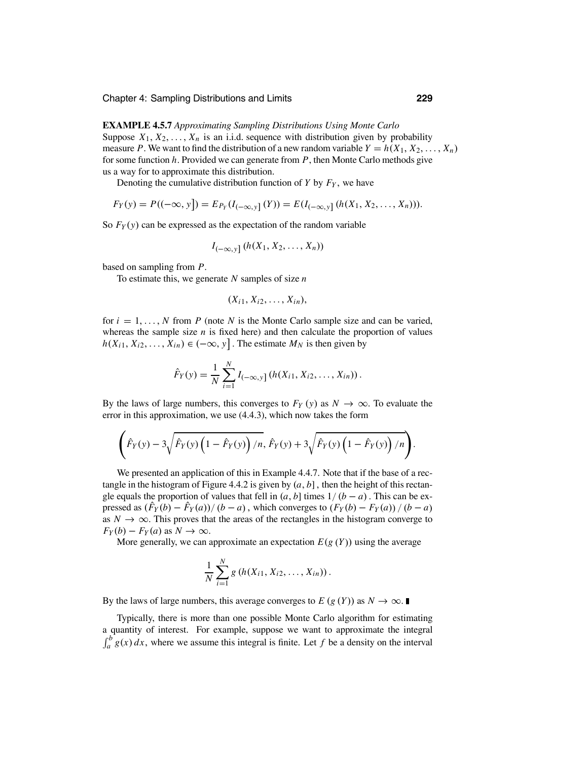**EXAMPLE 4.5.7** *Approximating Sampling Distributions Using Monte Carlo*

Suppose $X_1, X_2, \ldots, X_n$ is an i.i.d. sequence with distribution given by probability measure $P$. We want to find the distribution of a new random variable $Y = h(X_1, X_2, \ldots, X_n)$ for some function $h$. Provided we can generate from $P$, then Monte Carlo methods give us a way for to approximate this distribution.

Denoting the cumulative distribution function of $Y$ by $F_Y$, we have

$$F_Y(y) = P((-\infty, y]) = E_{P_Y}(I_{(-\infty,y]}(Y)) = E(I_{(-\infty,y]}(h(X_1, X_2, \ldots, X_n))).$$

So $F_Y(y)$ can be expressed as the expectation of the random variable

$$I_{(-\infty,y]}(h(X_1, X_2, \ldots, X_n))$$

based on sampling from $P$.

To estimate this, we generate $N$ samples of size $n$

$$(X_{i1}, X_{i2}, \ldots, X_{in}),$$

for $i = 1, \ldots, N$ from $P$ (note $N$ is the Monte Carlo sample size and can be varied, whereas the sample size $n$ is fixed here) and then calculate the proportion of values $h(X_{i1}, X_{i2}, \ldots, X_{in}) \in (-\infty, y]$. The estimate $M_N$ is then given by

$$\hat{F}_Y(y) = \frac{1}{N} \sum_{i=1}^{N} I_{(-\infty,y]}(h(X_{i1}, X_{i2}, \ldots, X_{in})).$$

By the laws of large numbers, this converges to $F_Y(y)$ as $N \to \infty$. To evaluate the error in this approximation, we use (4.4.3), which now takes the form

$$\left( \hat{F}_Y(y) - 3\sqrt{\hat{F}_Y(y)\left(1 - \hat{F}_Y(y)\right)/n},\ \hat{F}_Y(y) + 3\sqrt{\hat{F}_Y(y)\left(1 - \hat{F}_Y(y)\right)/n} \right).$$

We presented an application of this in Example 4.4.7. Note that if the base of a rectangle in the histogram of Figure 4.4.2 is given by $(a, b]$, then the height of this rectangle equals the proportion of values that fell in $(a, b]$ times $1/(b - a)$. This can be expressed as $(\hat{F}_Y(b) - \hat{F}_Y(a))/(b - a)$, which converges to $(F_Y(b) - F_Y(a))/(b - a)$ as $N \to \infty$. This proves that the areas of the rectangles in the histogram converge to $F_Y(b) - F_Y(a)$ as $N \to \infty$.

More generally, we can approximate an expectation $E(g(Y))$ using the average

$$\frac{1}{N} \sum_{i=1}^{N} g(h(X_{i1}, X_{i2}, \ldots, X_{in})).$$

By the laws of large numbers, this average converges to $E(g(Y))$ as $N \to \infty$. ∎

Typically, there is more than one possible Monte Carlo algorithm for estimating a quantity of interest. For example, suppose we want to approximate the integral $\int_a^b g(x)\, dx$, where we assume this integral is finite. Let $f$ be a density on the interval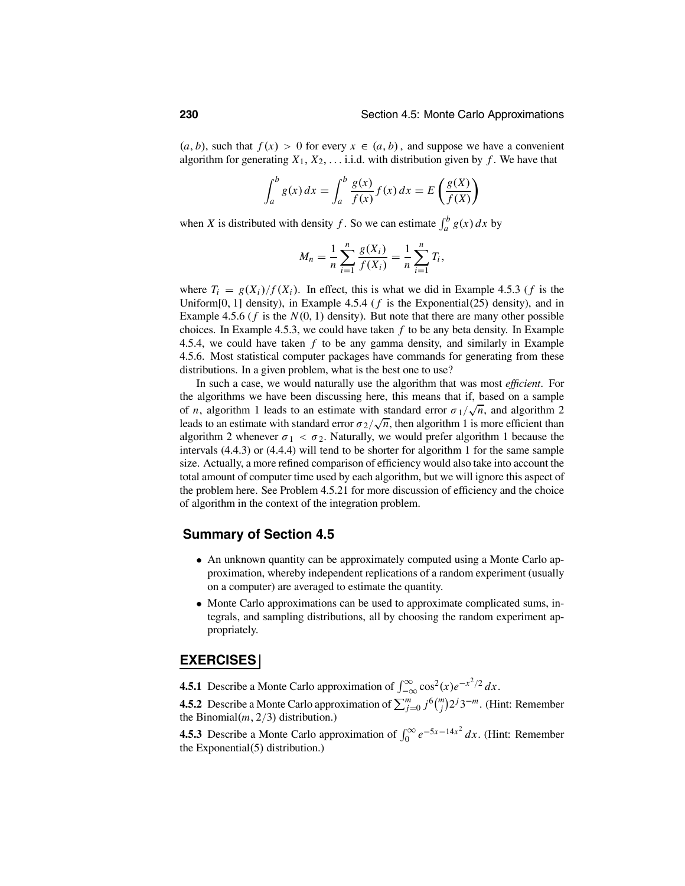$(a, b)$, such that $f(x) > 0$ for every $x \in (a, b)$, and suppose we have a convenient algorithm for generating $X_1, X_2, \ldots$ i.i.d. with distribution given by $f$. We have that

$$\int_a^b g(x)\,dx = \int_a^b \frac{g(x)}{f(x)} f(x)\,dx = E\left(\frac{g(X)}{f(X)}\right)$$

when $X$ is distributed with density $f$. So we can estimate $\int_a^b g(x)\,dx$ by

$$M_n = \frac{1}{n}\sum_{i=1}^n \frac{g(X_i)}{f(X_i)} = \frac{1}{n}\sum_{i=1}^n T_i,$$

where $T_i = g(X_i)/f(X_i)$. In effect, this is what we did in Example 4.5.3 ($f$ is the Uniform[0, 1] density), in Example 4.5.4 ($f$ is the Exponential(25) density), and in Example 4.5.6 ($f$ is the $N(0, 1)$ density). But note that there are many other possible choices. In Example 4.5.3, we could have taken $f$ to be any beta density. In Example 4.5.4, we could have taken $f$ to be any gamma density, and similarly in Example 4.5.6. Most statistical computer packages have commands for generating from these distributions. In a given problem, what is the best one to use?

In such a case, we would naturally use the algorithm that was most *efficient*. For the algorithms we have been discussing here, this means that if, based on a sample of $n$, algorithm 1 leads to an estimate with standard error $\sigma_1/\sqrt{n}$, and algorithm 2 leads to an estimate with standard error $\sigma_2/\sqrt{n}$, then algorithm 1 is more efficient than algorithm 2 whenever $\sigma_1 < \sigma_2$. Naturally, we would prefer algorithm 1 because the intervals (4.4.3) or (4.4.4) will tend to be shorter for algorithm 1 for the same sample size. Actually, a more refined comparison of efficiency would also take into account the total amount of computer time used by each algorithm, but we will ignore this aspect of the problem here. See Problem 4.5.21 for more discussion of efficiency and the choice of algorithm in the context of the integration problem.

## Summary of Section 4.5

- An unknown quantity can be approximately computed using a Monte Carlo approximation, whereby independent replications of a random experiment (usually on a computer) are averaged to estimate the quantity.
- Monte Carlo approximations can be used to approximate complicated sums, integrals, and sampling distributions, all by choosing the random experiment appropriately.

## EXERCISES

**4.5.1** Describe a Monte Carlo approximation of $\int_{-\infty}^{\infty} \cos^2(x) e^{-x^2/2}\,dx$.

**4.5.2** Describe a Monte Carlo approximation of $\sum_{j=0}^{m} j^6 \binom{m}{j} 2^j 3^{-m}$. (Hint: Remember the Binomial$(m, 2/3)$ distribution.)

**4.5.3** Describe a Monte Carlo approximation of $\int_0^{\infty} e^{-5x-14x^2}\,dx$. (Hint: Remember the Exponential(5) distribution.)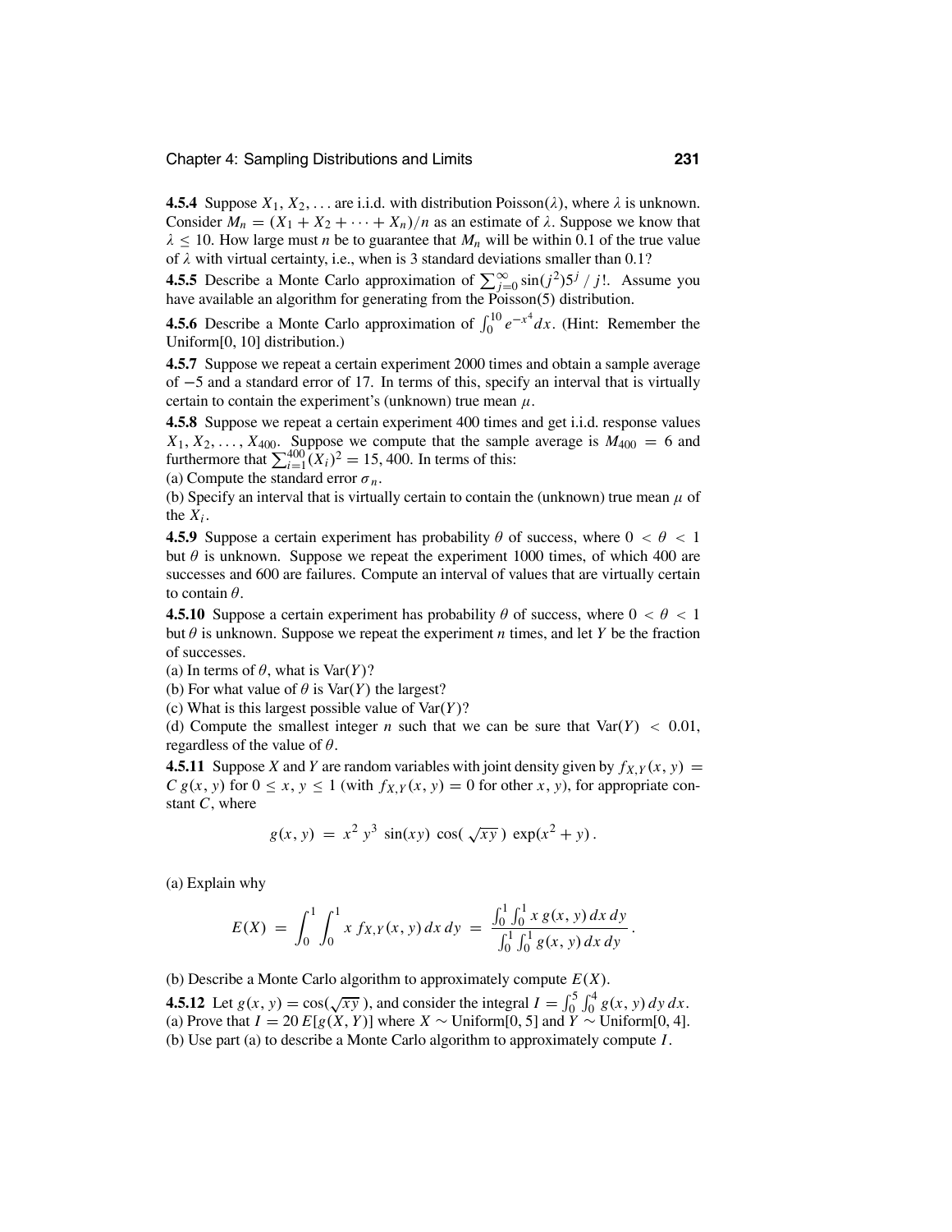**4.5.4** Suppose $X_1, X_2, \ldots$ are i.i.d. with distribution Poisson($\lambda$), where $\lambda$ is unknown. Consider $M_n = (X_1 + X_2 + \cdots + X_n)/n$ as an estimate of $\lambda$. Suppose we know that $\lambda \le 10$. How large must $n$ be to guarantee that $M_n$ will be within 0.1 of the true value of $\lambda$ with virtual certainty, i.e., when is 3 standard deviations smaller than 0.1?

**4.5.5** Describe a Monte Carlo approximation of $\sum_{j=0}^{\infty} \sin(j^2) 5^j \,/\, j!$. Assume you have available an algorithm for generating from the Poisson(5) distribution.

**4.5.6** Describe a Monte Carlo approximation of $\int_0^{10} e^{-x^4} dx$. (Hint: Remember the Uniform[0, 10] distribution.)

**4.5.7** Suppose we repeat a certain experiment 2000 times and obtain a sample average of $-5$ and a standard error of 17. In terms of this, specify an interval that is virtually certain to contain the experiment's (unknown) true mean $\mu$.

**4.5.8** Suppose we repeat a certain experiment 400 times and get i.i.d. response values $X_1, X_2, \ldots, X_{400}$. Suppose we compute that the sample average is $M_{400} = 6$ and furthermore that $\sum_{i=1}^{400} (X_i)^2 = 15{,}400$. In terms of this:

(a) Compute the standard error $\sigma_n$.

(b) Specify an interval that is virtually certain to contain the (unknown) true mean $\mu$ of the $X_i$.

**4.5.9** Suppose a certain experiment has probability $\theta$ of success, where $0 < \theta < 1$ but $\theta$ is unknown. Suppose we repeat the experiment 1000 times, of which 400 are successes and 600 are failures. Compute an interval of values that are virtually certain to contain $\theta$.

**4.5.10** Suppose a certain experiment has probability $\theta$ of success, where $0 < \theta < 1$ but $\theta$ is unknown. Suppose we repeat the experiment $n$ times, and let $Y$ be the fraction of successes.

(a) In terms of $\theta$, what is $\text{Var}(Y)$?

(b) For what value of $\theta$ is $\text{Var}(Y)$ the largest?

(c) What is this largest possible value of $\text{Var}(Y)$?

(d) Compute the smallest integer $n$ such that we can be sure that $\text{Var}(Y) < 0.01$, regardless of the value of $\theta$.

**4.5.11** Suppose $X$ and $Y$ are random variables with joint density given by $f_{X,Y}(x, y) = C\, g(x, y)$ for $0 \le x, y \le 1$ (with $f_{X,Y}(x, y) = 0$ for other $x, y$), for appropriate constant $C$, where

$$g(x, y) = x^2\, y^3\, \sin(xy)\, \cos(\sqrt{xy}\,)\, \exp(x^2 + y)\,.$$

(a) Explain why

$$E(X) = \int_0^1 \int_0^1 x\, f_{X,Y}(x, y)\, dx\, dy = \frac{\int_0^1 \int_0^1 x\, g(x, y)\, dx\, dy}{\int_0^1 \int_0^1 g(x, y)\, dx\, dy}\,.$$

(b) Describe a Monte Carlo algorithm to approximately compute $E(X)$.

**4.5.12** Let $g(x, y) = \cos(\sqrt{xy}\,)$, and consider the integral $I = \int_0^5 \int_0^4 g(x, y)\, dy\, dx$.

(a) Prove that $I = 20\, E[g(X, Y)]$ where $X \sim \text{Uniform}[0, 5]$ and $Y \sim \text{Uniform}[0, 4]$.

(b) Use part (a) to describe a Monte Carlo algorithm to approximately compute $I$.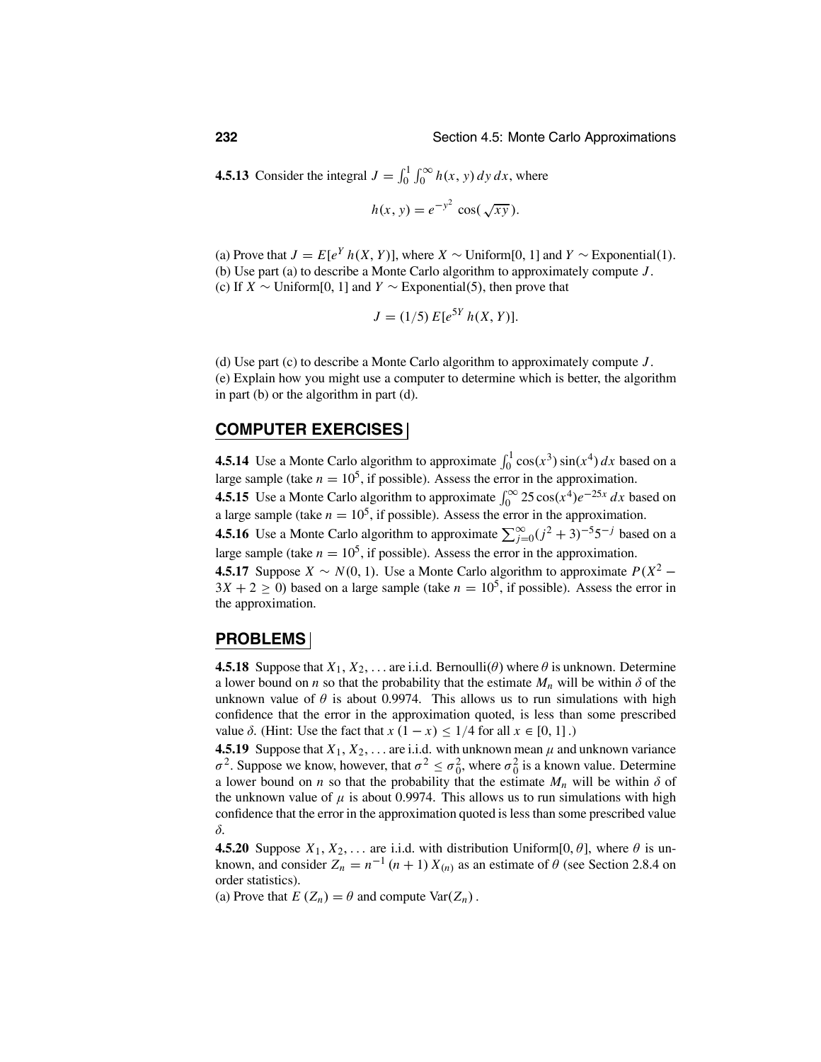**4.5.13** Consider the integral $J = \int_0^1 \int_0^\infty h(x, y)\, dy\, dx$, where

$$h(x, y) = e^{-y^2} \cos(\sqrt{xy}).$$

(a) Prove that $J = E[e^Y h(X, Y)]$, where $X \sim$ Uniform[0, 1] and $Y \sim$ Exponential(1).
(b) Use part (a) to describe a Monte Carlo algorithm to approximately compute $J$.
(c) If $X \sim$ Uniform[0, 1] and $Y \sim$ Exponential(5), then prove that

$$J = (1/5)\, E[e^{5Y} h(X, Y)].$$

(d) Use part (c) to describe a Monte Carlo algorithm to approximately compute $J$.
(e) Explain how you might use a computer to determine which is better, the algorithm in part (b) or the algorithm in part (d).

## COMPUTER EXERCISES

**4.5.14** Use a Monte Carlo algorithm to approximate $\int_0^1 \cos(x^3) \sin(x^4)\, dx$ based on a large sample (take $n = 10^5$, if possible). Assess the error in the approximation.

**4.5.15** Use a Monte Carlo algorithm to approximate $\int_0^\infty 25 \cos(x^4) e^{-25x}\, dx$ based on a large sample (take $n = 10^5$, if possible). Assess the error in the approximation.

**4.5.16** Use a Monte Carlo algorithm to approximate $\sum_{j=0}^\infty (j^2 + 3)^{-5} 5^{-j}$ based on a large sample (take $n = 10^5$, if possible). Assess the error in the approximation.

**4.5.17** Suppose $X \sim N(0, 1)$. Use a Monte Carlo algorithm to approximate $P(X^2 - 3X + 2 \geq 0)$ based on a large sample (take $n = 10^5$, if possible). Assess the error in the approximation.

## PROBLEMS

**4.5.18** Suppose that $X_1, X_2, \ldots$ are i.i.d. Bernoulli($\theta$) where $\theta$ is unknown. Determine a lower bound on $n$ so that the probability that the estimate $M_n$ will be within $\delta$ of the unknown value of $\theta$ is about 0.9974. This allows us to run simulations with high confidence that the error in the approximation quoted, is less than some prescribed value $\delta$. (Hint: Use the fact that $x(1 - x) \leq 1/4$ for all $x \in [0, 1]$.)

**4.5.19** Suppose that $X_1, X_2, \ldots$ are i.i.d. with unknown mean $\mu$ and unknown variance $\sigma^2$. Suppose we know, however, that $\sigma^2 \leq \sigma_0^2$, where $\sigma_0^2$ is a known value. Determine a lower bound on $n$ so that the probability that the estimate $M_n$ will be within $\delta$ of the unknown value of $\mu$ is about 0.9974. This allows us to run simulations with high confidence that the error in the approximation quoted is less than some prescribed value $\delta$.

**4.5.20** Suppose $X_1, X_2, \ldots$ are i.i.d. with distribution Uniform[0, $\theta$], where $\theta$ is unknown, and consider $Z_n = n^{-1}(n + 1) X_{(n)}$ as an estimate of $\theta$ (see Section 2.8.4 on order statistics).
(a) Prove that $E(Z_n) = \theta$ and compute $\text{Var}(Z_n)$.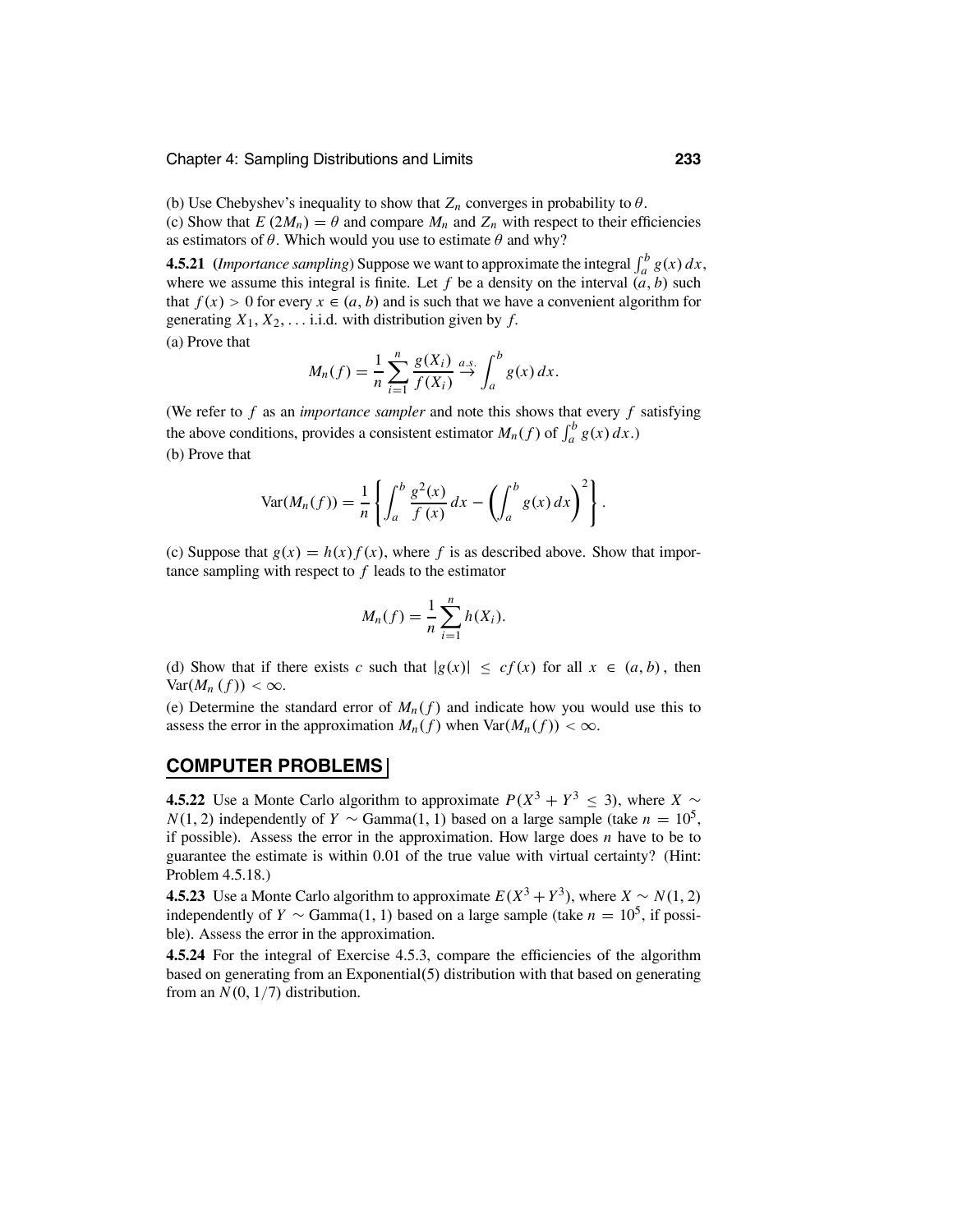(b) Use Chebyshev's inequality to show that $Z_n$ converges in probability to $\theta$.
(c) Show that $E(2M_n) = \theta$ and compare $M_n$ and $Z_n$ with respect to their efficiencies as estimators of $\theta$. Which would you use to estimate $\theta$ and why?

**4.5.21** (*Importance sampling*) Suppose we want to approximate the integral $\int_a^b g(x)\,dx$, where we assume this integral is finite. Let $f$ be a density on the interval $(a, b)$ such that $f(x) > 0$ for every $x \in (a, b)$ and is such that we have a convenient algorithm for generating $X_1, X_2, \ldots$ i.i.d. with distribution given by $f$.

(a) Prove that

$$M_n(f) = \frac{1}{n}\sum_{i=1}^{n}\frac{g(X_i)}{f(X_i)} \overset{a.s.}{\to} \int_a^b g(x)\,dx.$$

(We refer to $f$ as an *importance sampler* and note this shows that every $f$ satisfying the above conditions, provides a consistent estimator $M_n(f)$ of $\int_a^b g(x)\,dx$.)

(b) Prove that

$$\text{Var}(M_n(f)) = \frac{1}{n}\left\{\int_a^b \frac{g^2(x)}{f(x)}\,dx - \left(\int_a^b g(x)\,dx\right)^2\right\}.$$

(c) Suppose that $g(x) = h(x)f(x)$, where $f$ is as described above. Show that importance sampling with respect to $f$ leads to the estimator

$$M_n(f) = \frac{1}{n}\sum_{i=1}^{n} h(X_i).$$

(d) Show that if there exists $c$ such that $|g(x)| \le cf(x)$ for all $x \in (a, b)$, then $\text{Var}(M_n(f)) < \infty$.

(e) Determine the standard error of $M_n(f)$ and indicate how you would use this to assess the error in the approximation $M_n(f)$ when $\text{Var}(M_n(f)) < \infty$.

## COMPUTER PROBLEMS

**4.5.22** Use a Monte Carlo algorithm to approximate $P(X^3 + Y^3 \le 3)$, where $X \sim N(1, 2)$ independently of $Y \sim \text{Gamma}(1, 1)$ based on a large sample (take $n = 10^5$, if possible). Assess the error in the approximation. How large does $n$ have to be to guarantee the estimate is within 0.01 of the true value with virtual certainty? (Hint: Problem 4.5.18.)

**4.5.23** Use a Monte Carlo algorithm to approximate $E(X^3 + Y^3)$, where $X \sim N(1, 2)$ independently of $Y \sim \text{Gamma}(1, 1)$ based on a large sample (take $n = 10^5$, if possible). Assess the error in the approximation.

**4.5.24** For the integral of Exercise 4.5.3, compare the efficiencies of the algorithm based on generating from an Exponential(5) distribution with that based on generating from an $N(0, 1/7)$ distribution.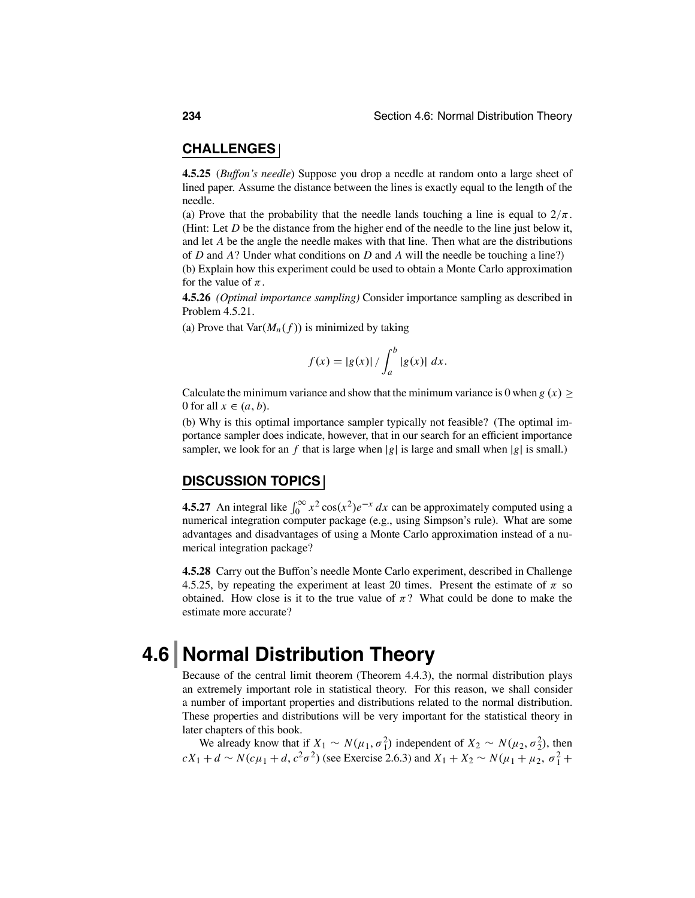## CHALLENGES

**4.5.25** (*Buffon's needle*) Suppose you drop a needle at random onto a large sheet of lined paper. Assume the distance between the lines is exactly equal to the length of the needle.

(a) Prove that the probability that the needle lands touching a line is equal to $2/\pi$. (Hint: Let $D$ be the distance from the higher end of the needle to the line just below it, and let $A$ be the angle the needle makes with that line. Then what are the distributions of $D$ and $A$? Under what conditions on $D$ and $A$ will the needle be touching a line?)

(b) Explain how this experiment could be used to obtain a Monte Carlo approximation for the value of $\pi$.

**4.5.26** *(Optimal importance sampling)* Consider importance sampling as described in Problem 4.5.21.

(a) Prove that $\text{Var}(M_n(f))$ is minimized by taking

$$f(x) = |g(x)| \, / \int_a^b |g(x)| \, dx.$$

Calculate the minimum variance and show that the minimum variance is 0 when $g(x) \geq 0$ for all $x \in (a, b)$.

(b) Why is this optimal importance sampler typically not feasible? (The optimal importance sampler does indicate, however, that in our search for an efficient importance sampler, we look for an $f$ that is large when $|g|$ is large and small when $|g|$ is small.)

## DISCUSSION TOPICS

**4.5.27** An integral like $\int_0^\infty x^2 \cos(x^2) e^{-x} \, dx$ can be approximately computed using a numerical integration computer package (e.g., using Simpson's rule). What are some advantages and disadvantages of using a Monte Carlo approximation instead of a numerical integration package?

**4.5.28** Carry out the Buffon's needle Monte Carlo experiment, described in Challenge 4.5.25, by repeating the experiment at least 20 times. Present the estimate of $\pi$ so obtained. How close is it to the true value of $\pi$? What could be done to make the estimate more accurate?

# 4.6 Normal Distribution Theory

Because of the central limit theorem (Theorem 4.4.3), the normal distribution plays an extremely important role in statistical theory. For this reason, we shall consider a number of important properties and distributions related to the normal distribution. These properties and distributions will be very important for the statistical theory in later chapters of this book.

We already know that if $X_1 \sim N(\mu_1, \sigma_1^2)$ independent of $X_2 \sim N(\mu_2, \sigma_2^2)$, then $cX_1 + d \sim N(c\mu_1 + d, c^2\sigma^2)$ (see Exercise 2.6.3) and $X_1 + X_2 \sim N(\mu_1 + \mu_2, \, \sigma_1^2 +$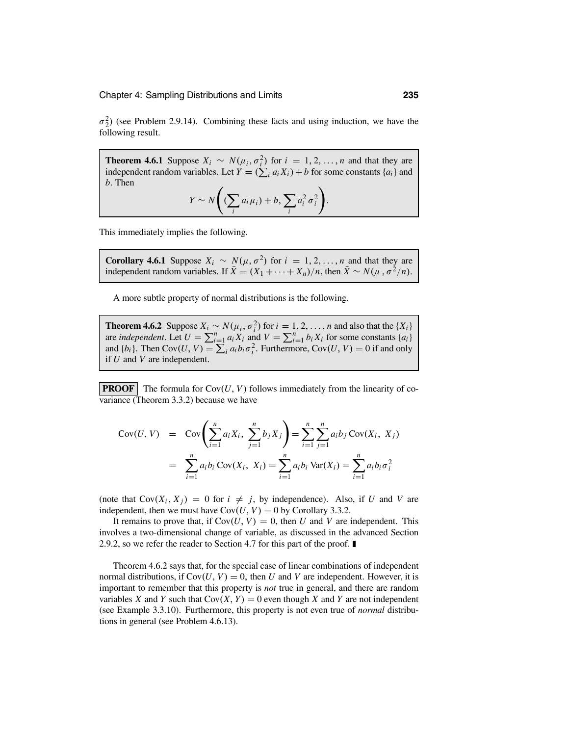$\sigma_2^2$) (see Problem 2.9.14). Combining these facts and using induction, we have the following result.

**Theorem 4.6.1** Suppose $X_i \sim N(\mu_i, \sigma_i^2)$ for $i = 1, 2, \ldots, n$ and that they are independent random variables. Let $Y = (\sum_i a_i X_i) + b$ for some constants $\{a_i\}$ and $b$. Then

$$Y \sim N\left( (\sum_i a_i \mu_i) + b, \sum_i a_i^2 \sigma_i^2 \right).$$

This immediately implies the following.

**Corollary 4.6.1** Suppose $X_i \sim N(\mu, \sigma^2)$ for $i = 1, 2, \ldots, n$ and that they are independent random variables. If $\bar{X} = (X_1 + \cdots + X_n)/n$, then $\bar{X} \sim N(\mu, \sigma^2/n)$.

A more subtle property of normal distributions is the following.

**Theorem 4.6.2** Suppose $X_i \sim N(\mu_i, \sigma_i^2)$ for $i = 1, 2, \ldots, n$ and also that the $\{X_i\}$ are *independent*. Let $U = \sum_{i=1}^n a_i X_i$ and $V = \sum_{i=1}^n b_i X_i$ for some constants $\{a_i\}$ and $\{b_i\}$. Then $\text{Cov}(U, V) = \sum_i a_i b_i \sigma_i^2$. Furthermore, $\text{Cov}(U, V) = 0$ if and only if $U$ and $V$ are independent.

**PROOF** The formula for $\text{Cov}(U, V)$ follows immediately from the linearity of covariance (Theorem 3.3.2) because we have

$$\begin{aligned}
\text{Cov}(U, V) &= \text{Cov}\left( \sum_{i=1}^n a_i X_i, \sum_{j=1}^n b_j X_j \right) = \sum_{i=1}^n \sum_{j=1}^n a_i b_j \,\text{Cov}(X_i, X_j) \\
&= \sum_{i=1}^n a_i b_i \,\text{Cov}(X_i, X_i) = \sum_{i=1}^n a_i b_i \,\text{Var}(X_i) = \sum_{i=1}^n a_i b_i \sigma_i^2
\end{aligned}$$

(note that $\text{Cov}(X_i, X_j) = 0$ for $i \neq j$, by independence). Also, if $U$ and $V$ are independent, then we must have $\text{Cov}(U, V) = 0$ by Corollary 3.3.2.

It remains to prove that, if $\text{Cov}(U, V) = 0$, then $U$ and $V$ are independent. This involves a two-dimensional change of variable, as discussed in the advanced Section 2.9.2, so we refer the reader to Section 4.7 for this part of the proof. ∎

Theorem 4.6.2 says that, for the special case of linear combinations of independent normal distributions, if $\text{Cov}(U, V) = 0$, then $U$ and $V$ are independent. However, it is important to remember that this property is *not* true in general, and there are random variables $X$ and $Y$ such that $\text{Cov}(X, Y) = 0$ even though $X$ and $Y$ are not independent (see Example 3.3.10). Furthermore, this property is not even true of *normal* distributions in general (see Problem 4.6.13).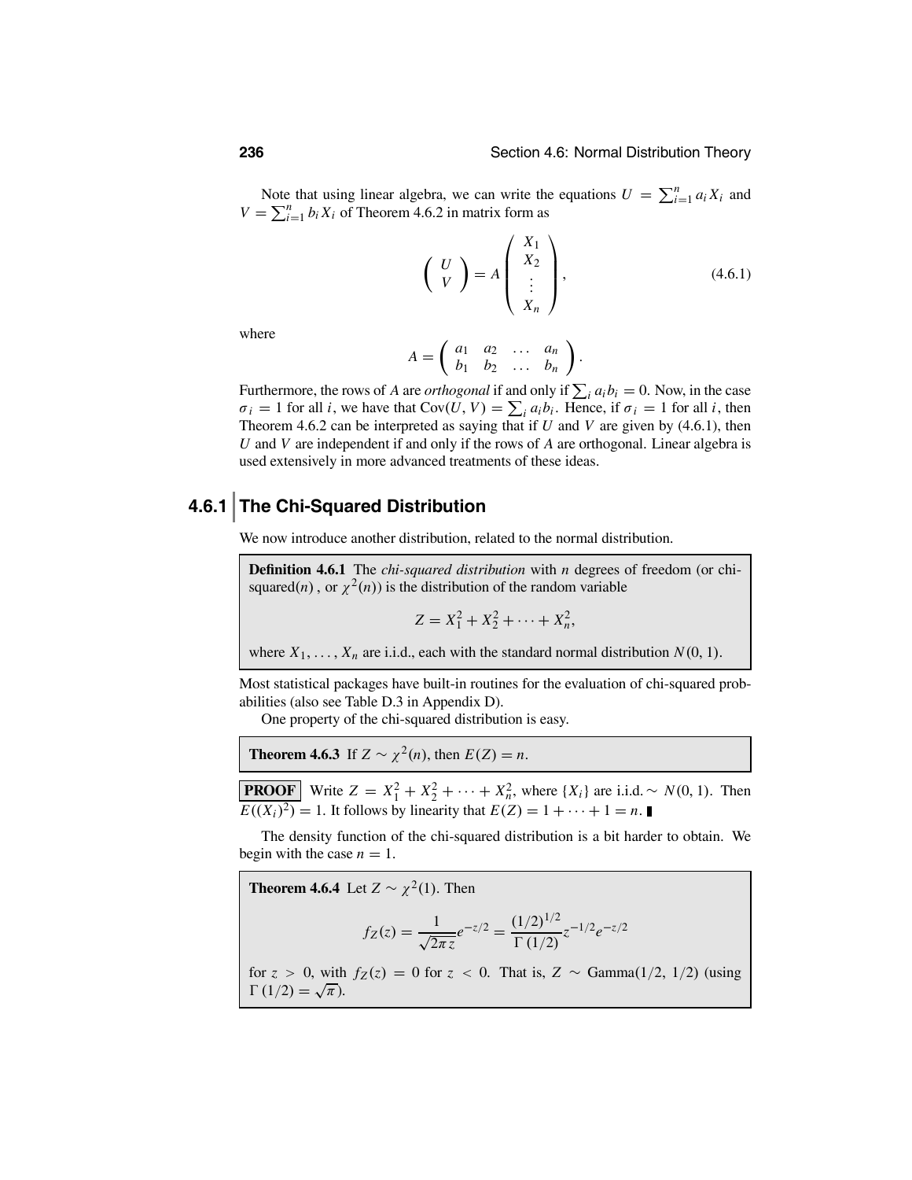Note that using linear algebra, we can write the equations $U = \sum_{i=1}^{n} a_i X_i$ and $V = \sum_{i=1}^{n} b_i X_i$ of Theorem 4.6.2 in matrix form as

$$\begin{pmatrix} U \\ V \end{pmatrix} = A \begin{pmatrix} X_1 \\ X_2 \\ \vdots \\ X_n \end{pmatrix}, \tag{4.6.1}$$

where

$$A = \begin{pmatrix} a_1 & a_2 & \dots & a_n \\ b_1 & b_2 & \dots & b_n \end{pmatrix}.$$

Furthermore, the rows of $A$ are *orthogonal* if and only if $\sum_i a_i b_i = 0$. Now, in the case $\sigma_i = 1$ for all $i$, we have that $\text{Cov}(U, V) = \sum_i a_i b_i$. Hence, if $\sigma_i = 1$ for all $i$, then Theorem 4.6.2 can be interpreted as saying that if $U$ and $V$ are given by (4.6.1), then $U$ and $V$ are independent if and only if the rows of $A$ are orthogonal. Linear algebra is used extensively in more advanced treatments of these ideas.

## 4.6.1 The Chi-Squared Distribution

We now introduce another distribution, related to the normal distribution.

**Definition 4.6.1** The *chi-squared distribution* with $n$ degrees of freedom (or chi-squared($n$) , or $\chi^2(n)$) is the distribution of the random variable

$$Z = X_1^2 + X_2^2 + \cdots + X_n^2,$$

where $X_1, \dots, X_n$ are i.i.d., each with the standard normal distribution $N(0, 1)$.

Most statistical packages have built-in routines for the evaluation of chi-squared probabilities (also see Table D.3 in Appendix D).

One property of the chi-squared distribution is easy.

**Theorem 4.6.3** If $Z \sim \chi^2(n)$, then $E(Z) = n$.

**PROOF** Write $Z = X_1^2 + X_2^2 + \cdots + X_n^2$, where $\{X_i\}$ are i.i.d. $\sim N(0, 1)$. Then $E((X_i)^2) = 1$. It follows by linearity that $E(Z) = 1 + \cdots + 1 = n$. ∎

The density function of the chi-squared distribution is a bit harder to obtain. We begin with the case $n = 1$.

**Theorem 4.6.4** Let $Z \sim \chi^2(1)$. Then

$$f_Z(z) = \frac{1}{\sqrt{2\pi z}} e^{-z/2} = \frac{(1/2)^{1/2}}{\Gamma(1/2)} z^{-1/2} e^{-z/2}$$

for $z > 0$, with $f_Z(z) = 0$ for $z < 0$. That is, $Z \sim$ Gamma$(1/2, 1/2)$ (using $\Gamma(1/2) = \sqrt{\pi}$).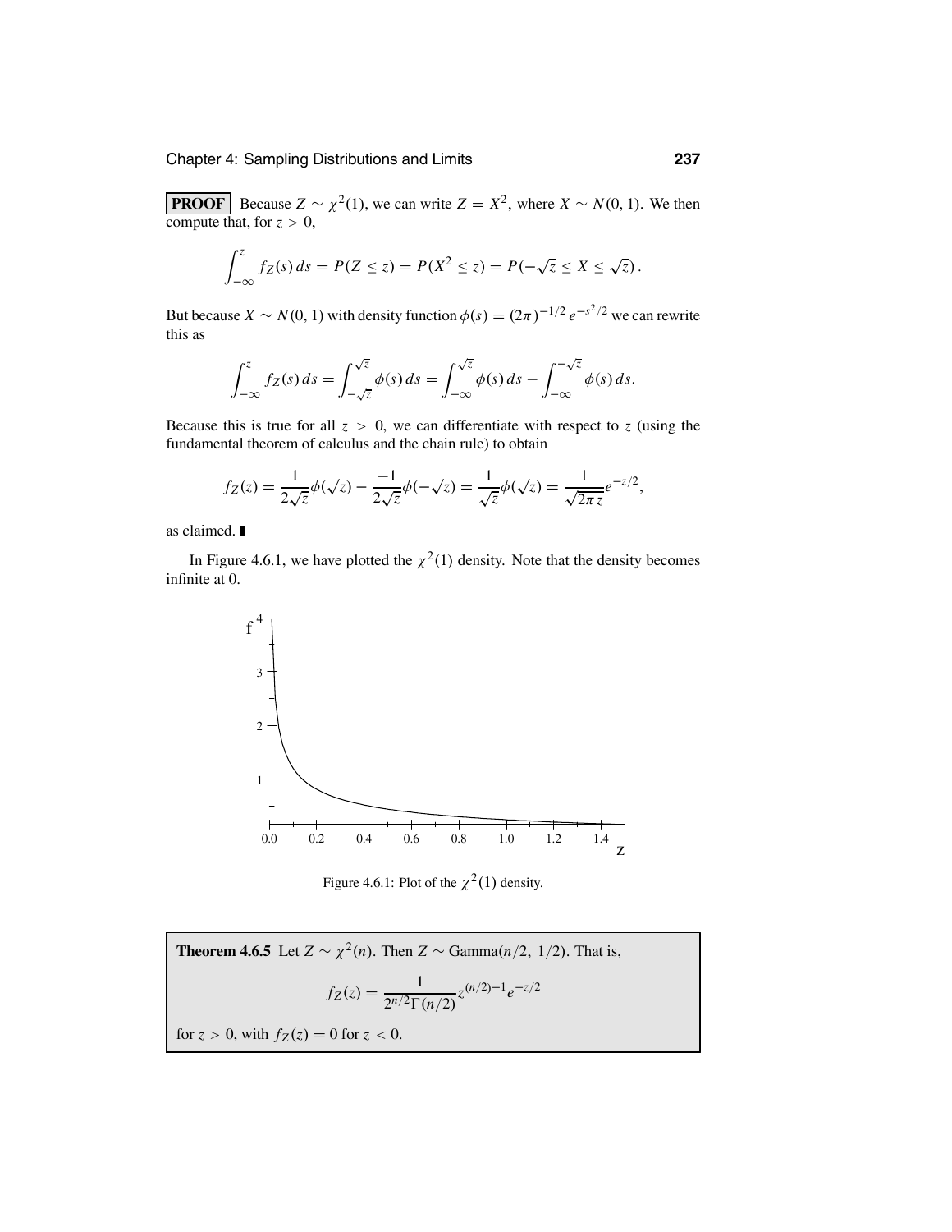**PROOF** Because $Z \sim \chi^2(1)$, we can write $Z = X^2$, where $X \sim N(0, 1)$. We then compute that, for $z > 0$,

$$\int_{-\infty}^{z} f_Z(s)\, ds = P(Z \le z) = P(X^2 \le z) = P(-\sqrt{z} \le X \le \sqrt{z}).$$

But because $X \sim N(0, 1)$ with density function $\phi(s) = (2\pi)^{-1/2} e^{-s^2/2}$ we can rewrite this as

$$\int_{-\infty}^{z} f_Z(s)\, ds = \int_{-\sqrt{z}}^{\sqrt{z}} \phi(s)\, ds = \int_{-\infty}^{\sqrt{z}} \phi(s)\, ds - \int_{-\infty}^{-\sqrt{z}} \phi(s)\, ds.$$

Because this is true for all $z > 0$, we can differentiate with respect to $z$ (using the fundamental theorem of calculus and the chain rule) to obtain

$$f_Z(z) = \frac{1}{2\sqrt{z}}\phi(\sqrt{z}) - \frac{-1}{2\sqrt{z}}\phi(-\sqrt{z}) = \frac{1}{\sqrt{z}}\phi(\sqrt{z}) = \frac{1}{\sqrt{2\pi z}} e^{-z/2},$$

as claimed. ∎

In Figure 4.6.1, we have plotted the $\chi^2(1)$ density. Note that the density becomes infinite at 0.

Figure 4.6.1: Plot of the $\chi^2(1)$ density.

**Theorem 4.6.5** Let $Z \sim \chi^2(n)$. Then $Z \sim \text{Gamma}(n/2,\ 1/2)$. That is,

$$f_Z(z) = \frac{1}{2^{n/2}\Gamma(n/2)} z^{(n/2)-1} e^{-z/2}$$

for $z > 0$, with $f_Z(z) = 0$ for $z < 0$.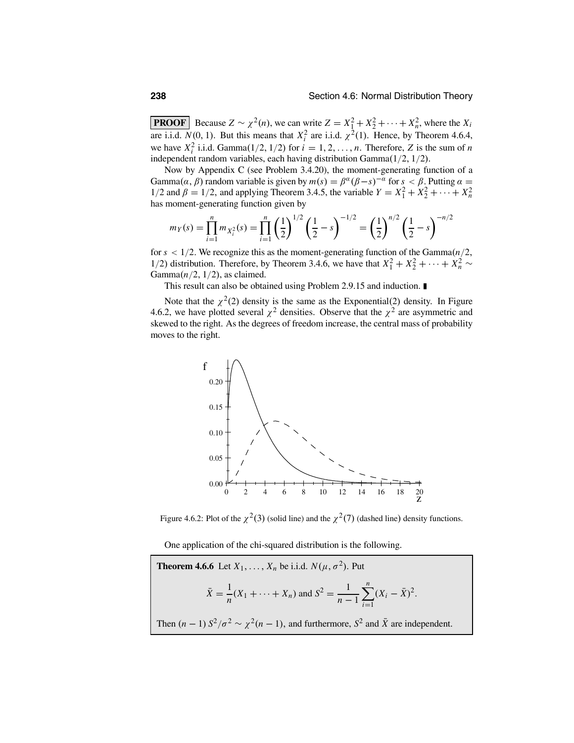**PROOF** Because $Z \sim \chi^2(n)$, we can write $Z = X_1^2 + X_2^2 + \cdots + X_n^2$, where the $X_i$ are i.i.d. $N(0, 1)$. But this means that $X_i^2$ are i.i.d. $\chi^2(1)$. Hence, by Theorem 4.6.4, we have $X_i^2$ i.i.d. Gamma$(1/2, 1/2)$ for $i = 1, 2, \ldots, n$. Therefore, $Z$ is the sum of $n$ independent random variables, each having distribution Gamma$(1/2, 1/2)$.

Now by Appendix C (see Problem 3.4.20), the moment-generating function of a Gamma$(\alpha, \beta)$ random variable is given by $m(s) = \beta^\alpha (\beta - s)^{-\alpha}$ for $s < \beta$. Putting $\alpha = 1/2$ and $\beta = 1/2$, and applying Theorem 3.4.5, the variable $Y = X_1^2 + X_2^2 + \cdots + X_n^2$ has moment-generating function given by

$$m_Y(s) = \prod_{i=1}^{n} m_{X_i^2}(s) = \prod_{i=1}^{n} \left(\frac{1}{2}\right)^{1/2} \left(\frac{1}{2} - s\right)^{-1/2} = \left(\frac{1}{2}\right)^{n/2} \left(\frac{1}{2} - s\right)^{-n/2}$$

for $s < 1/2$. We recognize this as the moment-generating function of the Gamma$(n/2, 1/2)$ distribution. Therefore, by Theorem 3.4.6, we have that $X_1^2 + X_2^2 + \cdots + X_n^2 \sim$ Gamma$(n/2, 1/2)$, as claimed.

This result can also be obtained using Problem 2.9.15 and induction. ∎

Note that the $\chi^2(2)$ density is the same as the Exponential(2) density. In Figure 4.6.2, we have plotted several $\chi^2$ densities. Observe that the $\chi^2$ are asymmetric and skewed to the right. As the degrees of freedom increase, the central mass of probability moves to the right.

Figure 4.6.2: Plot of the $\chi^2(3)$ (solid line) and the $\chi^2(7)$ (dashed line) density functions.

One application of the chi-squared distribution is the following.

**Theorem 4.6.6** Let $X_1, \ldots, X_n$ be i.i.d. $N(\mu, \sigma^2)$. Put

$$\bar{X} = \frac{1}{n}(X_1 + \cdots + X_n) \text{ and } S^2 = \frac{1}{n-1}\sum_{i=1}^{n}(X_i - \bar{X})^2.$$

Then $(n-1)\, S^2/\sigma^2 \sim \chi^2(n-1)$, and furthermore, $S^2$ and $\bar{X}$ are independent.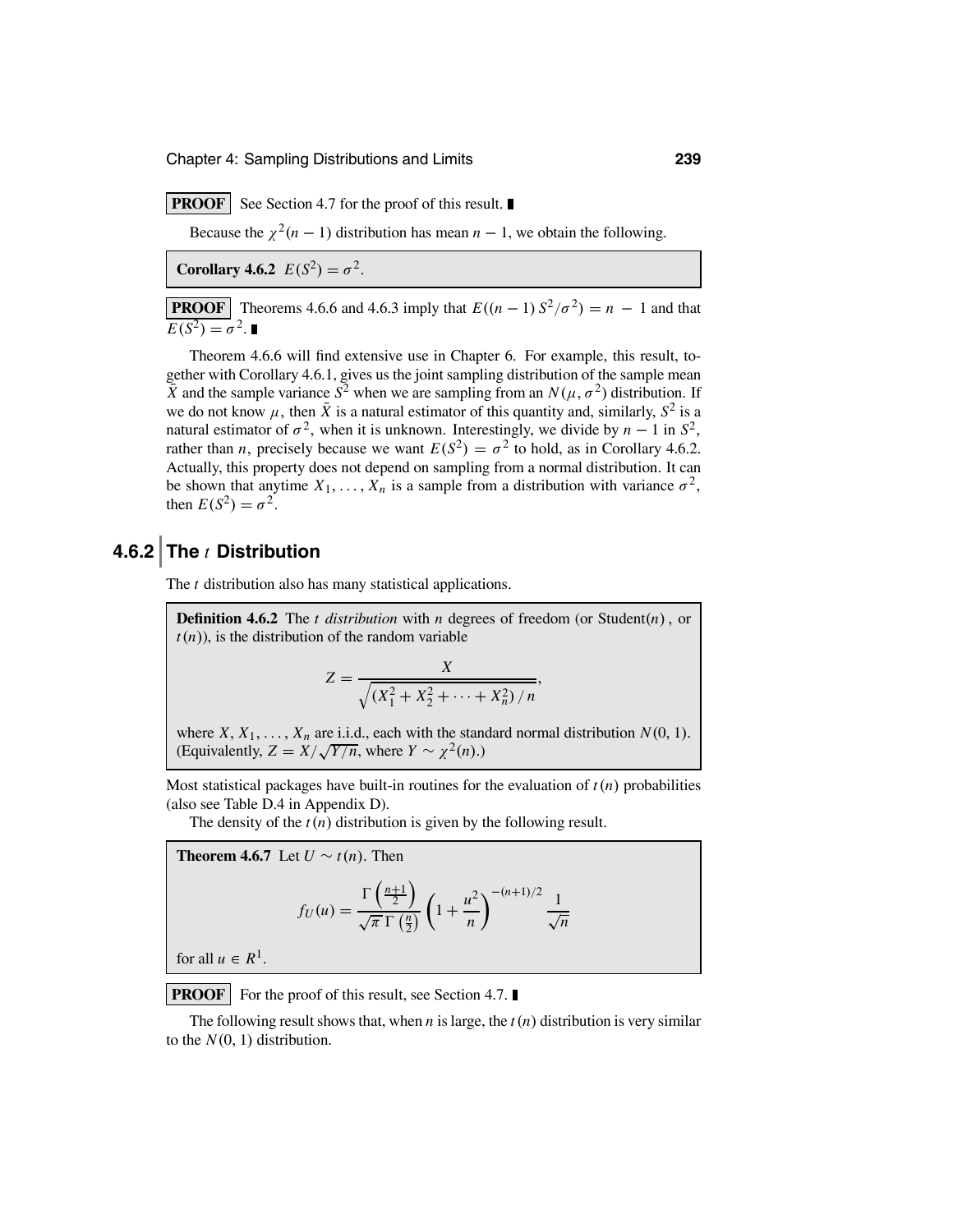**PROOF** See Section 4.7 for the proof of this result. ∎

Because the $\chi^2(n-1)$ distribution has mean $n-1$, we obtain the following.

**Corollary 4.6.2** $E(S^2) = \sigma^2$.

**PROOF** Theorems 4.6.6 and 4.6.3 imply that $E((n-1)S^2/\sigma^2) = n - 1$ and that $E(S^2) = \sigma^2$. ∎

Theorem 4.6.6 will find extensive use in Chapter 6. For example, this result, together with Corollary 4.6.1, gives us the joint sampling distribution of the sample mean $\bar{X}$ and the sample variance $S^2$ when we are sampling from an $N(\mu, \sigma^2)$ distribution. If we do not know $\mu$, then $\bar{X}$ is a natural estimator of this quantity and, similarly, $S^2$ is a natural estimator of $\sigma^2$, when it is unknown. Interestingly, we divide by $n-1$ in $S^2$, rather than $n$, precisely because we want $E(S^2) = \sigma^2$ to hold, as in Corollary 4.6.2. Actually, this property does not depend on sampling from a normal distribution. It can be shown that anytime $X_1, \ldots, X_n$ is a sample from a distribution with variance $\sigma^2$, then $E(S^2) = \sigma^2$.

## 4.6.2 The $t$ Distribution

The $t$ distribution also has many statistical applications.

**Definition 4.6.2** The *$t$ distribution* with $n$ degrees of freedom (or Student($n$), or $t(n)$), is the distribution of the random variable

$$Z = \frac{X}{\sqrt{(X_1^2 + X_2^2 + \cdots + X_n^2)\,/\,n}},$$

where $X, X_1, \ldots, X_n$ are i.i.d., each with the standard normal distribution $N(0, 1)$. (Equivalently, $Z = X/\sqrt{Y/n}$, where $Y \sim \chi^2(n)$.)

Most statistical packages have built-in routines for the evaluation of $t(n)$ probabilities (also see Table D.4 in Appendix D).

The density of the $t(n)$ distribution is given by the following result.

**Theorem 4.6.7** Let $U \sim t(n)$. Then

$$f_U(u) = \frac{\Gamma\left(\frac{n+1}{2}\right)}{\sqrt{\pi}\,\Gamma\left(\frac{n}{2}\right)} \left(1 + \frac{u^2}{n}\right)^{-(n+1)/2} \frac{1}{\sqrt{n}}$$

for all $u \in R^1$.

**PROOF** For the proof of this result, see Section 4.7. ∎

The following result shows that, when $n$ is large, the $t(n)$ distribution is very similar to the $N(0, 1)$ distribution.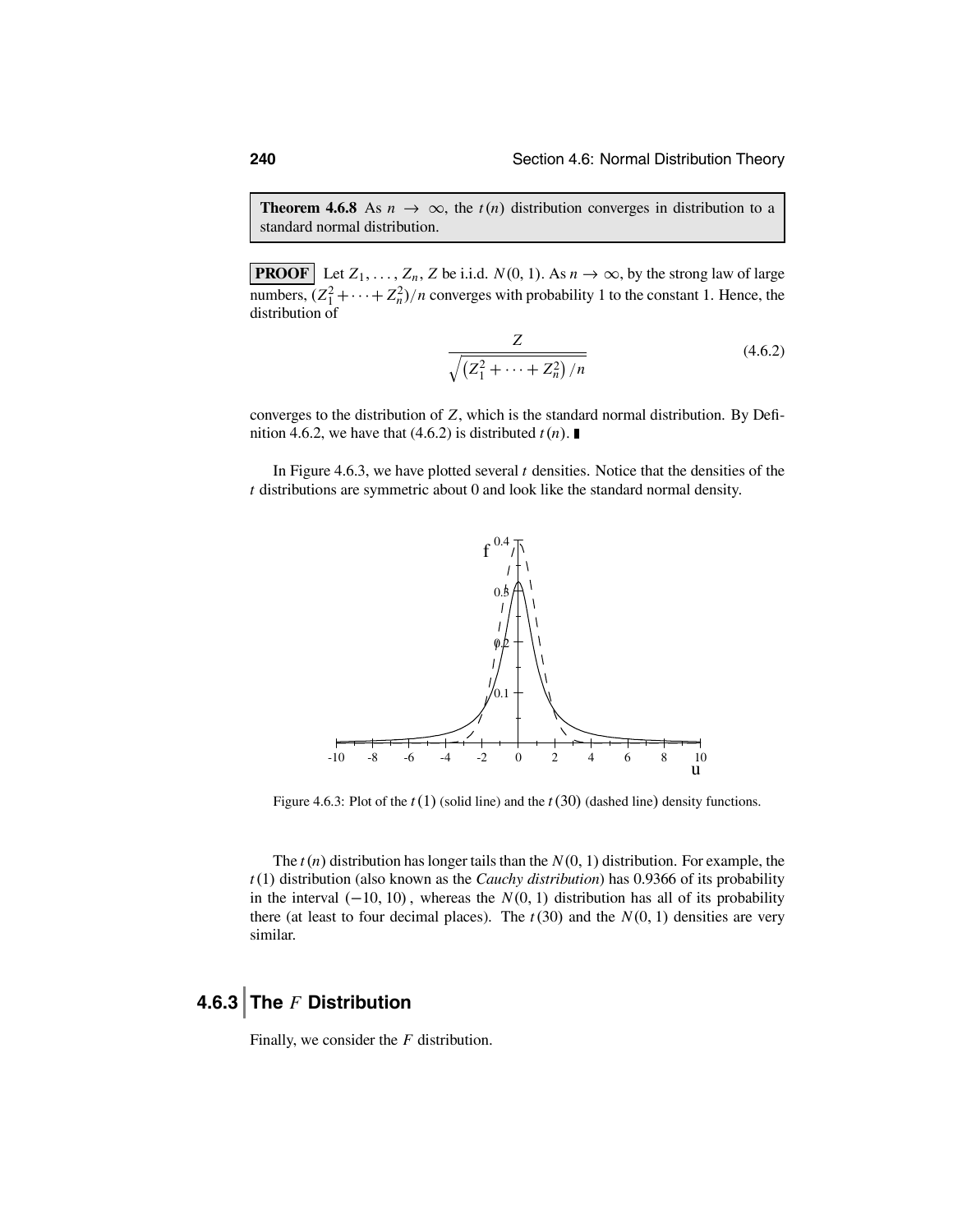**Theorem 4.6.8** As $n \to \infty$, the $t(n)$ distribution converges in distribution to a standard normal distribution.

**PROOF** Let $Z_1, \ldots, Z_n, Z$ be i.i.d. $N(0, 1)$. As $n \to \infty$, by the strong law of large numbers, $(Z_1^2 + \cdots + Z_n^2)/n$ converges with probability 1 to the constant 1. Hence, the distribution of

$$\frac{Z}{\sqrt{\left(Z_1^2 + \cdots + Z_n^2\right)/n}} \tag{4.6.2}$$

converges to the distribution of $Z$, which is the standard normal distribution. By Definition 4.6.2, we have that (4.6.2) is distributed $t(n)$. ∎

In Figure 4.6.3, we have plotted several $t$ densities. Notice that the densities of the $t$ distributions are symmetric about 0 and look like the standard normal density.

Figure 4.6.3: Plot of the $t(1)$ (solid line) and the $t(30)$ (dashed line) density functions.

The $t(n)$ distribution has longer tails than the $N(0, 1)$ distribution. For example, the $t(1)$ distribution (also known as the *Cauchy distribution*) has 0.9366 of its probability in the interval $(-10, 10)$, whereas the $N(0, 1)$ distribution has all of its probability there (at least to four decimal places). The $t(30)$ and the $N(0, 1)$ densities are very similar.

## 4.6.3 The $F$ Distribution

Finally, we consider the $F$ distribution.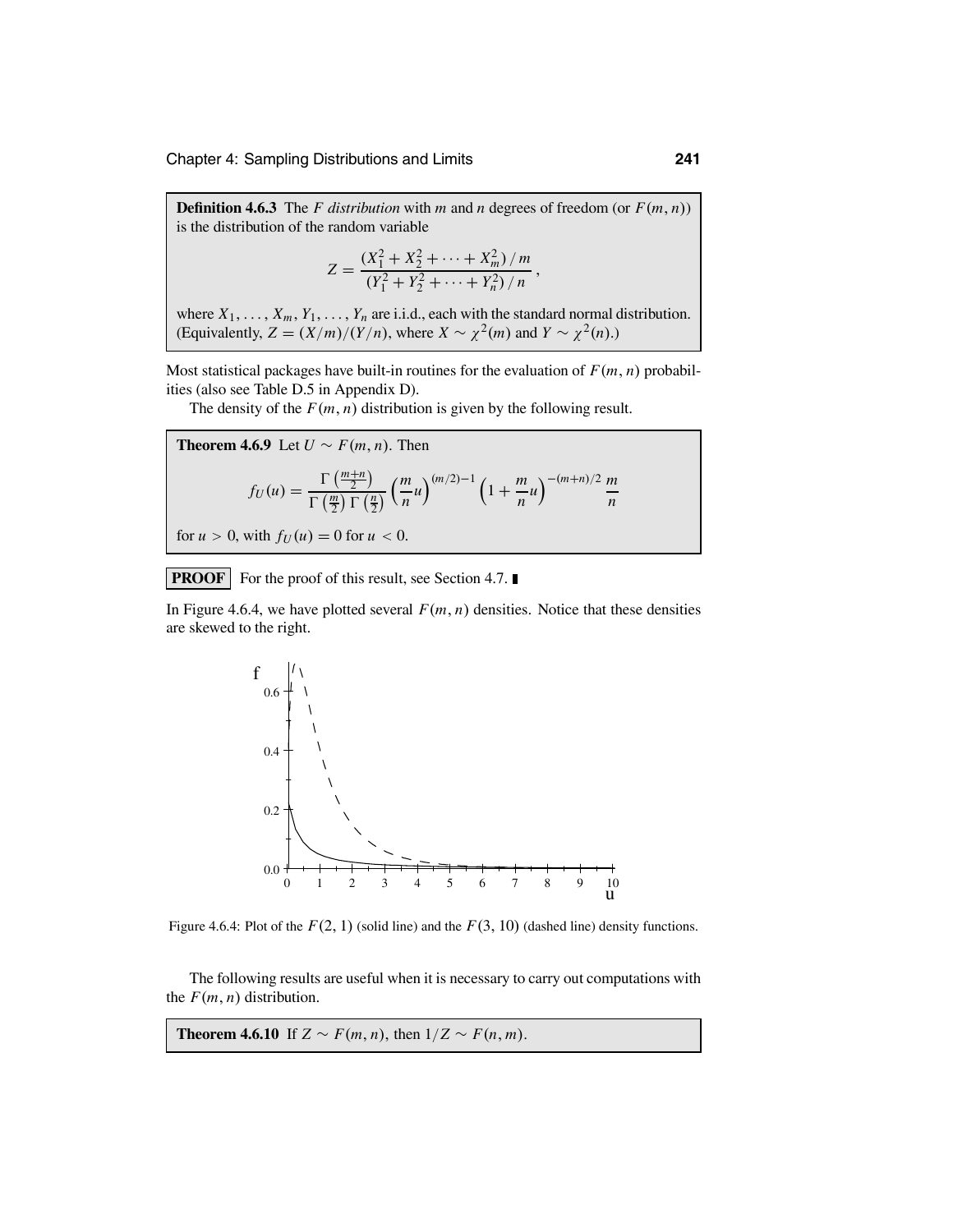**Definition 4.6.3** The *F distribution* with $m$ and $n$ degrees of freedom (or $F(m, n)$) is the distribution of the random variable

$$Z = \frac{(X_1^2 + X_2^2 + \cdots + X_m^2) / m}{(Y_1^2 + Y_2^2 + \cdots + Y_n^2) / n},$$

where $X_1, \ldots, X_m, Y_1, \ldots, Y_n$ are i.i.d., each with the standard normal distribution. (Equivalently, $Z = (X/m)/(Y/n)$, where $X \sim \chi^2(m)$ and $Y \sim \chi^2(n)$.)

Most statistical packages have built-in routines for the evaluation of $F(m, n)$ probabilities (also see Table D.5 in Appendix D).

The density of the $F(m, n)$ distribution is given by the following result.

**Theorem 4.6.9** Let $U \sim F(m, n)$. Then

$$f_U(u) = \frac{\Gamma\left(\frac{m+n}{2}\right)}{\Gamma\left(\frac{m}{2}\right)\Gamma\left(\frac{n}{2}\right)} \left(\frac{m}{n}u\right)^{(m/2)-1} \left(1 + \frac{m}{n}u\right)^{-(m+n)/2} \frac{m}{n}$$

for $u > 0$, with $f_U(u) = 0$ for $u < 0$.

**PROOF** For the proof of this result, see Section 4.7. ∎

In Figure 4.6.4, we have plotted several $F(m, n)$ densities. Notice that these densities are skewed to the right.

Figure 4.6.4: Plot of the $F(2, 1)$ (solid line) and the $F(3, 10)$ (dashed line) density functions.

The following results are useful when it is necessary to carry out computations with the $F(m, n)$ distribution.

**Theorem 4.6.10** If $Z \sim F(m, n)$, then $1/Z \sim F(n, m)$.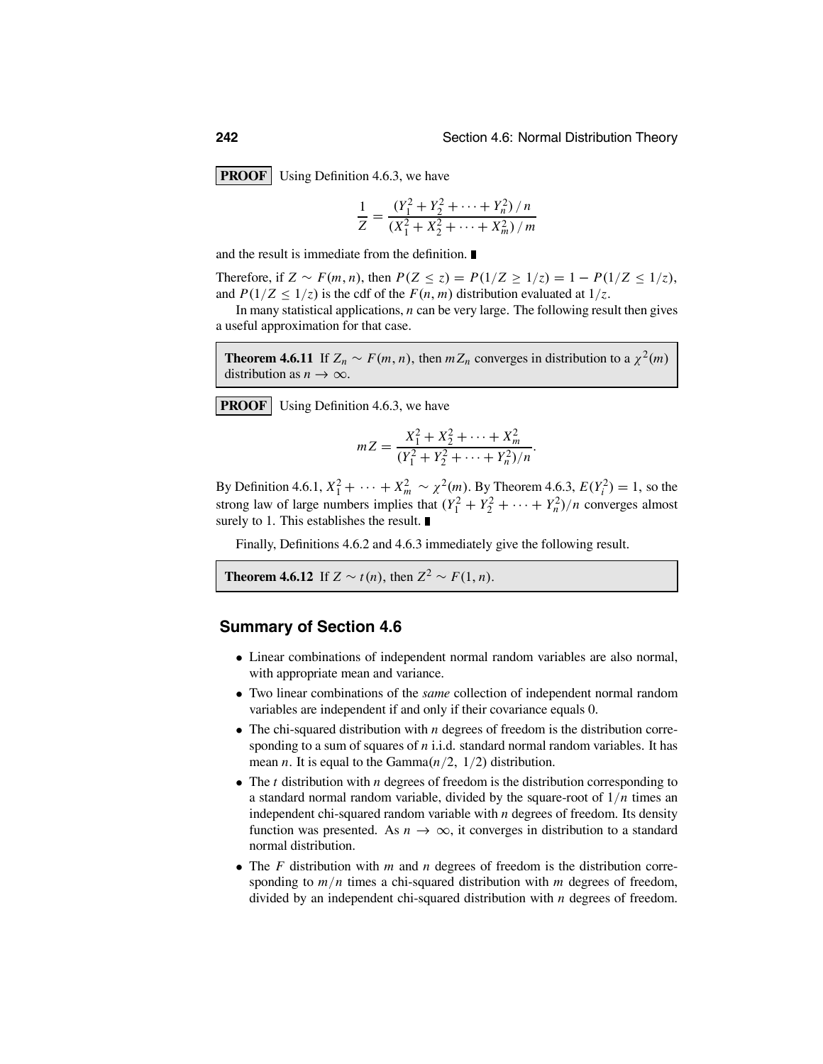**PROOF** Using Definition 4.6.3, we have

$$\frac{1}{Z} = \frac{(Y_1^2 + Y_2^2 + \cdots + Y_n^2)\,/\,n}{(X_1^2 + X_2^2 + \cdots + X_m^2)\,/\,m}$$

and the result is immediate from the definition. ∎

Therefore, if $Z \sim F(m, n)$, then $P(Z \le z) = P(1/Z \ge 1/z) = 1 - P(1/Z \le 1/z)$, and $P(1/Z \le 1/z)$ is the cdf of the $F(n, m)$ distribution evaluated at $1/z$.

In many statistical applications, $n$ can be very large. The following result then gives a useful approximation for that case.

**Theorem 4.6.11** If $Z_n \sim F(m, n)$, then $mZ_n$ converges in distribution to a $\chi^2(m)$ distribution as $n \to \infty$.

**PROOF** Using Definition 4.6.3, we have

$$mZ = \frac{X_1^2 + X_2^2 + \cdots + X_m^2}{(Y_1^2 + Y_2^2 + \cdots + Y_n^2)/n}.$$

By Definition 4.6.1, $X_1^2 + \cdots + X_m^2 \sim \chi^2(m)$. By Theorem 4.6.3, $E(Y_i^2) = 1$, so the strong law of large numbers implies that $(Y_1^2 + Y_2^2 + \cdots + Y_n^2)/n$ converges almost surely to 1. This establishes the result. ∎

Finally, Definitions 4.6.2 and 4.6.3 immediately give the following result.

**Theorem 4.6.12** If $Z \sim t(n)$, then $Z^2 \sim F(1, n)$.

## Summary of Section 4.6

- Linear combinations of independent normal random variables are also normal, with appropriate mean and variance.
- Two linear combinations of the *same* collection of independent normal random variables are independent if and only if their covariance equals 0.
- The chi-squared distribution with $n$ degrees of freedom is the distribution corresponding to a sum of squares of $n$ i.i.d. standard normal random variables. It has mean $n$. It is equal to the Gamma$(n/2,\ 1/2)$ distribution.
- The $t$ distribution with $n$ degrees of freedom is the distribution corresponding to a standard normal random variable, divided by the square-root of $1/n$ times an independent chi-squared random variable with $n$ degrees of freedom. Its density function was presented. As $n \to \infty$, it converges in distribution to a standard normal distribution.
- The $F$ distribution with $m$ and $n$ degrees of freedom is the distribution corresponding to $m/n$ times a chi-squared distribution with $m$ degrees of freedom, divided by an independent chi-squared distribution with $n$ degrees of freedom.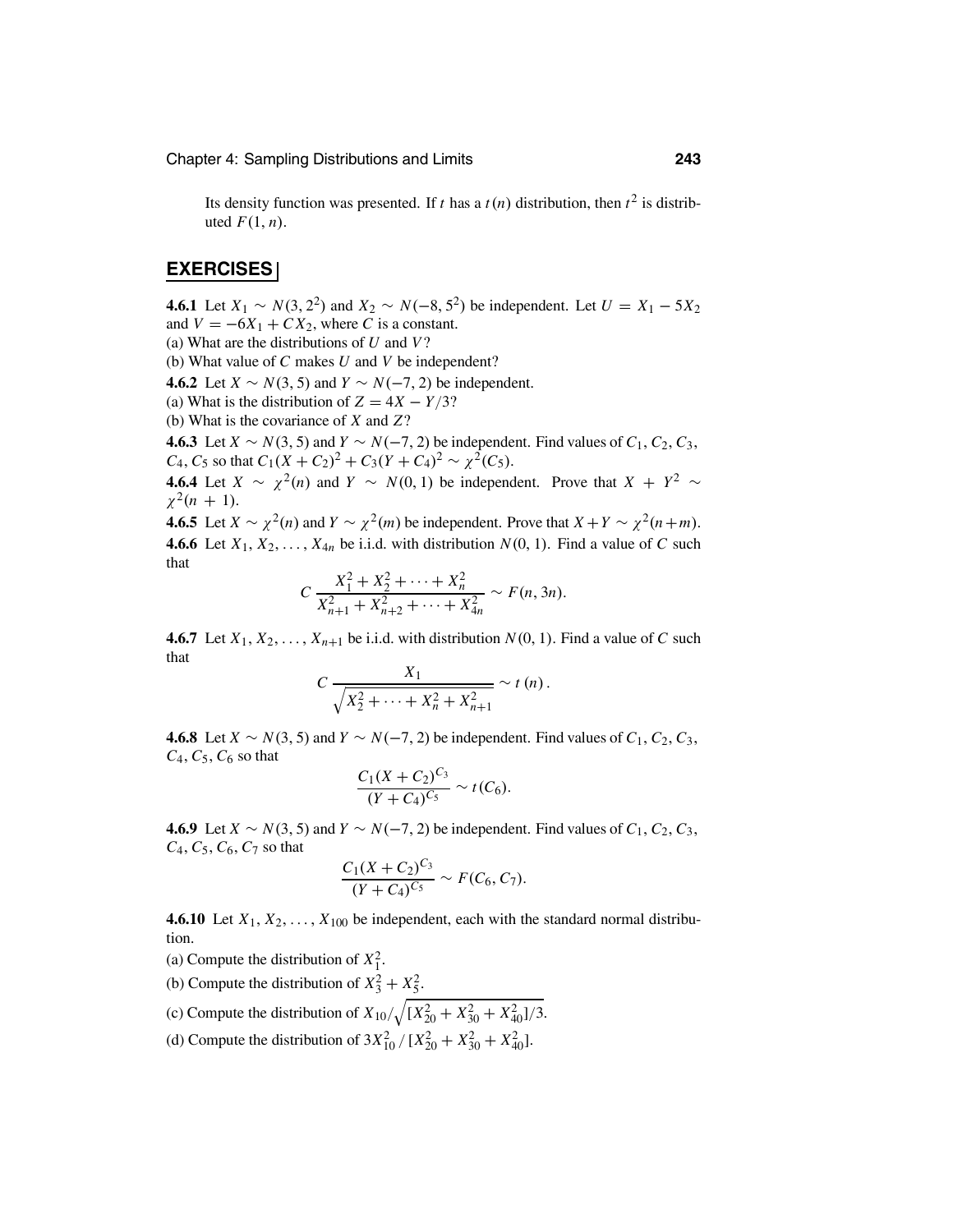Its density function was presented. If $t$ has a $t(n)$ distribution, then $t^2$ is distributed $F(1, n)$.

## EXERCISES

**4.6.1** Let $X_1 \sim N(3, 2^2)$ and $X_2 \sim N(-8, 5^2)$ be independent. Let $U = X_1 - 5X_2$ and $V = -6X_1 + CX_2$, where $C$ is a constant.
(a) What are the distributions of $U$ and $V$?
(b) What value of $C$ makes $U$ and $V$ be independent?

**4.6.2** Let $X \sim N(3, 5)$ and $Y \sim N(-7, 2)$ be independent.
(a) What is the distribution of $Z = 4X - Y/3$?
(b) What is the covariance of $X$ and $Z$?

**4.6.3** Let $X \sim N(3, 5)$ and $Y \sim N(-7, 2)$ be independent. Find values of $C_1, C_2, C_3, C_4, C_5$ so that $C_1(X + C_2)^2 + C_3(Y + C_4)^2 \sim \chi^2(C_5)$.

**4.6.4** Let $X \sim \chi^2(n)$ and $Y \sim N(0, 1)$ be independent. Prove that $X + Y^2 \sim \chi^2(n + 1)$.

**4.6.5** Let $X \sim \chi^2(n)$ and $Y \sim \chi^2(m)$ be independent. Prove that $X + Y \sim \chi^2(n + m)$.

**4.6.6** Let $X_1, X_2, \ldots, X_{4n}$ be i.i.d. with distribution $N(0, 1)$. Find a value of $C$ such that

$$C\,\frac{X_1^2 + X_2^2 + \cdots + X_n^2}{X_{n+1}^2 + X_{n+2}^2 + \cdots + X_{4n}^2} \sim F(n, 3n).$$

**4.6.7** Let $X_1, X_2, \ldots, X_{n+1}$ be i.i.d. with distribution $N(0, 1)$. Find a value of $C$ such that

$$C\,\frac{X_1}{\sqrt{X_2^2 + \cdots + X_n^2 + X_{n+1}^2}} \sim t\,(n)\,.$$

**4.6.8** Let $X \sim N(3, 5)$ and $Y \sim N(-7, 2)$ be independent. Find values of $C_1, C_2, C_3, C_4, C_5, C_6$ so that

$$\frac{C_1(X + C_2)^{C_3}}{(Y + C_4)^{C_5}} \sim t(C_6).$$

**4.6.9** Let $X \sim N(3, 5)$ and $Y \sim N(-7, 2)$ be independent. Find values of $C_1, C_2, C_3, C_4, C_5, C_6, C_7$ so that

$$\frac{C_1(X + C_2)^{C_3}}{(Y + C_4)^{C_5}} \sim F(C_6, C_7).$$

**4.6.10** Let $X_1, X_2, \ldots, X_{100}$ be independent, each with the standard normal distribution.
(a) Compute the distribution of $X_1^2$.
(b) Compute the distribution of $X_3^2 + X_5^2$.
(c) Compute the distribution of $X_{10} / \sqrt{[X_{20}^2 + X_{30}^2 + X_{40}^2]/3}$.
(d) Compute the distribution of $3X_{10}^2 \,/\, [X_{20}^2 + X_{30}^2 + X_{40}^2]$.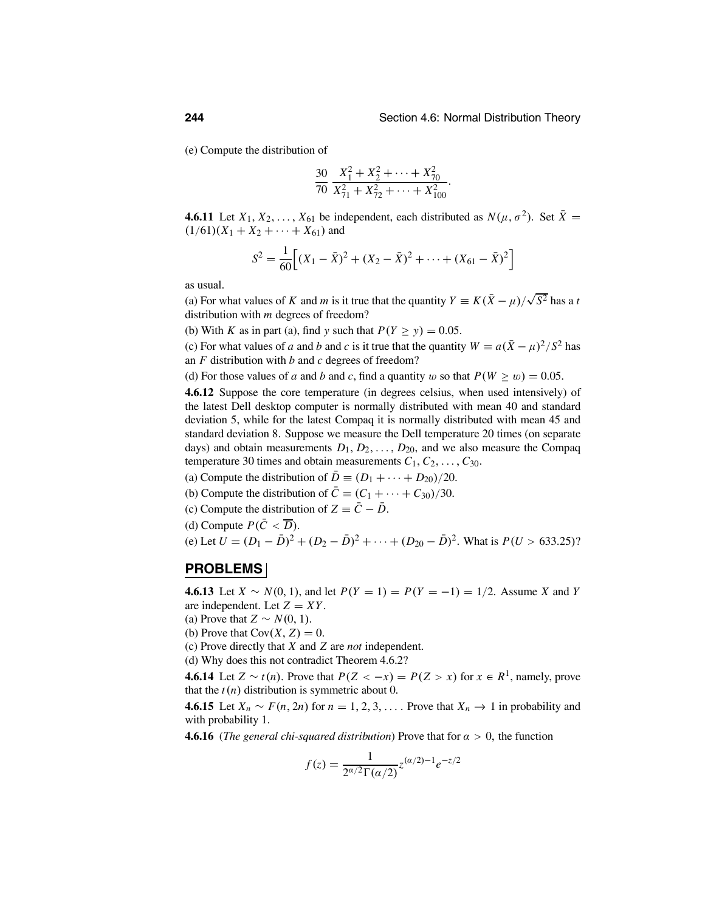(e) Compute the distribution of

$$\frac{30}{70} \frac{X_1^2 + X_2^2 + \cdots + X_{70}^2}{X_{71}^2 + X_{72}^2 + \cdots + X_{100}^2}.$$

**4.6.11** Let $X_1, X_2, \ldots, X_{61}$ be independent, each distributed as $N(\mu, \sigma^2)$. Set $\bar{X} = (1/61)(X_1 + X_2 + \cdots + X_{61})$ and

$$S^2 = \frac{1}{60}\Big[(X_1 - \bar{X})^2 + (X_2 - \bar{X})^2 + \cdots + (X_{61} - \bar{X})^2\Big]$$

as usual.

(a) For what values of $K$ and $m$ is it true that the quantity $Y \equiv K(\bar{X} - \mu)/\sqrt{S^2}$ has a $t$ distribution with $m$ degrees of freedom?

(b) With $K$ as in part (a), find $y$ such that $P(Y \geq y) = 0.05$.

(c) For what values of $a$ and $b$ and $c$ is it true that the quantity $W \equiv a(\bar{X} - \mu)^2/S^2$ has an $F$ distribution with $b$ and $c$ degrees of freedom?

(d) For those values of $a$ and $b$ and $c$, find a quantity $w$ so that $P(W \geq w) = 0.05$.

**4.6.12** Suppose the core temperature (in degrees celsius, when used intensively) of the latest Dell desktop computer is normally distributed with mean 40 and standard deviation 5, while for the latest Compaq it is normally distributed with mean 45 and standard deviation 8. Suppose we measure the Dell temperature 20 times (on separate days) and obtain measurements $D_1, D_2, \ldots, D_{20}$, and we also measure the Compaq temperature 30 times and obtain measurements $C_1, C_2, \ldots, C_{30}$.

(a) Compute the distribution of $\bar{D} \equiv (D_1 + \cdots + D_{20})/20$.

(b) Compute the distribution of $\bar{C} \equiv (C_1 + \cdots + C_{30})/30$.

(c) Compute the distribution of $Z \equiv \bar{C} - \bar{D}$.

(d) Compute $P(\bar{C} < \overline{D})$.

(e) Let $U = (D_1 - \bar{D})^2 + (D_2 - \bar{D})^2 + \cdots + (D_{20} - \bar{D})^2$. What is $P(U > 633.25)$?

## PROBLEMS

**4.6.13** Let $X \sim N(0, 1)$, and let $P(Y = 1) = P(Y = -1) = 1/2$. Assume $X$ and $Y$ are independent. Let $Z = XY$.

(a) Prove that $Z \sim N(0, 1)$.

(b) Prove that $\text{Cov}(X, Z) = 0$.

(c) Prove directly that $X$ and $Z$ are *not* independent.

(d) Why does this not contradict Theorem 4.6.2?

**4.6.14** Let $Z \sim t(n)$. Prove that $P(Z < -x) = P(Z > x)$ for $x \in R^1$, namely, prove that the $t(n)$ distribution is symmetric about 0.

**4.6.15** Let $X_n \sim F(n, 2n)$ for $n = 1, 2, 3, \ldots$. Prove that $X_n \to 1$ in probability and with probability 1.

**4.6.16** (*The general chi-squared distribution*) Prove that for $\alpha > 0$, the function

$$f(z) = \frac{1}{2^{\alpha/2}\Gamma(\alpha/2)} z^{(\alpha/2)-1} e^{-z/2}$$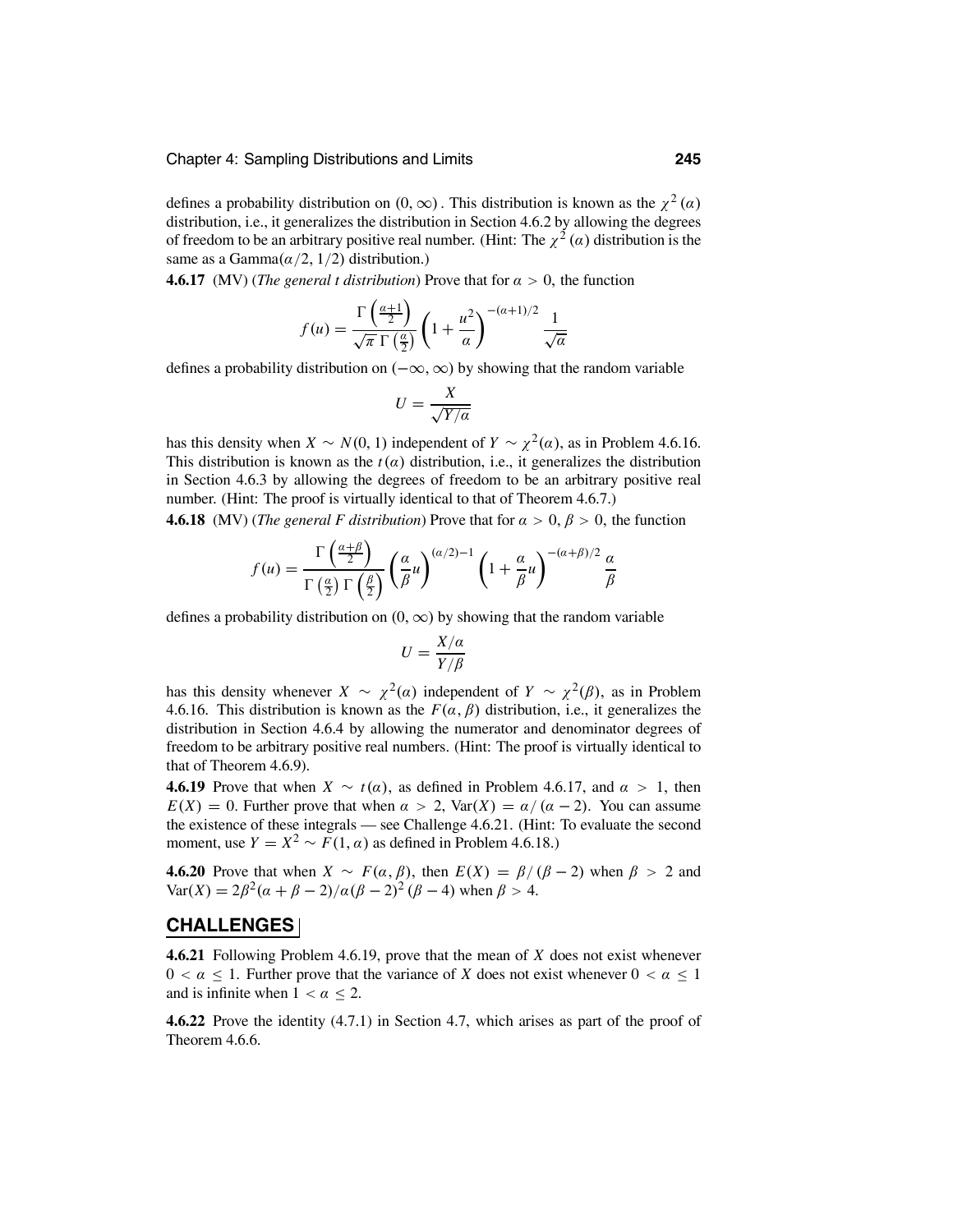defines a probability distribution on $(0, \infty)$. This distribution is known as the $\chi^2(\alpha)$ distribution, i.e., it generalizes the distribution in Section 4.6.2 by allowing the degrees of freedom to be an arbitrary positive real number. (Hint: The $\chi^2(\alpha)$ distribution is the same as a Gamma$(\alpha/2, 1/2)$ distribution.)

**4.6.17** (MV) (*The general t distribution*) Prove that for $\alpha > 0$, the function

$$f(u) = \frac{\Gamma\left(\frac{\alpha+1}{2}\right)}{\sqrt{\pi}\,\Gamma\left(\frac{\alpha}{2}\right)} \left(1 + \frac{u^2}{\alpha}\right)^{-(\alpha+1)/2} \frac{1}{\sqrt{\alpha}}$$

defines a probability distribution on $(-\infty, \infty)$ by showing that the random variable

$$U = \frac{X}{\sqrt{Y/\alpha}}$$

has this density when $X \sim N(0, 1)$ independent of $Y \sim \chi^2(\alpha)$, as in Problem 4.6.16. This distribution is known as the $t(\alpha)$ distribution, i.e., it generalizes the distribution in Section 4.6.3 by allowing the degrees of freedom to be an arbitrary positive real number. (Hint: The proof is virtually identical to that of Theorem 4.6.7.)

**4.6.18** (MV) (*The general F distribution*) Prove that for $\alpha > 0$, $\beta > 0$, the function

$$f(u) = \frac{\Gamma\left(\frac{\alpha+\beta}{2}\right)}{\Gamma\left(\frac{\alpha}{2}\right)\Gamma\left(\frac{\beta}{2}\right)} \left(\frac{\alpha}{\beta}u\right)^{(\alpha/2)-1} \left(1 + \frac{\alpha}{\beta}u\right)^{-(\alpha+\beta)/2} \frac{\alpha}{\beta}$$

defines a probability distribution on $(0, \infty)$ by showing that the random variable

$$U = \frac{X/\alpha}{Y/\beta}$$

has this density whenever $X \sim \chi^2(\alpha)$ independent of $Y \sim \chi^2(\beta)$, as in Problem 4.6.16. This distribution is known as the $F(\alpha, \beta)$ distribution, i.e., it generalizes the distribution in Section 4.6.4 by allowing the numerator and denominator degrees of freedom to be arbitrary positive real numbers. (Hint: The proof is virtually identical to that of Theorem 4.6.9).

**4.6.19** Prove that when $X \sim t(\alpha)$, as defined in Problem 4.6.17, and $\alpha > 1$, then $E(X) = 0$. Further prove that when $\alpha > 2$, $\text{Var}(X) = \alpha/(\alpha - 2)$. You can assume the existence of these integrals — see Challenge 4.6.21. (Hint: To evaluate the second moment, use $Y = X^2 \sim F(1, \alpha)$ as defined in Problem 4.6.18.)

**4.6.20** Prove that when $X \sim F(\alpha, \beta)$, then $E(X) = \beta/(\beta - 2)$ when $\beta > 2$ and $\text{Var}(X) = 2\beta^2(\alpha + \beta - 2)/\alpha(\beta - 2)^2(\beta - 4)$ when $\beta > 4$.

## CHALLENGES

**4.6.21** Following Problem 4.6.19, prove that the mean of $X$ does not exist whenever $0 < \alpha \leq 1$. Further prove that the variance of $X$ does not exist whenever $0 < \alpha \leq 1$ and is infinite when $1 < \alpha \leq 2$.

**4.6.22** Prove the identity (4.7.1) in Section 4.7, which arises as part of the proof of Theorem 4.6.6.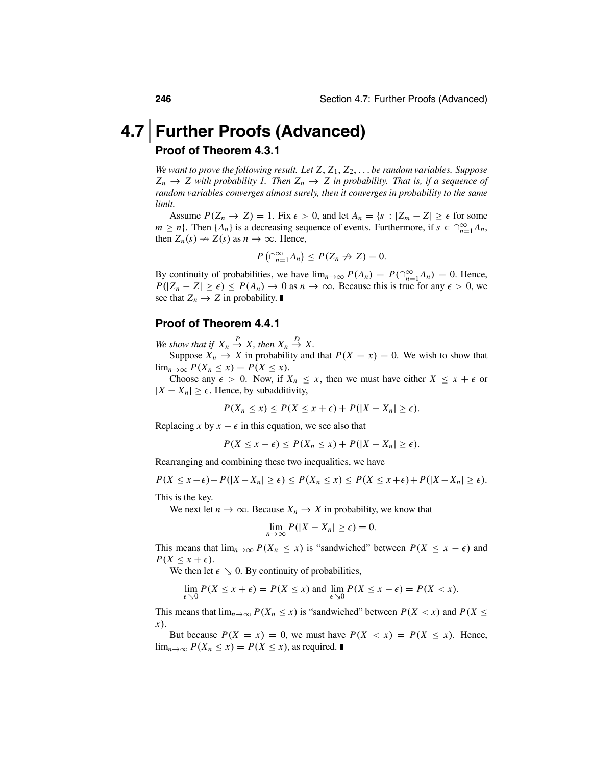## 4.7 Further Proofs (Advanced)

### Proof of Theorem 4.3.1

*We want to prove the following result. Let $Z, Z_1, Z_2, \ldots$ be random variables. Suppose $Z_n \to Z$ with probability 1. Then $Z_n \to Z$ in probability. That is, if a sequence of random variables converges almost surely, then it converges in probability to the same limit.*

Assume $P(Z_n \to Z) = 1$. Fix $\epsilon > 0$, and let $A_n = \{s : |Z_m - Z| \geq \epsilon$ for some $m \geq n\}$. Then $\{A_n\}$ is a decreasing sequence of events. Furthermore, if $s \in \bigcap_{n=1}^{\infty} A_n$, then $Z_n(s) \nrightarrow Z(s)$ as $n \to \infty$. Hence,

$$P\left(\bigcap_{n=1}^{\infty} A_n\right) \leq P(Z_n \nrightarrow Z) = 0.$$

By continuity of probabilities, we have $\lim_{n\to\infty} P(A_n) = P(\bigcap_{n=1}^{\infty} A_n) = 0$. Hence, $P(|Z_n - Z| \geq \epsilon) \leq P(A_n) \to 0$ as $n \to \infty$. Because this is true for any $\epsilon > 0$, we see that $Z_n \to Z$ in probability. ∎

### Proof of Theorem 4.4.1

*We show that if $X_n \xrightarrow{P} X$, then $X_n \xrightarrow{D} X$.*

Suppose $X_n \to X$ in probability and that $P(X = x) = 0$. We wish to show that $\lim_{n\to\infty} P(X_n \leq x) = P(X \leq x)$.

Choose any $\epsilon > 0$. Now, if $X_n \leq x$, then we must have either $X \leq x + \epsilon$ or $|X - X_n| \geq \epsilon$. Hence, by subadditivity,

$$P(X_n \leq x) \leq P(X \leq x + \epsilon) + P(|X - X_n| \geq \epsilon).$$

Replacing $x$ by $x - \epsilon$ in this equation, we see also that

$$P(X \leq x - \epsilon) \leq P(X_n \leq x) + P(|X - X_n| \geq \epsilon).$$

Rearranging and combining these two inequalities, we have

$$P(X \leq x-\epsilon) - P(|X-X_n| \geq \epsilon) \leq P(X_n \leq x) \leq P(X \leq x+\epsilon) + P(|X-X_n| \geq \epsilon).$$

This is the key.

We next let $n \to \infty$. Because $X_n \to X$ in probability, we know that

$$\lim_{n\to\infty} P(|X - X_n| \geq \epsilon) = 0.$$

This means that $\lim_{n\to\infty} P(X_n \leq x)$ is "sandwiched" between $P(X \leq x - \epsilon)$ and $P(X \leq x + \epsilon)$.

We then let $\epsilon \searrow 0$. By continuity of probabilities,

$$\lim_{\epsilon\searrow 0} P(X \leq x + \epsilon) = P(X \leq x) \text{ and } \lim_{\epsilon\searrow 0} P(X \leq x - \epsilon) = P(X < x).$$

This means that $\lim_{n\to\infty} P(X_n \leq x)$ is "sandwiched" between $P(X < x)$ and $P(X \leq x)$.

But because $P(X = x) = 0$, we must have $P(X < x) = P(X \leq x)$. Hence, $\lim_{n\to\infty} P(X_n \leq x) = P(X \leq x)$, as required. ∎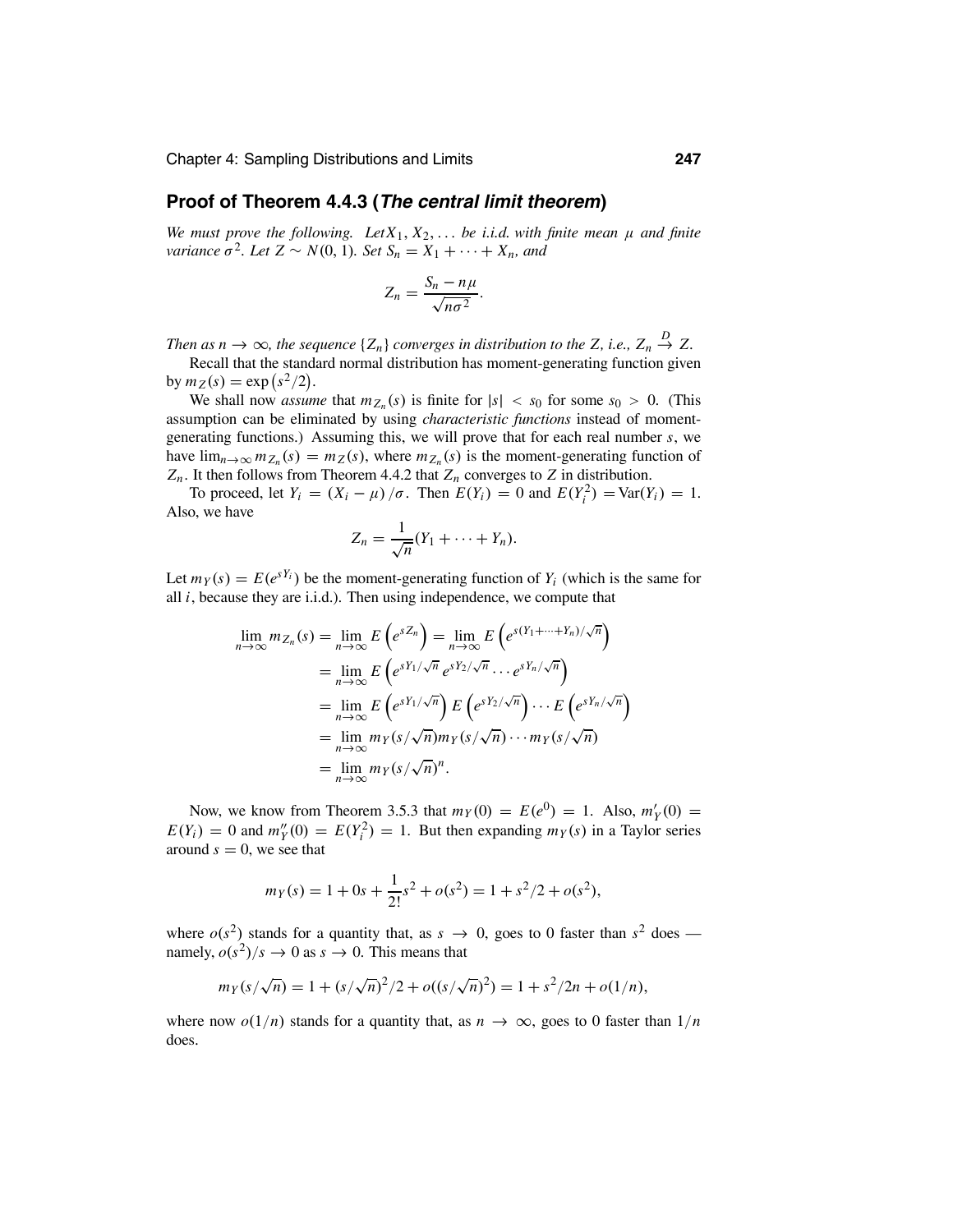## Proof of Theorem 4.4.3 (*The central limit theorem*)

*We must prove the following. Let $X_1, X_2, \ldots$ be i.i.d. with finite mean $\mu$ and finite variance $\sigma^2$. Let $Z \sim N(0, 1)$. Set $S_n = X_1 + \cdots + X_n$, and*

$$Z_n = \frac{S_n - n\mu}{\sqrt{n\sigma^2}}.$$

*Then as $n \to \infty$, the sequence $\{Z_n\}$ converges in distribution to the $Z$, i.e., $Z_n \xrightarrow{D} Z$.*

Recall that the standard normal distribution has moment-generating function given by $m_Z(s) = \exp(s^2/2)$.

We shall now *assume* that $m_{Z_n}(s)$ is finite for $|s| < s_0$ for some $s_0 > 0$. (This assumption can be eliminated by using *characteristic functions* instead of moment-generating functions.) Assuming this, we will prove that for each real number $s$, we have $\lim_{n\to\infty} m_{Z_n}(s) = m_Z(s)$, where $m_{Z_n}(s)$ is the moment-generating function of $Z_n$. It then follows from Theorem 4.4.2 that $Z_n$ converges to $Z$ in distribution.

To proceed, let $Y_i = (X_i - \mu)/\sigma$. Then $E(Y_i) = 0$ and $E(Y_i^2) = \text{Var}(Y_i) = 1$. Also, we have

$$Z_n = \frac{1}{\sqrt{n}}(Y_1 + \cdots + Y_n).$$

Let $m_Y(s) = E(e^{sY_i})$ be the moment-generating function of $Y_i$ (which is the same for all $i$, because they are i.i.d.). Then using independence, we compute that

$$\begin{aligned}
\lim_{n\to\infty} m_{Z_n}(s) &= \lim_{n\to\infty} E\left(e^{sZ_n}\right) = \lim_{n\to\infty} E\left(e^{s(Y_1+\cdots+Y_n)/\sqrt{n}}\right) \\
&= \lim_{n\to\infty} E\left(e^{sY_1/\sqrt{n}}\, e^{sY_2/\sqrt{n}} \cdots e^{sY_n/\sqrt{n}}\right) \\
&= \lim_{n\to\infty} E\left(e^{sY_1/\sqrt{n}}\right) E\left(e^{sY_2/\sqrt{n}}\right) \cdots E\left(e^{sY_n/\sqrt{n}}\right) \\
&= \lim_{n\to\infty} m_Y(s/\sqrt{n}) m_Y(s/\sqrt{n}) \cdots m_Y(s/\sqrt{n}) \\
&= \lim_{n\to\infty} m_Y(s/\sqrt{n})^n.
\end{aligned}$$

Now, we know from Theorem 3.5.3 that $m_Y(0) = E(e^0) = 1$. Also, $m_Y'(0) = E(Y_i) = 0$ and $m_Y''(0) = E(Y_i^2) = 1$. But then expanding $m_Y(s)$ in a Taylor series around $s = 0$, we see that

$$m_Y(s) = 1 + 0s + \frac{1}{2!}s^2 + o(s^2) = 1 + s^2/2 + o(s^2),$$

where $o(s^2)$ stands for a quantity that, as $s \to 0$, goes to 0 faster than $s^2$ does — namely, $o(s^2)/s \to 0$ as $s \to 0$. This means that

$$m_Y(s/\sqrt{n}) = 1 + (s/\sqrt{n})^2/2 + o((s/\sqrt{n})^2) = 1 + s^2/2n + o(1/n),$$

where now $o(1/n)$ stands for a quantity that, as $n \to \infty$, goes to 0 faster than $1/n$ does.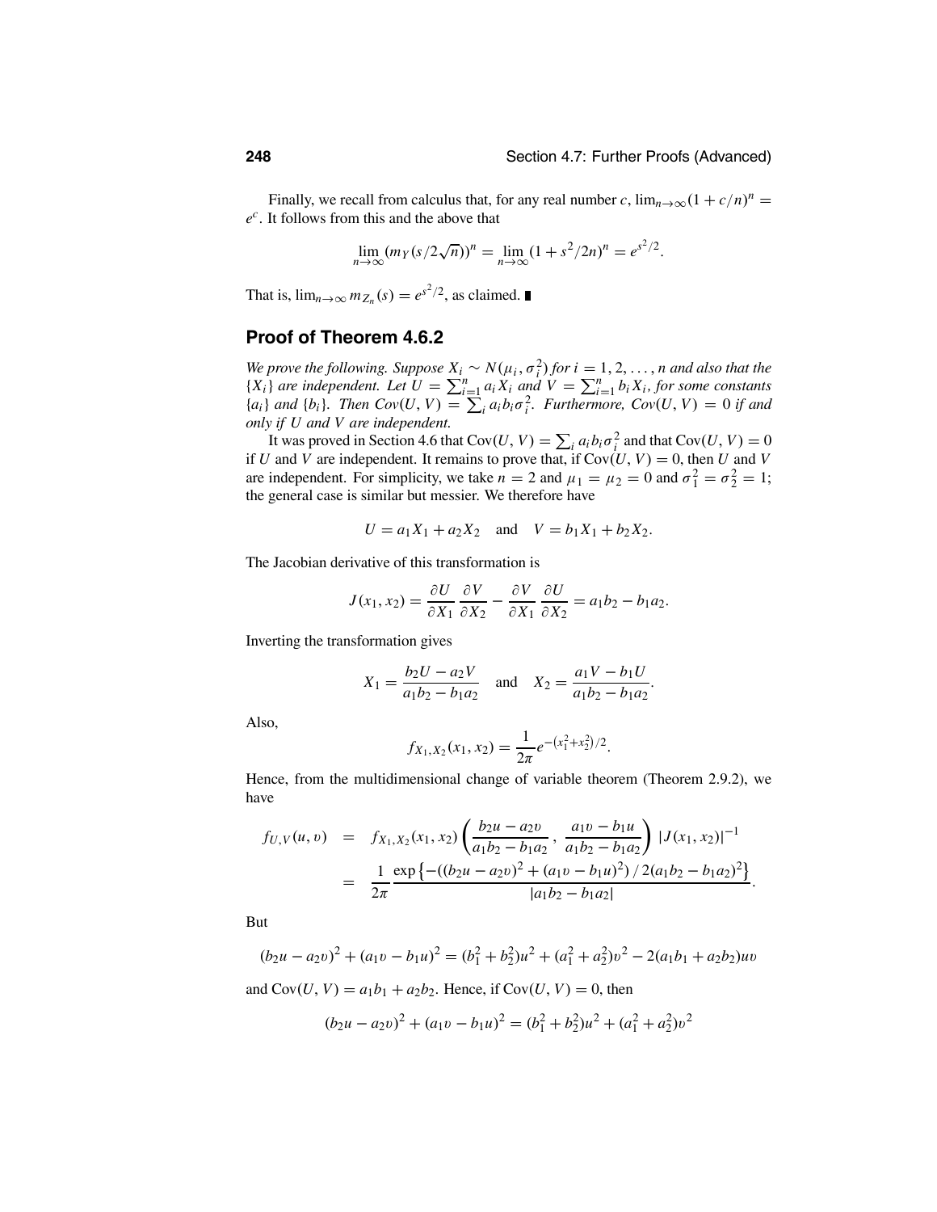Finally, we recall from calculus that, for any real number $c$, $\lim_{n\to\infty}(1 + c/n)^n = e^c$. It follows from this and the above that

$$\lim_{n\to\infty}(m_Y(s/2\sqrt{n}))^n = \lim_{n\to\infty}(1 + s^2/2n)^n = e^{s^2/2}.$$

That is, $\lim_{n\to\infty} m_{Z_n}(s) = e^{s^2/2}$, as claimed. ∎

## Proof of Theorem 4.6.2

*We prove the following. Suppose $X_i \sim N(\mu_i, \sigma_i^2)$ for $i = 1, 2, \ldots, n$ and also that the $\{X_i\}$ are independent. Let $U = \sum_{i=1}^n a_i X_i$ and $V = \sum_{i=1}^n b_i X_i$, for some constants $\{a_i\}$ and $\{b_i\}$. Then $Cov(U, V) = \sum_i a_i b_i \sigma_i^2$. Furthermore, $Cov(U, V) = 0$ if and only if $U$ and $V$ are independent.*

It was proved in Section 4.6 that $\text{Cov}(U, V) = \sum_i a_i b_i \sigma_i^2$ and that $\text{Cov}(U, V) = 0$ if $U$ and $V$ are independent. It remains to prove that, if $\text{Cov}(U, V) = 0$, then $U$ and $V$ are independent. For simplicity, we take $n = 2$ and $\mu_1 = \mu_2 = 0$ and $\sigma_1^2 = \sigma_2^2 = 1$; the general case is similar but messier. We therefore have

$$U = a_1 X_1 + a_2 X_2 \quad \text{and} \quad V = b_1 X_1 + b_2 X_2.$$

The Jacobian derivative of this transformation is

$$J(x_1, x_2) = \frac{\partial U}{\partial X_1}\frac{\partial V}{\partial X_2} - \frac{\partial V}{\partial X_1}\frac{\partial U}{\partial X_2} = a_1 b_2 - b_1 a_2.$$

Inverting the transformation gives

$$X_1 = \frac{b_2 U - a_2 V}{a_1 b_2 - b_1 a_2} \quad \text{and} \quad X_2 = \frac{a_1 V - b_1 U}{a_1 b_2 - b_1 a_2}.$$

Also,

$$f_{X_1, X_2}(x_1, x_2) = \frac{1}{2\pi} e^{-\left(x_1^2 + x_2^2\right)/2}.$$

Hence, from the multidimensional change of variable theorem (Theorem 2.9.2), we have

$$\begin{aligned}
f_{U,V}(u, v) &= f_{X_1, X_2}(x_1, x_2)\left(\frac{b_2 u - a_2 v}{a_1 b_2 - b_1 a_2}, \frac{a_1 v - b_1 u}{a_1 b_2 - b_1 a_2}\right) |J(x_1, x_2)|^{-1} \\
&= \frac{1}{2\pi} \frac{\exp\left\{-((b_2 u - a_2 v)^2 + (a_1 v - b_1 u)^2) / 2(a_1 b_2 - b_1 a_2)^2\right\}}{|a_1 b_2 - b_1 a_2|}.
\end{aligned}$$

But

$$(b_2 u - a_2 v)^2 + (a_1 v - b_1 u)^2 = (b_1^2 + b_2^2)u^2 + (a_1^2 + a_2^2)v^2 - 2(a_1 b_1 + a_2 b_2)uv$$

and $\text{Cov}(U, V) = a_1 b_1 + a_2 b_2$. Hence, if $\text{Cov}(U, V) = 0$, then

$$(b_2 u - a_2 v)^2 + (a_1 v - b_1 u)^2 = (b_1^2 + b_2^2)u^2 + (a_1^2 + a_2^2)v^2$$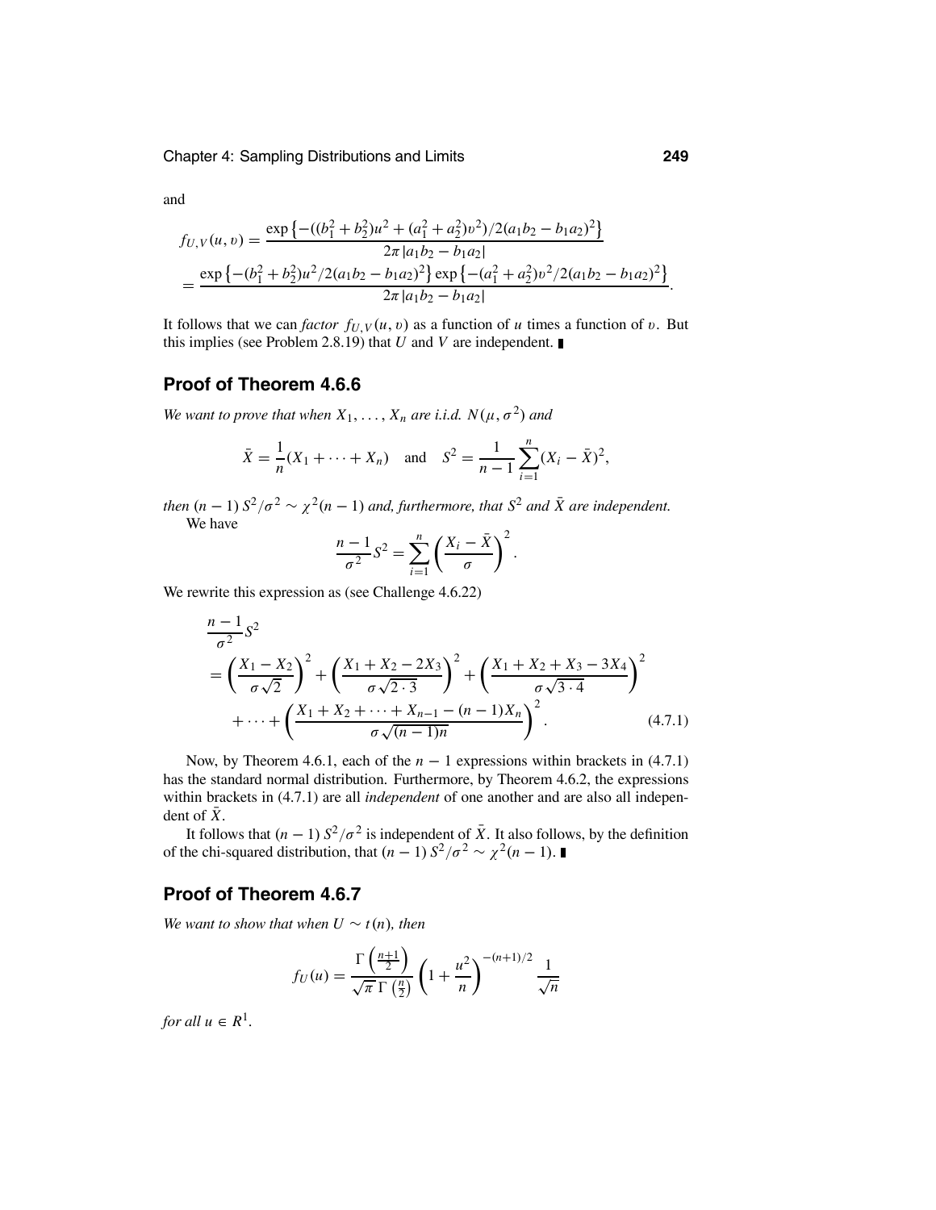and

$$
\begin{aligned}
f_{U,V}(u,v) &= \frac{\exp\left\{-((b_1^2+b_2^2)u^2 + (a_1^2+a_2^2)v^2)/2(a_1b_2 - b_1a_2)^2\right\}}{2\pi\,|a_1b_2 - b_1a_2|} \\
&= \frac{\exp\left\{-(b_1^2+b_2^2)u^2/2(a_1b_2 - b_1a_2)^2\right\}\exp\left\{-(a_1^2+a_2^2)v^2/2(a_1b_2 - b_1a_2)^2\right\}}{2\pi\,|a_1b_2 - b_1a_2|}.
\end{aligned}
$$

It follows that we can *factor* $f_{U,V}(u,v)$ as a function of $u$ times a function of $v$. But this implies (see Problem 2.8.19) that $U$ and $V$ are independent. ∎

## Proof of Theorem 4.6.6

*We want to prove that when* $X_1, \ldots, X_n$ *are i.i.d.* $N(\mu, \sigma^2)$ *and*

$$
\bar{X} = \frac{1}{n}(X_1 + \cdots + X_n) \quad \text{and} \quad S^2 = \frac{1}{n-1}\sum_{i=1}^{n}(X_i - \bar{X})^2,
$$

*then* $(n-1)\,S^2/\sigma^2 \sim \chi^2(n-1)$ *and, furthermore, that* $S^2$ *and* $\bar{X}$ *are independent.*

We have

$$
\frac{n-1}{\sigma^2}S^2 = \sum_{i=1}^{n}\left(\frac{X_i - \bar{X}}{\sigma}\right)^2.
$$

We rewrite this expression as (see Challenge 4.6.22)

$$
\begin{aligned}
&\frac{n-1}{\sigma^2}S^2 \\
&= \left(\frac{X_1 - X_2}{\sigma\sqrt{2}}\right)^2 + \left(\frac{X_1 + X_2 - 2X_3}{\sigma\sqrt{2\cdot 3}}\right)^2 + \left(\frac{X_1 + X_2 + X_3 - 3X_4}{\sigma\sqrt{3\cdot 4}}\right)^2 \\
&\quad + \cdots + \left(\frac{X_1 + X_2 + \cdots + X_{n-1} - (n-1)X_n}{\sigma\sqrt{(n-1)n}}\right)^2. \qquad (4.7.1)
\end{aligned}
$$

Now, by Theorem 4.6.1, each of the $n-1$ expressions within brackets in (4.7.1) has the standard normal distribution. Furthermore, by Theorem 4.6.2, the expressions within brackets in (4.7.1) are all *independent* of one another and are also all independent of $\bar{X}$.

It follows that $(n-1)\,S^2/\sigma^2$ is independent of $\bar{X}$. It also follows, by the definition of the chi-squared distribution, that $(n-1)\,S^2/\sigma^2 \sim \chi^2(n-1)$. ∎

## Proof of Theorem 4.6.7

*We want to show that when* $U \sim t(n)$*, then*

$$
f_U(u) = \frac{\Gamma\left(\frac{n+1}{2}\right)}{\sqrt{\pi}\,\Gamma\left(\frac{n}{2}\right)}\left(1 + \frac{u^2}{n}\right)^{-(n+1)/2}\frac{1}{\sqrt{n}}
$$

*for all* $u \in R^1$.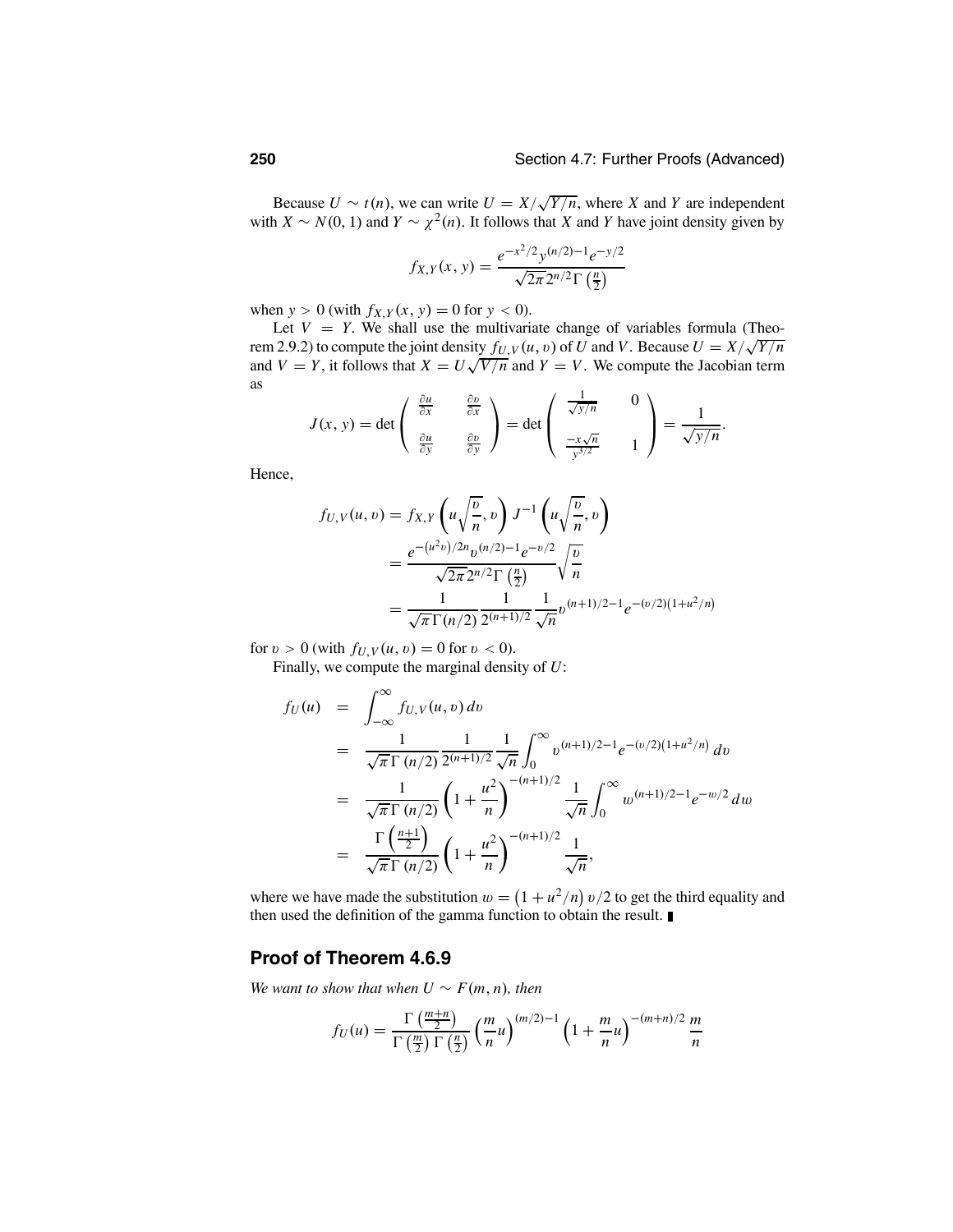Because $U \sim t(n)$, we can write $U = X/\sqrt{Y/n}$, where $X$ and $Y$ are independent with $X \sim N(0, 1)$ and $Y \sim \chi^2(n)$. It follows that $X$ and $Y$ have joint density given by

$$f_{X,Y}(x, y) = \frac{e^{-x^2/2} y^{(n/2)-1} e^{-y/2}}{\sqrt{2\pi} 2^{n/2} \Gamma\left(\frac{n}{2}\right)}$$

when $y > 0$ (with $f_{X,Y}(x, y) = 0$ for $y < 0$).

Let $V = Y$. We shall use the multivariate change of variables formula (Theorem 2.9.2) to compute the joint density $f_{U,V}(u, v)$ of $U$ and $V$. Because $U = X/\sqrt{Y/n}$ and $V = Y$, it follows that $X = U\sqrt{V/n}$ and $Y = V$. We compute the Jacobian term as

$$J(x, y) = \det \begin{pmatrix} \frac{\partial u}{\partial x} & \frac{\partial v}{\partial x} \\ \frac{\partial u}{\partial y} & \frac{\partial v}{\partial y} \end{pmatrix} = \det \begin{pmatrix} \frac{1}{\sqrt{y/n}} & 0 \\ \frac{-x\sqrt{n}}{y^{3/2}} & 1 \end{pmatrix} = \frac{1}{\sqrt{y/n}}.$$

Hence,

$$\begin{aligned}
f_{U,V}(u, v) &= f_{X,Y}\left(u\sqrt{\frac{v}{n}}, v\right) J^{-1}\left(u\sqrt{\frac{v}{n}}, v\right) \\
&= \frac{e^{-\left(u^2 v\right)/2n} v^{(n/2)-1} e^{-v/2}}{\sqrt{2\pi} 2^{n/2} \Gamma\left(\frac{n}{2}\right)} \sqrt{\frac{v}{n}} \\
&= \frac{1}{\sqrt{\pi}\Gamma(n/2)} \frac{1}{2^{(n+1)/2}} \frac{1}{\sqrt{n}} v^{(n+1)/2-1} e^{-(v/2)\left(1+u^2/n\right)}
\end{aligned}$$

for $v > 0$ (with $f_{U,V}(u, v) = 0$ for $v < 0$).

Finally, we compute the marginal density of $U$:

$$\begin{aligned}
f_U(u) &= \int_{-\infty}^{\infty} f_{U,V}(u, v)\, dv \\
&= \frac{1}{\sqrt{\pi}\,\Gamma(n/2)} \frac{1}{2^{(n+1)/2}} \frac{1}{\sqrt{n}} \int_0^{\infty} v^{(n+1)/2-1} e^{-(v/2)\left(1+u^2/n\right)}\, dv \\
&= \frac{1}{\sqrt{\pi}\,\Gamma(n/2)} \left(1 + \frac{u^2}{n}\right)^{-(n+1)/2} \frac{1}{\sqrt{n}} \int_0^{\infty} w^{(n+1)/2-1} e^{-w/2}\, dw \\
&= \frac{\Gamma\left(\frac{n+1}{2}\right)}{\sqrt{\pi}\,\Gamma(n/2)} \left(1 + \frac{u^2}{n}\right)^{-(n+1)/2} \frac{1}{\sqrt{n}},
\end{aligned}$$

where we have made the substitution $w = \left(1 + u^2/n\right) v/2$ to get the third equality and then used the definition of the gamma function to obtain the result. ∎

## Proof of Theorem 4.6.9

*We want to show that when $U \sim F(m, n)$, then*

$$f_U(u) = \frac{\Gamma\left(\frac{m+n}{2}\right)}{\Gamma\left(\frac{m}{2}\right)\Gamma\left(\frac{n}{2}\right)} \left(\frac{m}{n}u\right)^{(m/2)-1} \left(1 + \frac{m}{n}u\right)^{-(m+n)/2} \frac{m}{n}$$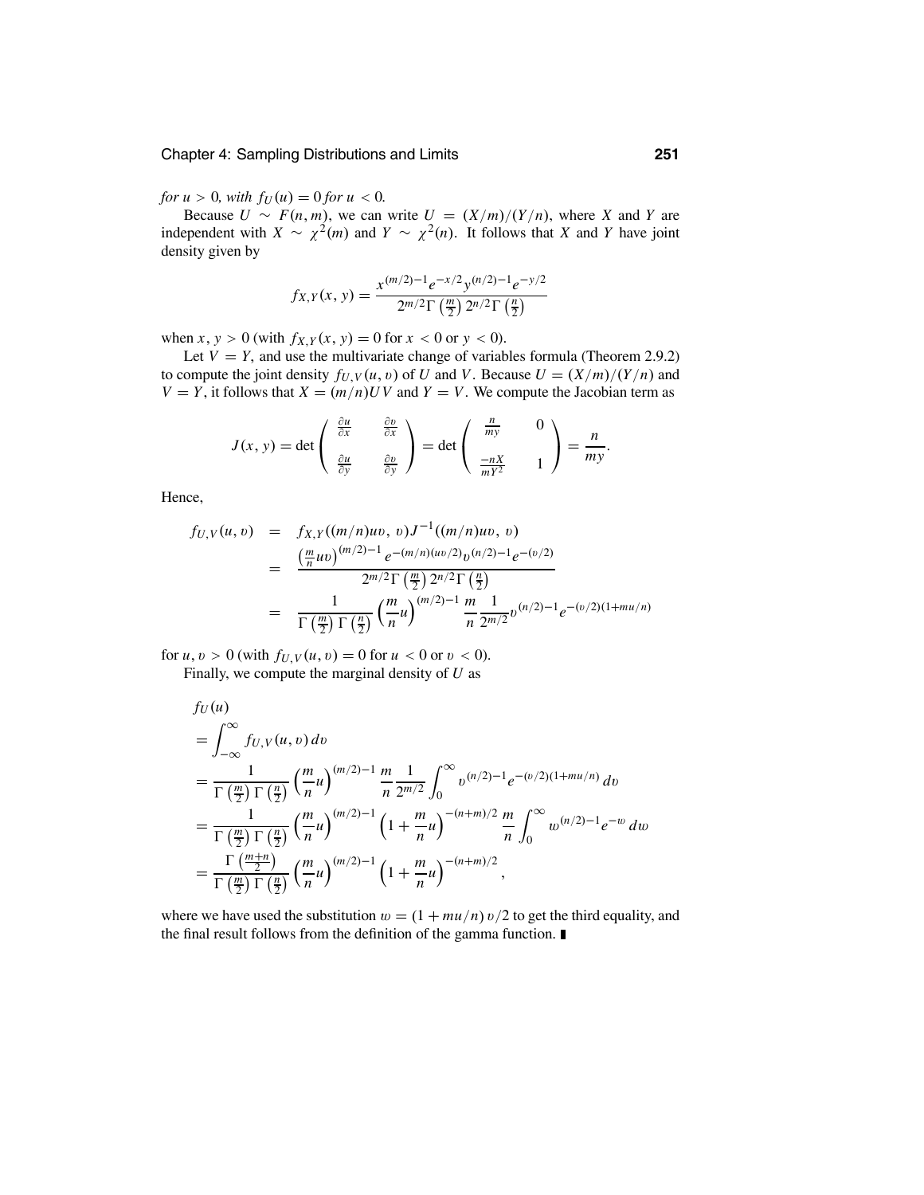*for* $u > 0$*, with* $f_U(u) = 0$ *for* $u < 0$*.*

Because $U \sim F(n, m)$, we can write $U = (X/m)/(Y/n)$, where $X$ and $Y$ are independent with $X \sim \chi^2(m)$ and $Y \sim \chi^2(n)$. It follows that $X$ and $Y$ have joint density given by

$$f_{X,Y}(x, y) = \frac{x^{(m/2)-1}e^{-x/2}y^{(n/2)-1}e^{-y/2}}{2^{m/2}\Gamma\left(\frac{m}{2}\right)2^{n/2}\Gamma\left(\frac{n}{2}\right)}$$

when $x, y > 0$ (with $f_{X,Y}(x, y) = 0$ for $x < 0$ or $y < 0$).

Let $V = Y$, and use the multivariate change of variables formula (Theorem 2.9.2) to compute the joint density $f_{U,V}(u, v)$ of $U$ and $V$. Because $U = (X/m)/(Y/n)$ and $V = Y$, it follows that $X = (m/n)UV$ and $Y = V$. We compute the Jacobian term as

$$J(x, y) = \det\begin{pmatrix} \frac{\partial u}{\partial x} & \frac{\partial v}{\partial x} \\ \frac{\partial u}{\partial y} & \frac{\partial v}{\partial y} \end{pmatrix} = \det\begin{pmatrix} \frac{n}{my} & 0 \\ \frac{-nX}{mY^2} & 1 \end{pmatrix} = \frac{n}{my}.$$

Hence,

$$\begin{aligned}
f_{U,V}(u, v) &= f_{X,Y}((m/n)uv,\, v)J^{-1}((m/n)uv,\, v) \\
&= \frac{\left(\frac{m}{n}uv\right)^{(m/2)-1}e^{-(m/n)(uv/2)}v^{(n/2)-1}e^{-(v/2)}}{2^{m/2}\Gamma\left(\frac{m}{2}\right)2^{n/2}\Gamma\left(\frac{n}{2}\right)} \\
&= \frac{1}{\Gamma\left(\frac{m}{2}\right)\Gamma\left(\frac{n}{2}\right)}\left(\frac{m}{n}u\right)^{(m/2)-1}\frac{m}{n}\frac{1}{2^{m/2}}v^{(n/2)-1}e^{-(v/2)(1+mu/n)}
\end{aligned}$$

for $u, v > 0$ (with $f_{U,V}(u, v) = 0$ for $u < 0$ or $v < 0$).

Finally, we compute the marginal density of $U$ as

$$\begin{aligned}
&f_U(u) \\
&= \int_{-\infty}^{\infty} f_{U,V}(u, v)\, dv \\
&= \frac{1}{\Gamma\left(\frac{m}{2}\right)\Gamma\left(\frac{n}{2}\right)}\left(\frac{m}{n}u\right)^{(m/2)-1}\frac{m}{n}\frac{1}{2^{m/2}}\int_0^{\infty} v^{(n/2)-1}e^{-(v/2)(1+mu/n)}\, dv \\
&= \frac{1}{\Gamma\left(\frac{m}{2}\right)\Gamma\left(\frac{n}{2}\right)}\left(\frac{m}{n}u\right)^{(m/2)-1}\left(1+\frac{m}{n}u\right)^{-(n+m)/2}\frac{m}{n}\int_0^{\infty} w^{(n/2)-1}e^{-w}\, dw \\
&= \frac{\Gamma\left(\frac{m+n}{2}\right)}{\Gamma\left(\frac{m}{2}\right)\Gamma\left(\frac{n}{2}\right)}\left(\frac{m}{n}u\right)^{(m/2)-1}\left(1+\frac{m}{n}u\right)^{-(n+m)/2},
\end{aligned}$$

where we have used the substitution $w = (1 + mu/n)\,v/2$ to get the third equality, and the final result follows from the definition of the gamma function. ∎